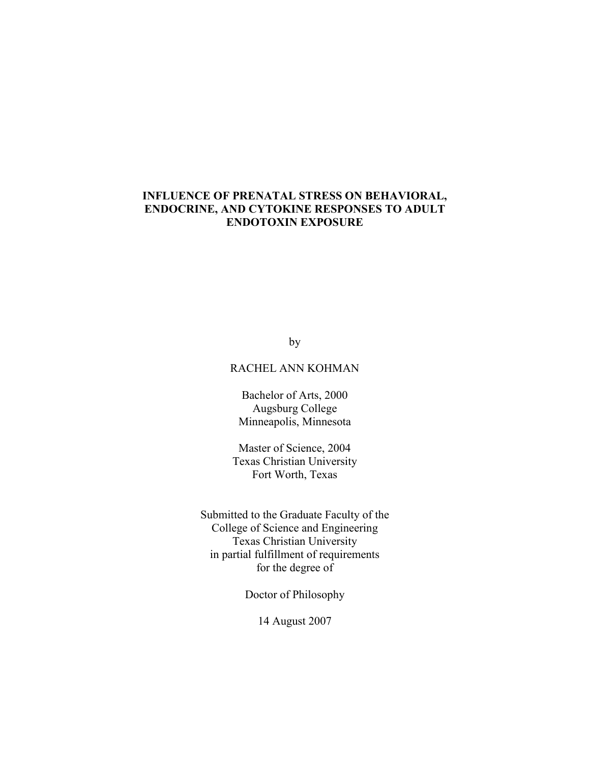# INFLUENCE OF PRENATAL STRESS ON BEHAVIORAL, ENDOCRINE, AND CYTOKINE RESPONSES TO ADULT ENDOTOXIN EXPOSURE

by

RACHEL ANN KOHMAN

Bachelor of Arts, 2000
Augsburg College
Minneapolis, Minnesota

Master of Science, 2004
Texas Christian University
Fort Worth, Texas

Submitted to the Graduate Faculty of the
College of Science and Engineering
Texas Christian University
in partial fulfillment of requirements
for the degree of

Doctor of Philosophy

14 August 2007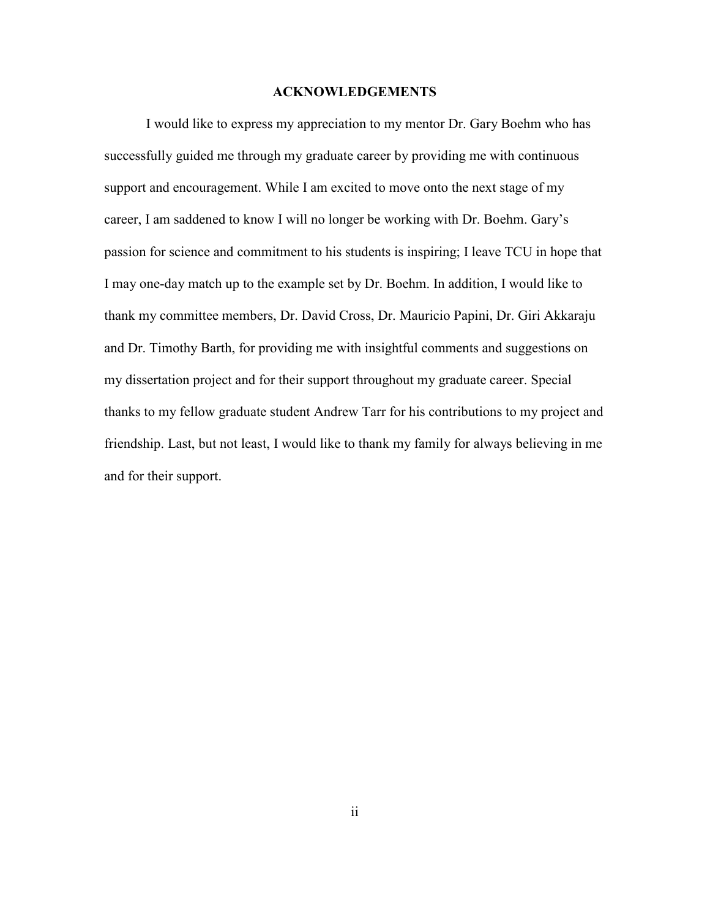# ACKNOWLEDGEMENTS

I would like to express my appreciation to my mentor Dr. Gary Boehm who has successfully guided me through my graduate career by providing me with continuous support and encouragement. While I am excited to move onto the next stage of my career, I am saddened to know I will no longer be working with Dr. Boehm. Gary's passion for science and commitment to his students is inspiring; I leave TCU in hope that I may one-day match up to the example set by Dr. Boehm. In addition, I would like to thank my committee members, Dr. David Cross, Dr. Mauricio Papini, Dr. Giri Akkaraju and Dr. Timothy Barth, for providing me with insightful comments and suggestions on my dissertation project and for their support throughout my graduate career. Special thanks to my fellow graduate student Andrew Tarr for his contributions to my project and friendship. Last, but not least, I would like to thank my family for always believing in me and for their support.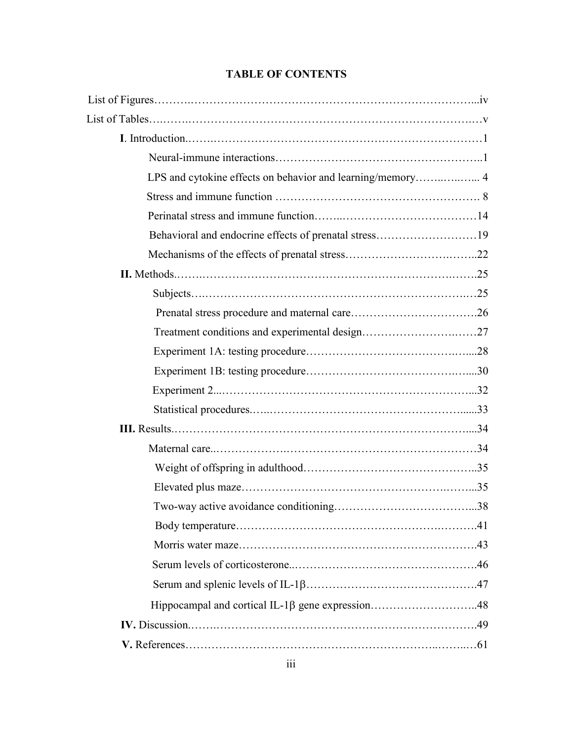## TABLE OF CONTENTS

List of Figures……………………………………………………………………………iv

List of Tables……………………………………………………………………………v

**I**. Introduction……………………………………………………………………1

- Neural-immune interactions……………………………………………………1
- LPS and cytokine effects on behavior and learning/memory…………… 4
- Stress and immune function ……………………………………………… 8
- Perinatal stress and immune function………………………………………14
- Behavioral and endocrine effects of prenatal stress………………………19
- Mechanisms of the effects of prenatal stress………………………………22

**II.** Methods………………………………………………………………………25

- Subjects……………………………………………………………………25
- Prenatal stress procedure and maternal care………………………………26
- Treatment conditions and experimental design……………………………27
- Experiment 1A: testing procedure…………………………………………28
- Experiment 1B: testing procedure…………………………………………30
- Experiment 2………………………………………………………………32
- Statistical procedures………………………………………………………33

**III.** Results………………………………………………………………………34

- Maternal care………………………………………………………………34
- Weight of offspring in adulthood……………………………………………35
- Elevated plus maze…………………………………………………………35
- Two-way active avoidance conditioning……………………………………38
- Body temperature……………………………………………………………41
- Morris water maze……………………………………………………………43
- Serum levels of corticosterone………………………………………………46
- Serum and splenic levels of IL-1β……………………………………………47
- Hippocampal and cortical IL-1β gene expression……………………………48

**IV.** Discussion……………………………………………………………………49

**V.** References……………………………………………………………………61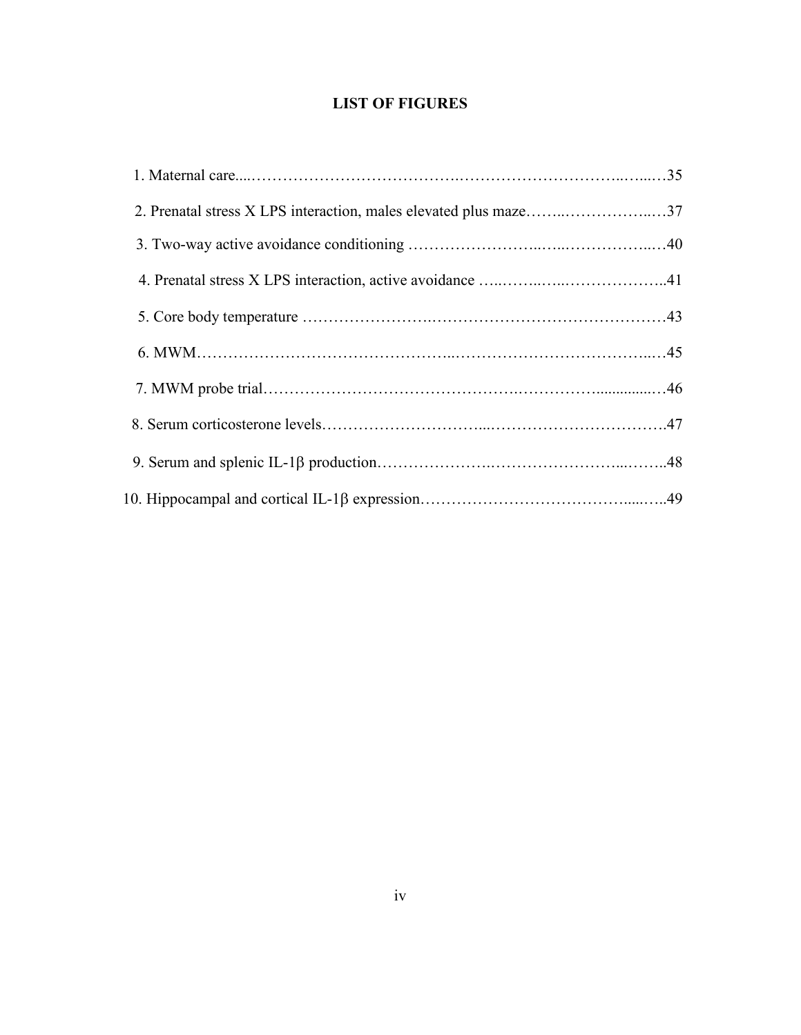# LIST OF FIGURES

1. Maternal care....……………………………….…………………………..…...…35
2. Prenatal stress X LPS interaction, males elevated plus maze……..……………..…37
3. Two-way active avoidance conditioning ……………………..…..……………..…40
4. Prenatal stress X LPS interaction, active avoidance …..……..…..………………..41
5. Core body temperature …………………….……………………………………43
6. MWM……………………………………...…………………………………..…45
7. MWM probe trial……………………………………….……………..............…46
8. Serum corticosterone levels…………………………....…………………………….47
9. Serum and splenic IL-1β production………………….……………………...……..48
10. Hippocampal and cortical IL-1β expression……………………………….....…..49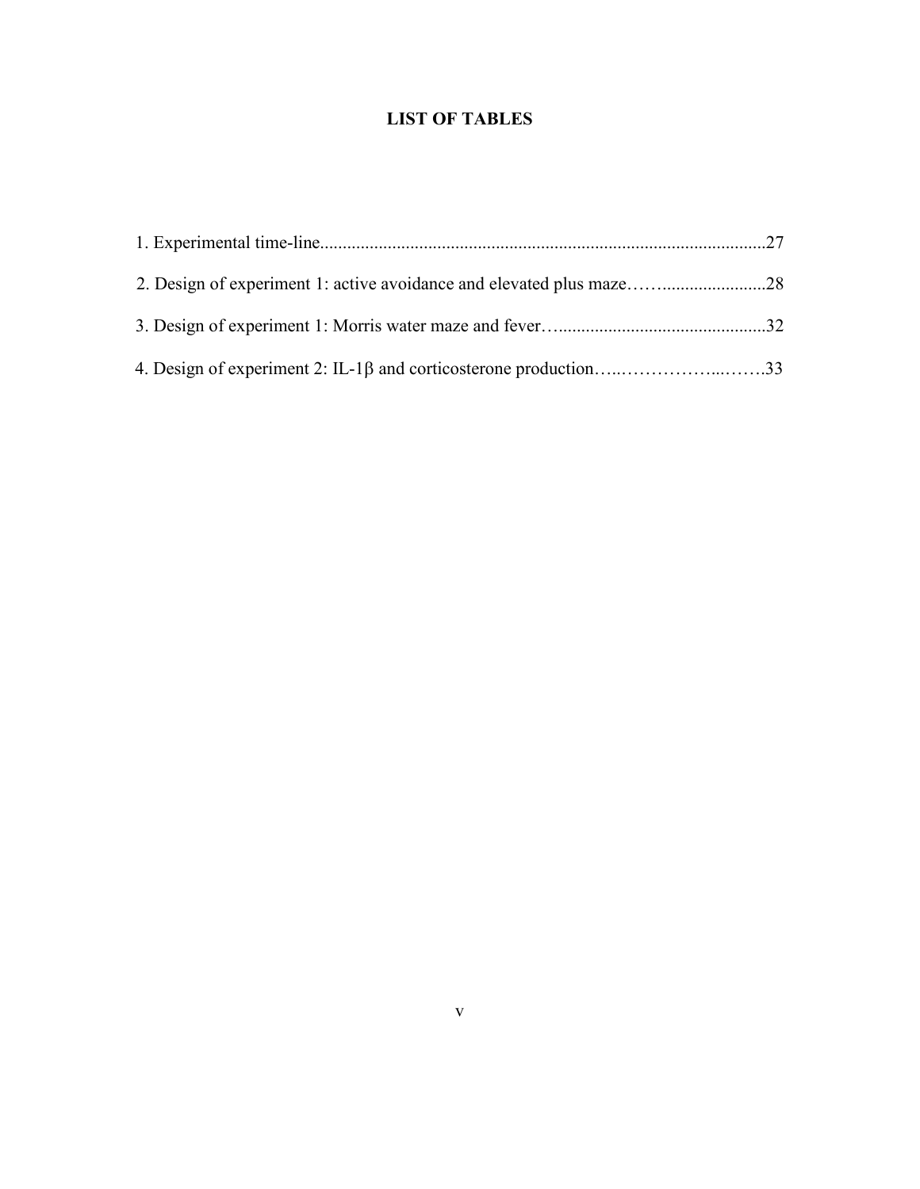# LIST OF TABLES

1. Experimental time-line....................................................................................................27
2. Design of experiment 1: active avoidance and elevated plus maze……......................28
3. Design of experiment 1: Morris water maze and fever…...............................................32
4. Design of experiment 2: IL-1β and corticosterone production…..……………...…….33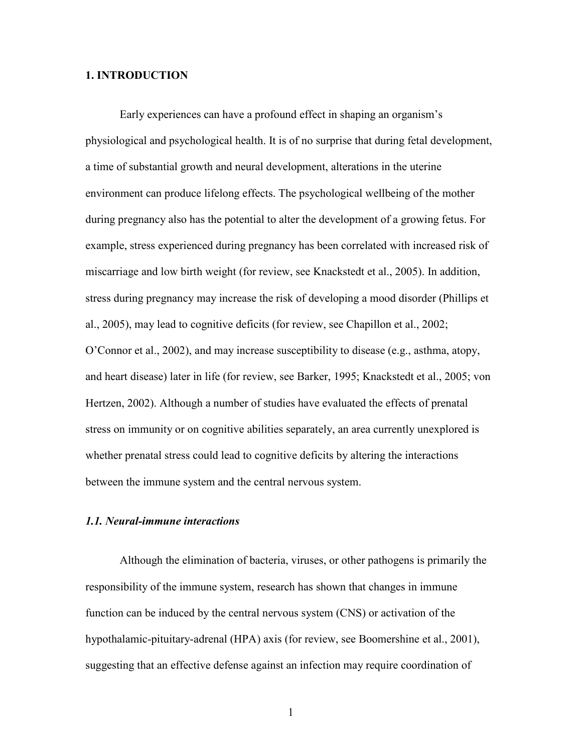## 1. INTRODUCTION

Early experiences can have a profound effect in shaping an organism's physiological and psychological health. It is of no surprise that during fetal development, a time of substantial growth and neural development, alterations in the uterine environment can produce lifelong effects. The psychological wellbeing of the mother during pregnancy also has the potential to alter the development of a growing fetus. For example, stress experienced during pregnancy has been correlated with increased risk of miscarriage and low birth weight (for review, see Knackstedt et al., 2005). In addition, stress during pregnancy may increase the risk of developing a mood disorder (Phillips et al., 2005), may lead to cognitive deficits (for review, see Chapillon et al., 2002; O'Connor et al., 2002), and may increase susceptibility to disease (e.g., asthma, atopy, and heart disease) later in life (for review, see Barker, 1995; Knackstedt et al., 2005; von Hertzen, 2002). Although a number of studies have evaluated the effects of prenatal stress on immunity or on cognitive abilities separately, an area currently unexplored is whether prenatal stress could lead to cognitive deficits by altering the interactions between the immune system and the central nervous system.

### *1.1. Neural-immune interactions*

Although the elimination of bacteria, viruses, or other pathogens is primarily the responsibility of the immune system, research has shown that changes in immune function can be induced by the central nervous system (CNS) or activation of the hypothalamic-pituitary-adrenal (HPA) axis (for review, see Boomershine et al., 2001), suggesting that an effective defense against an infection may require coordination of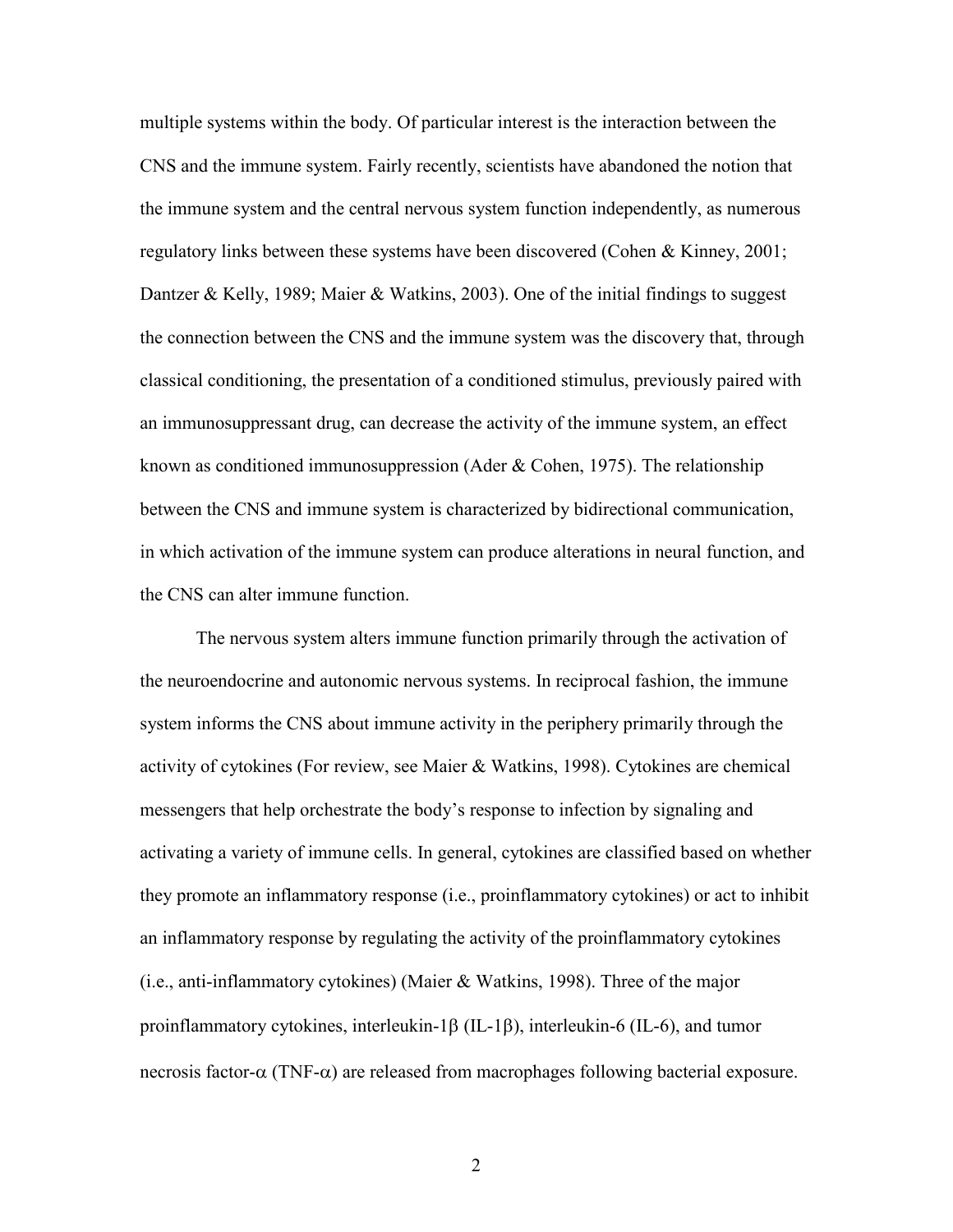multiple systems within the body. Of particular interest is the interaction between the CNS and the immune system. Fairly recently, scientists have abandoned the notion that the immune system and the central nervous system function independently, as numerous regulatory links between these systems have been discovered (Cohen & Kinney, 2001; Dantzer & Kelly, 1989; Maier & Watkins, 2003). One of the initial findings to suggest the connection between the CNS and the immune system was the discovery that, through classical conditioning, the presentation of a conditioned stimulus, previously paired with an immunosuppressant drug, can decrease the activity of the immune system, an effect known as conditioned immunosuppression (Ader & Cohen, 1975). The relationship between the CNS and immune system is characterized by bidirectional communication, in which activation of the immune system can produce alterations in neural function, and the CNS can alter immune function.

The nervous system alters immune function primarily through the activation of the neuroendocrine and autonomic nervous systems. In reciprocal fashion, the immune system informs the CNS about immune activity in the periphery primarily through the activity of cytokines (For review, see Maier & Watkins, 1998). Cytokines are chemical messengers that help orchestrate the body's response to infection by signaling and activating a variety of immune cells. In general, cytokines are classified based on whether they promote an inflammatory response (i.e., proinflammatory cytokines) or act to inhibit an inflammatory response by regulating the activity of the proinflammatory cytokines (i.e., anti-inflammatory cytokines) (Maier & Watkins, 1998). Three of the major proinflammatory cytokines, interleukin-1$\beta$ (IL-1$\beta$), interleukin-6 (IL-6), and tumor necrosis factor-$\alpha$ (TNF-$\alpha$) are released from macrophages following bacterial exposure.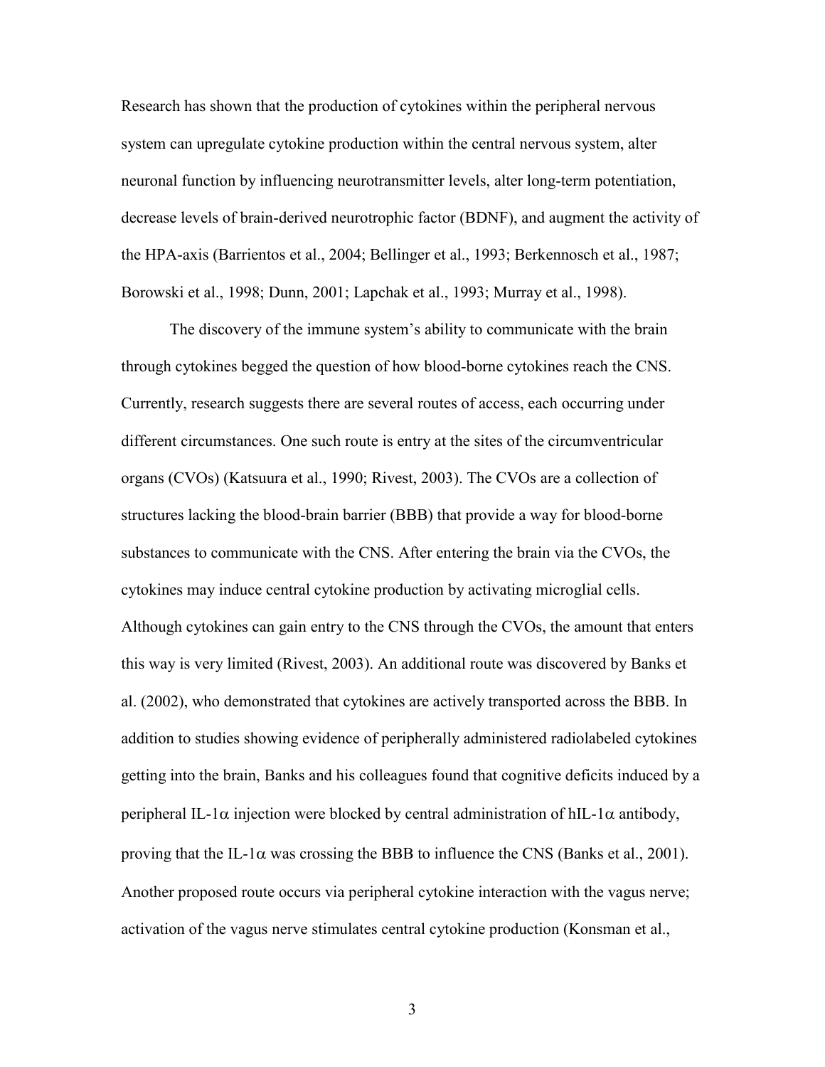Research has shown that the production of cytokines within the peripheral nervous system can upregulate cytokine production within the central nervous system, alter neuronal function by influencing neurotransmitter levels, alter long-term potentiation, decrease levels of brain-derived neurotrophic factor (BDNF), and augment the activity of the HPA-axis (Barrientos et al., 2004; Bellinger et al., 1993; Berkennosch et al., 1987; Borowski et al., 1998; Dunn, 2001; Lapchak et al., 1993; Murray et al., 1998).

The discovery of the immune system's ability to communicate with the brain through cytokines begged the question of how blood-borne cytokines reach the CNS. Currently, research suggests there are several routes of access, each occurring under different circumstances. One such route is entry at the sites of the circumventricular organs (CVOs) (Katsuura et al., 1990; Rivest, 2003). The CVOs are a collection of structures lacking the blood-brain barrier (BBB) that provide a way for blood-borne substances to communicate with the CNS. After entering the brain via the CVOs, the cytokines may induce central cytokine production by activating microglial cells. Although cytokines can gain entry to the CNS through the CVOs, the amount that enters this way is very limited (Rivest, 2003). An additional route was discovered by Banks et al. (2002), who demonstrated that cytokines are actively transported across the BBB. In addition to studies showing evidence of peripherally administered radiolabeled cytokines getting into the brain, Banks and his colleagues found that cognitive deficits induced by a peripheral IL-1α injection were blocked by central administration of hIL-1α antibody, proving that the IL-1α was crossing the BBB to influence the CNS (Banks et al., 2001). Another proposed route occurs via peripheral cytokine interaction with the vagus nerve; activation of the vagus nerve stimulates central cytokine production (Konsman et al.,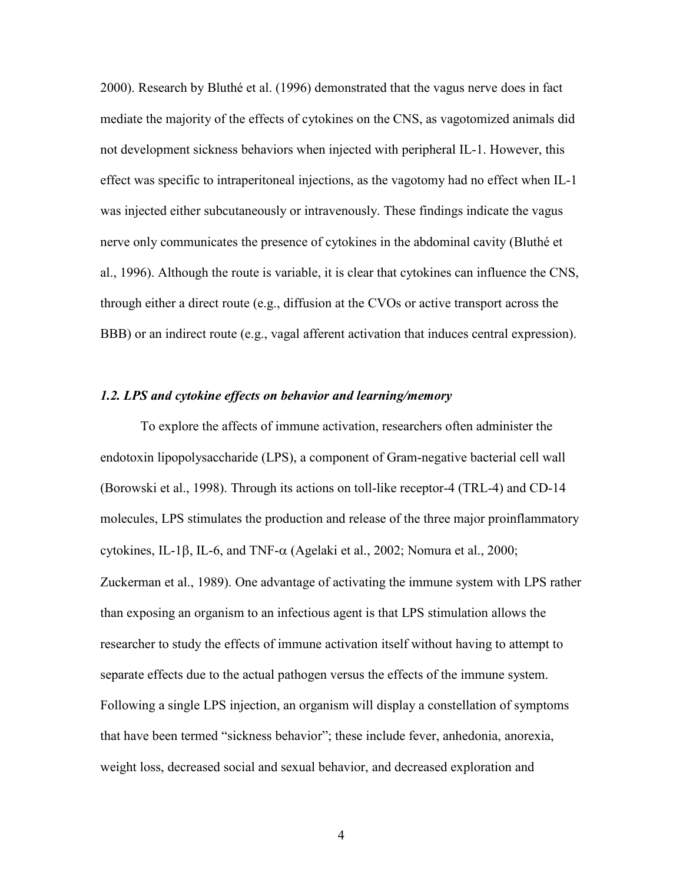2000). Research by Bluthé et al. (1996) demonstrated that the vagus nerve does in fact mediate the majority of the effects of cytokines on the CNS, as vagotomized animals did not development sickness behaviors when injected with peripheral IL-1. However, this effect was specific to intraperitoneal injections, as the vagotomy had no effect when IL-1 was injected either subcutaneously or intravenously. These findings indicate the vagus nerve only communicates the presence of cytokines in the abdominal cavity (Bluthé et al., 1996). Although the route is variable, it is clear that cytokines can influence the CNS, through either a direct route (e.g., diffusion at the CVOs or active transport across the BBB) or an indirect route (e.g., vagal afferent activation that induces central expression).

### *1.2. LPS and cytokine effects on behavior and learning/memory*

To explore the affects of immune activation, researchers often administer the endotoxin lipopolysaccharide (LPS), a component of Gram-negative bacterial cell wall (Borowski et al., 1998). Through its actions on toll-like receptor-4 (TRL-4) and CD-14 molecules, LPS stimulates the production and release of the three major proinflammatory cytokines, IL-1$\beta$, IL-6, and TNF-$\alpha$ (Agelaki et al., 2002; Nomura et al., 2000; Zuckerman et al., 1989). One advantage of activating the immune system with LPS rather than exposing an organism to an infectious agent is that LPS stimulation allows the researcher to study the effects of immune activation itself without having to attempt to separate effects due to the actual pathogen versus the effects of the immune system. Following a single LPS injection, an organism will display a constellation of symptoms that have been termed "sickness behavior"; these include fever, anhedonia, anorexia, weight loss, decreased social and sexual behavior, and decreased exploration and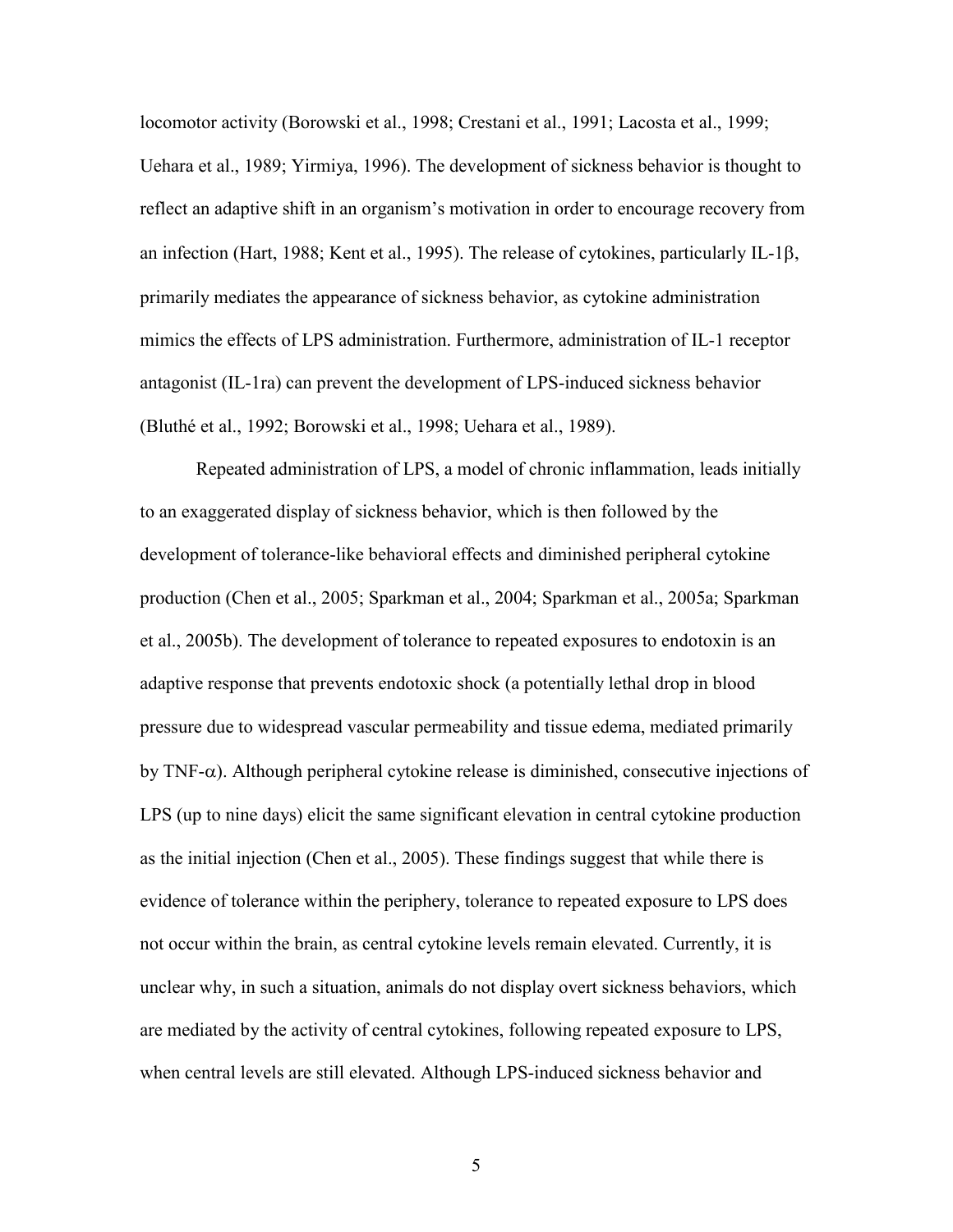locomotor activity (Borowski et al., 1998; Crestani et al., 1991; Lacosta et al., 1999; Uehara et al., 1989; Yirmiya, 1996). The development of sickness behavior is thought to reflect an adaptive shift in an organism's motivation in order to encourage recovery from an infection (Hart, 1988; Kent et al., 1995). The release of cytokines, particularly IL-1β, primarily mediates the appearance of sickness behavior, as cytokine administration mimics the effects of LPS administration. Furthermore, administration of IL-1 receptor antagonist (IL-1ra) can prevent the development of LPS-induced sickness behavior (Bluthé et al., 1992; Borowski et al., 1998; Uehara et al., 1989).

Repeated administration of LPS, a model of chronic inflammation, leads initially to an exaggerated display of sickness behavior, which is then followed by the development of tolerance-like behavioral effects and diminished peripheral cytokine production (Chen et al., 2005; Sparkman et al., 2004; Sparkman et al., 2005a; Sparkman et al., 2005b). The development of tolerance to repeated exposures to endotoxin is an adaptive response that prevents endotoxic shock (a potentially lethal drop in blood pressure due to widespread vascular permeability and tissue edema, mediated primarily by TNF-α). Although peripheral cytokine release is diminished, consecutive injections of LPS (up to nine days) elicit the same significant elevation in central cytokine production as the initial injection (Chen et al., 2005). These findings suggest that while there is evidence of tolerance within the periphery, tolerance to repeated exposure to LPS does not occur within the brain, as central cytokine levels remain elevated. Currently, it is unclear why, in such a situation, animals do not display overt sickness behaviors, which are mediated by the activity of central cytokines, following repeated exposure to LPS, when central levels are still elevated. Although LPS-induced sickness behavior and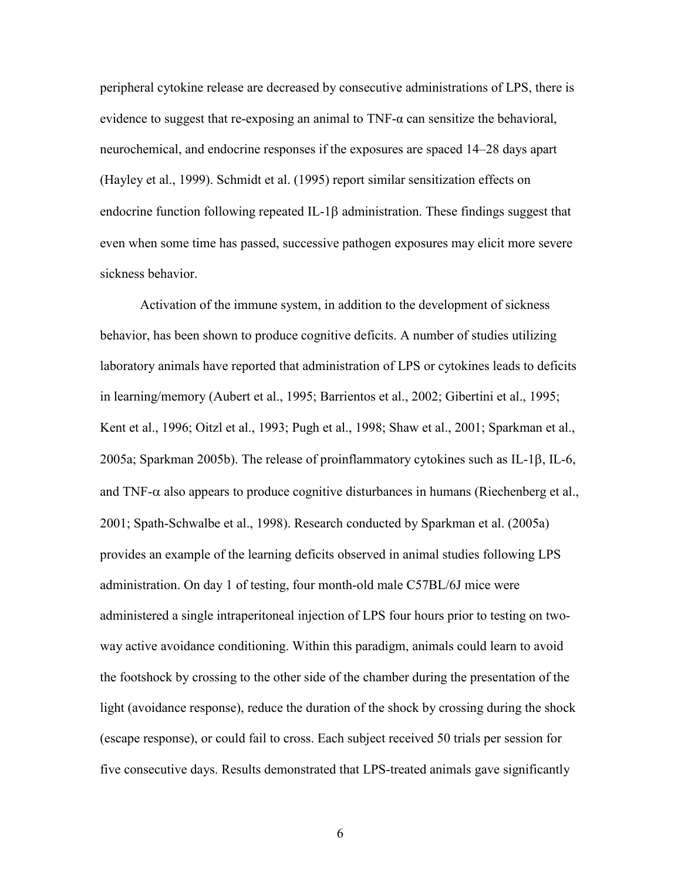peripheral cytokine release are decreased by consecutive administrations of LPS, there is evidence to suggest that re-exposing an animal to TNF-α can sensitize the behavioral, neurochemical, and endocrine responses if the exposures are spaced 14–28 days apart (Hayley et al., 1999). Schmidt et al. (1995) report similar sensitization effects on endocrine function following repeated IL-1β administration. These findings suggest that even when some time has passed, successive pathogen exposures may elicit more severe sickness behavior.

Activation of the immune system, in addition to the development of sickness behavior, has been shown to produce cognitive deficits. A number of studies utilizing laboratory animals have reported that administration of LPS or cytokines leads to deficits in learning/memory (Aubert et al., 1995; Barrientos et al., 2002; Gibertini et al., 1995; Kent et al., 1996; Oitzl et al., 1993; Pugh et al., 1998; Shaw et al., 2001; Sparkman et al., 2005a; Sparkman 2005b). The release of proinflammatory cytokines such as IL-1β, IL-6, and TNF-α also appears to produce cognitive disturbances in humans (Riechenberg et al., 2001; Spath-Schwalbe et al., 1998). Research conducted by Sparkman et al. (2005a) provides an example of the learning deficits observed in animal studies following LPS administration. On day 1 of testing, four month-old male C57BL/6J mice were administered a single intraperitoneal injection of LPS four hours prior to testing on two-way active avoidance conditioning. Within this paradigm, animals could learn to avoid the footshock by crossing to the other side of the chamber during the presentation of the light (avoidance response), reduce the duration of the shock by crossing during the shock (escape response), or could fail to cross. Each subject received 50 trials per session for five consecutive days. Results demonstrated that LPS-treated animals gave significantly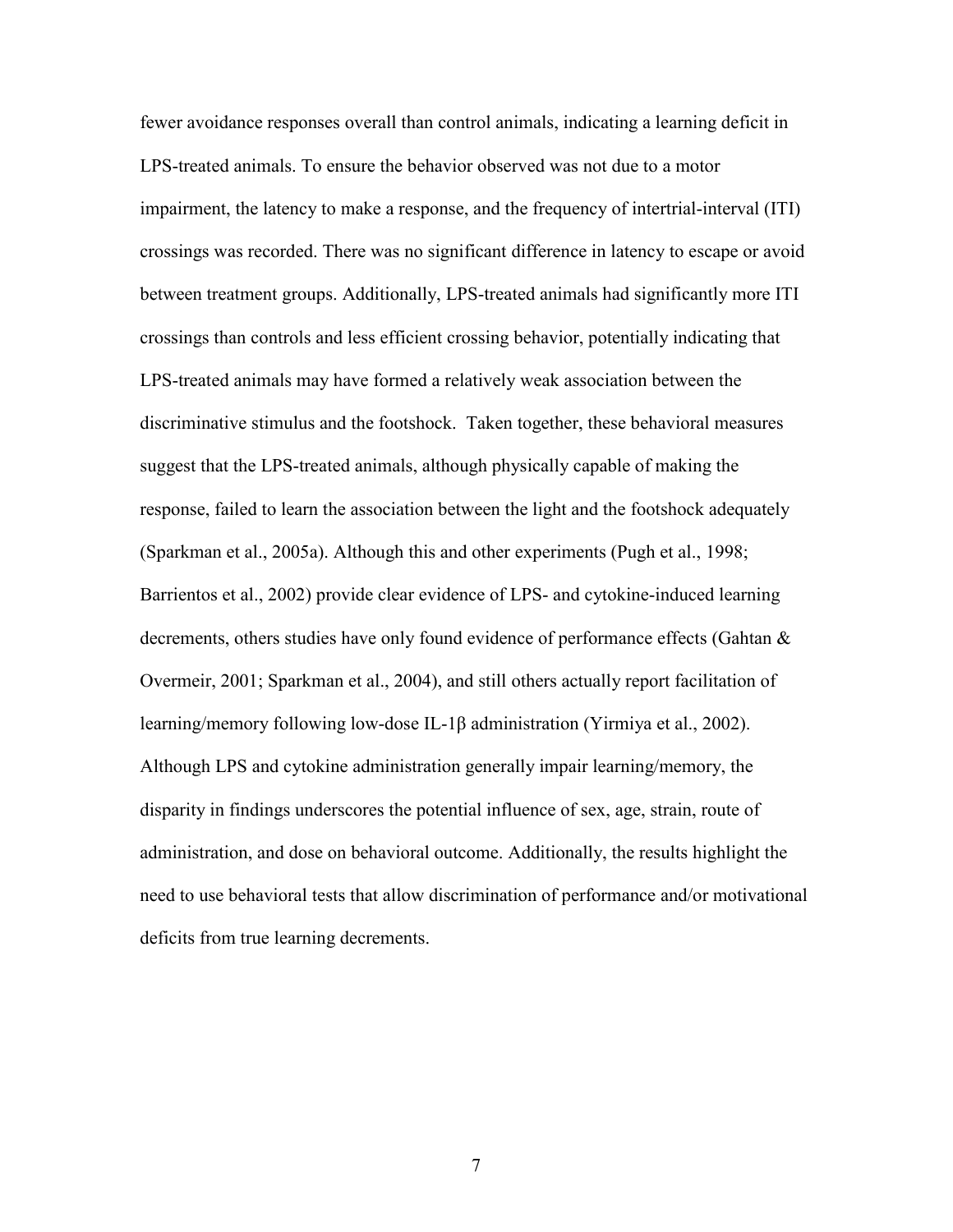fewer avoidance responses overall than control animals, indicating a learning deficit in LPS-treated animals. To ensure the behavior observed was not due to a motor impairment, the latency to make a response, and the frequency of intertrial-interval (ITI) crossings was recorded. There was no significant difference in latency to escape or avoid between treatment groups. Additionally, LPS-treated animals had significantly more ITI crossings than controls and less efficient crossing behavior, potentially indicating that LPS-treated animals may have formed a relatively weak association between the discriminative stimulus and the footshock. Taken together, these behavioral measures suggest that the LPS-treated animals, although physically capable of making the response, failed to learn the association between the light and the footshock adequately (Sparkman et al., 2005a). Although this and other experiments (Pugh et al., 1998; Barrientos et al., 2002) provide clear evidence of LPS- and cytokine-induced learning decrements, others studies have only found evidence of performance effects (Gahtan & Overmeir, 2001; Sparkman et al., 2004), and still others actually report facilitation of learning/memory following low-dose IL-1β administration (Yirmiya et al., 2002). Although LPS and cytokine administration generally impair learning/memory, the disparity in findings underscores the potential influence of sex, age, strain, route of administration, and dose on behavioral outcome. Additionally, the results highlight the need to use behavioral tests that allow discrimination of performance and/or motivational deficits from true learning decrements.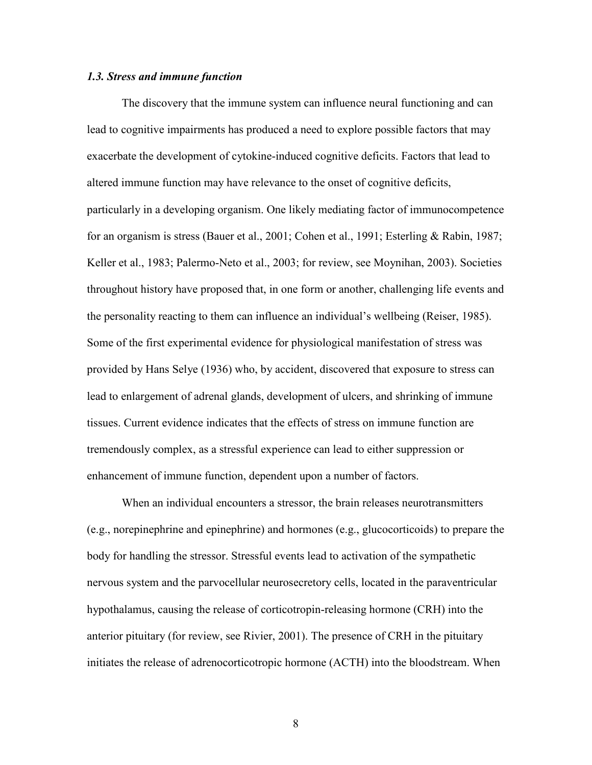### *1.3. Stress and immune function*

The discovery that the immune system can influence neural functioning and can lead to cognitive impairments has produced a need to explore possible factors that may exacerbate the development of cytokine-induced cognitive deficits. Factors that lead to altered immune function may have relevance to the onset of cognitive deficits, particularly in a developing organism. One likely mediating factor of immunocompetence for an organism is stress (Bauer et al., 2001; Cohen et al., 1991; Esterling & Rabin, 1987; Keller et al., 1983; Palermo-Neto et al., 2003; for review, see Moynihan, 2003). Societies throughout history have proposed that, in one form or another, challenging life events and the personality reacting to them can influence an individual's wellbeing (Reiser, 1985). Some of the first experimental evidence for physiological manifestation of stress was provided by Hans Selye (1936) who, by accident, discovered that exposure to stress can lead to enlargement of adrenal glands, development of ulcers, and shrinking of immune tissues. Current evidence indicates that the effects of stress on immune function are tremendously complex, as a stressful experience can lead to either suppression or enhancement of immune function, dependent upon a number of factors.

When an individual encounters a stressor, the brain releases neurotransmitters (e.g., norepinephrine and epinephrine) and hormones (e.g., glucocorticoids) to prepare the body for handling the stressor. Stressful events lead to activation of the sympathetic nervous system and the parvocellular neurosecretory cells, located in the paraventricular hypothalamus, causing the release of corticotropin-releasing hormone (CRH) into the anterior pituitary (for review, see Rivier, 2001). The presence of CRH in the pituitary initiates the release of adrenocorticotropic hormone (ACTH) into the bloodstream. When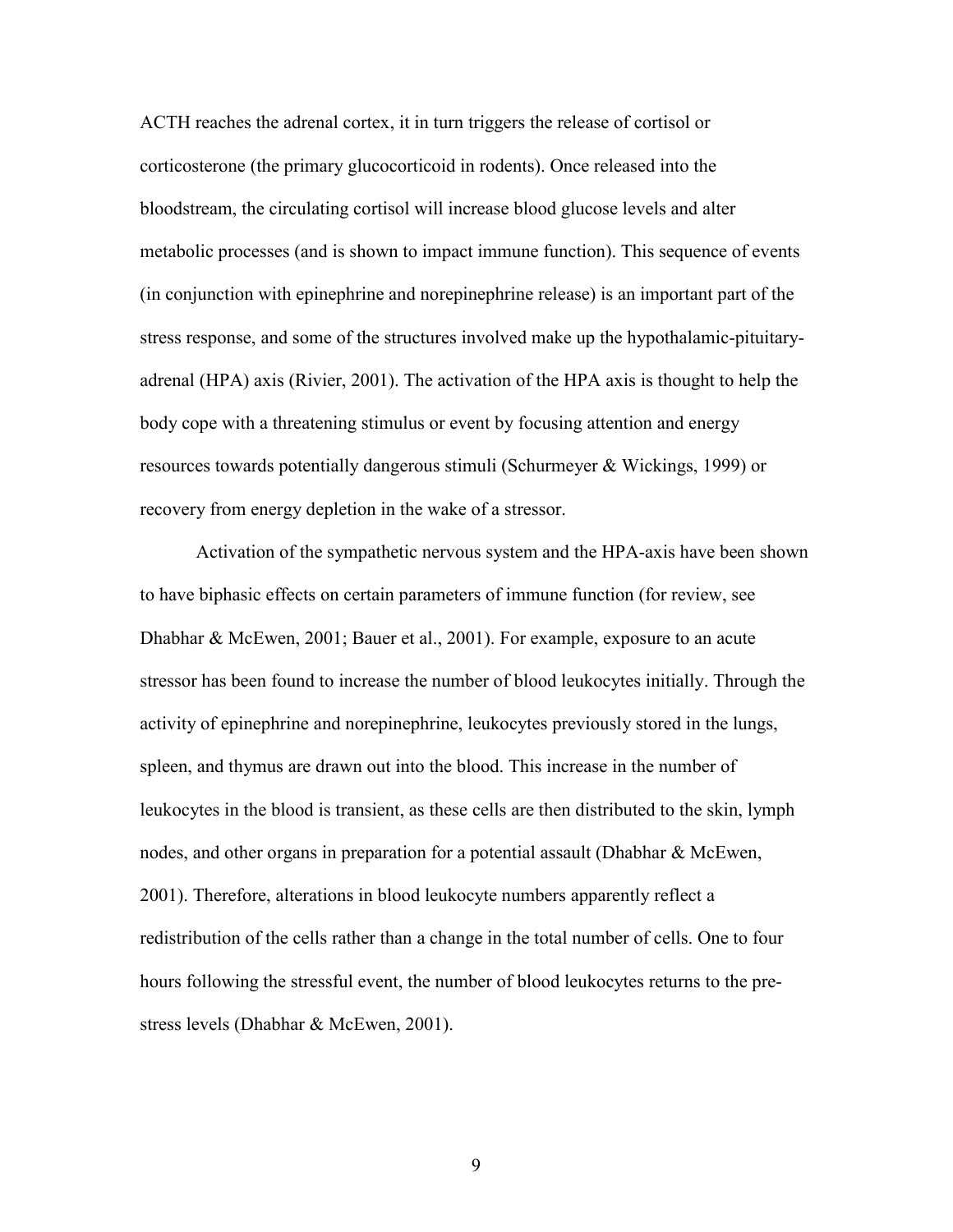ACTH reaches the adrenal cortex, it in turn triggers the release of cortisol or corticosterone (the primary glucocorticoid in rodents). Once released into the bloodstream, the circulating cortisol will increase blood glucose levels and alter metabolic processes (and is shown to impact immune function). This sequence of events (in conjunction with epinephrine and norepinephrine release) is an important part of the stress response, and some of the structures involved make up the hypothalamic-pituitary-adrenal (HPA) axis (Rivier, 2001). The activation of the HPA axis is thought to help the body cope with a threatening stimulus or event by focusing attention and energy resources towards potentially dangerous stimuli (Schurmeyer & Wickings, 1999) or recovery from energy depletion in the wake of a stressor.

Activation of the sympathetic nervous system and the HPA-axis have been shown to have biphasic effects on certain parameters of immune function (for review, see Dhabhar & McEwen, 2001; Bauer et al., 2001). For example, exposure to an acute stressor has been found to increase the number of blood leukocytes initially. Through the activity of epinephrine and norepinephrine, leukocytes previously stored in the lungs, spleen, and thymus are drawn out into the blood. This increase in the number of leukocytes in the blood is transient, as these cells are then distributed to the skin, lymph nodes, and other organs in preparation for a potential assault (Dhabhar & McEwen, 2001). Therefore, alterations in blood leukocyte numbers apparently reflect a redistribution of the cells rather than a change in the total number of cells. One to four hours following the stressful event, the number of blood leukocytes returns to the pre-stress levels (Dhabhar & McEwen, 2001).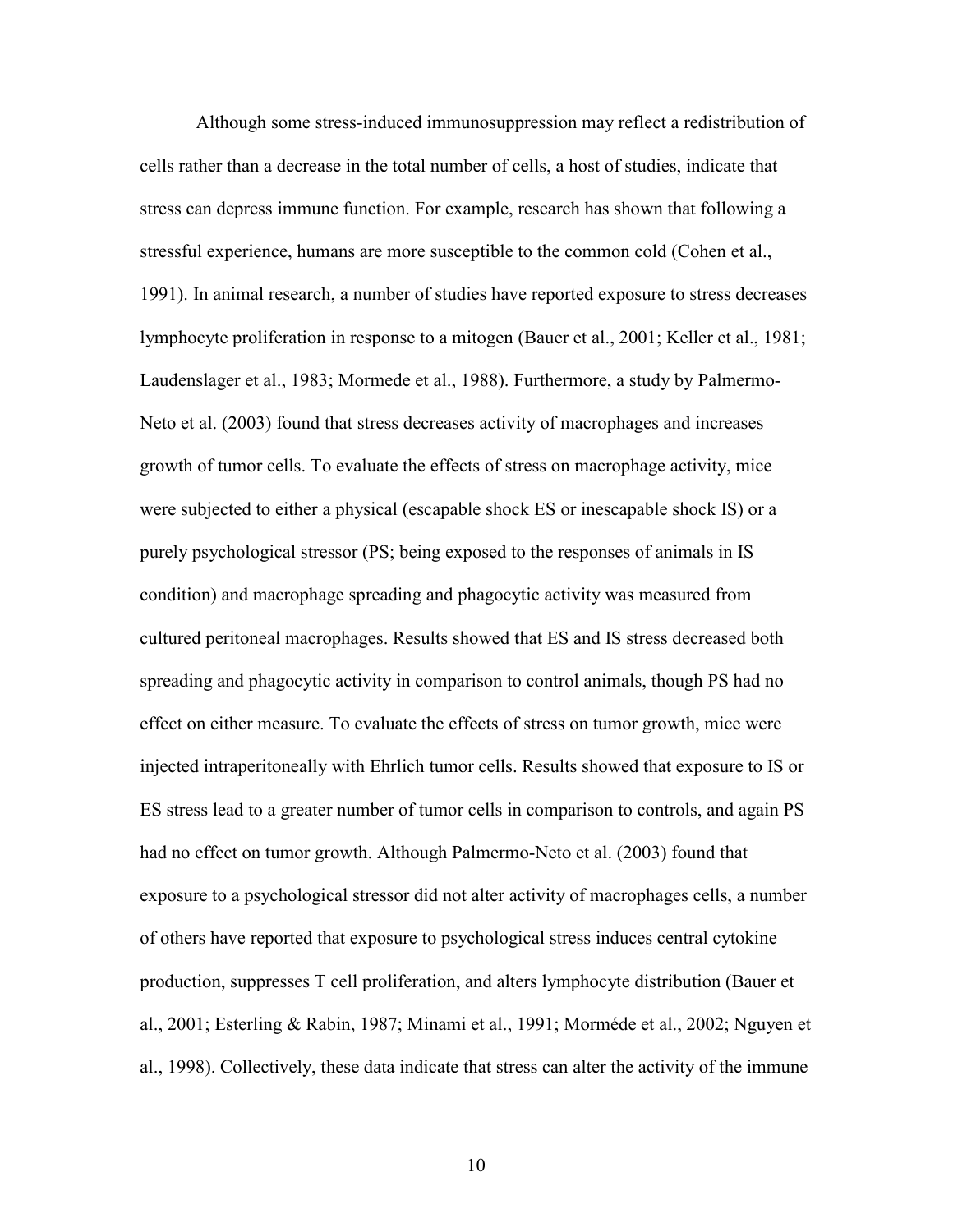Although some stress-induced immunosuppression may reflect a redistribution of cells rather than a decrease in the total number of cells, a host of studies, indicate that stress can depress immune function. For example, research has shown that following a stressful experience, humans are more susceptible to the common cold (Cohen et al., 1991). In animal research, a number of studies have reported exposure to stress decreases lymphocyte proliferation in response to a mitogen (Bauer et al., 2001; Keller et al., 1981; Laudenslager et al., 1983; Mormede et al., 1988). Furthermore, a study by Palmermo-Neto et al. (2003) found that stress decreases activity of macrophages and increases growth of tumor cells. To evaluate the effects of stress on macrophage activity, mice were subjected to either a physical (escapable shock ES or inescapable shock IS) or a purely psychological stressor (PS; being exposed to the responses of animals in IS condition) and macrophage spreading and phagocytic activity was measured from cultured peritoneal macrophages. Results showed that ES and IS stress decreased both spreading and phagocytic activity in comparison to control animals, though PS had no effect on either measure. To evaluate the effects of stress on tumor growth, mice were injected intraperitoneally with Ehrlich tumor cells. Results showed that exposure to IS or ES stress lead to a greater number of tumor cells in comparison to controls, and again PS had no effect on tumor growth. Although Palmermo-Neto et al. (2003) found that exposure to a psychological stressor did not alter activity of macrophages cells, a number of others have reported that exposure to psychological stress induces central cytokine production, suppresses T cell proliferation, and alters lymphocyte distribution (Bauer et al., 2001; Esterling & Rabin, 1987; Minami et al., 1991; Morméde et al., 2002; Nguyen et al., 1998). Collectively, these data indicate that stress can alter the activity of the immune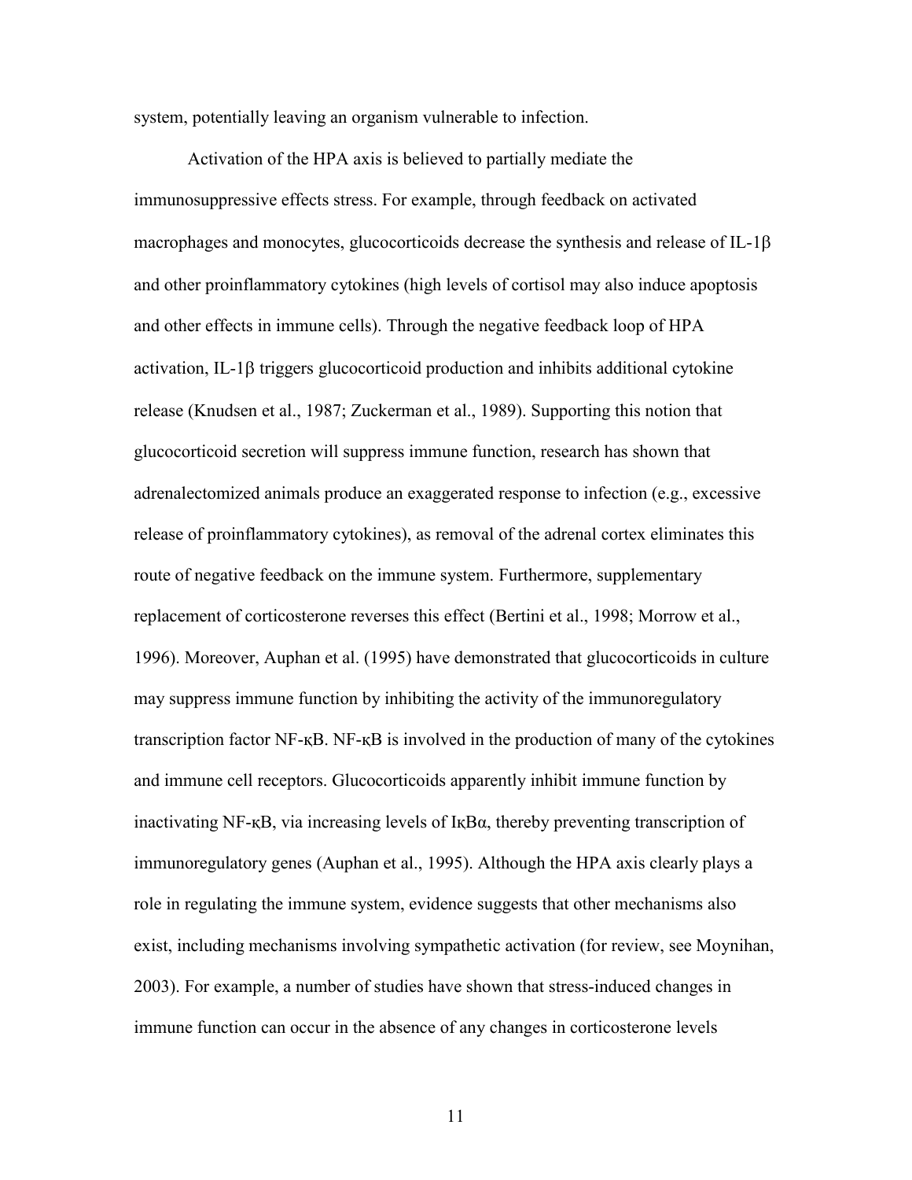system, potentially leaving an organism vulnerable to infection.

Activation of the HPA axis is believed to partially mediate the immunosuppressive effects stress. For example, through feedback on activated macrophages and monocytes, glucocorticoids decrease the synthesis and release of IL-1β and other proinflammatory cytokines (high levels of cortisol may also induce apoptosis and other effects in immune cells). Through the negative feedback loop of HPA activation, IL-1β triggers glucocorticoid production and inhibits additional cytokine release (Knudsen et al., 1987; Zuckerman et al., 1989). Supporting this notion that glucocorticoid secretion will suppress immune function, research has shown that adrenalectomized animals produce an exaggerated response to infection (e.g., excessive release of proinflammatory cytokines), as removal of the adrenal cortex eliminates this route of negative feedback on the immune system. Furthermore, supplementary replacement of corticosterone reverses this effect (Bertini et al., 1998; Morrow et al., 1996). Moreover, Auphan et al. (1995) have demonstrated that glucocorticoids in culture may suppress immune function by inhibiting the activity of the immunoregulatory transcription factor NF-κB. NF-κB is involved in the production of many of the cytokines and immune cell receptors. Glucocorticoids apparently inhibit immune function by inactivating NF-κB, via increasing levels of IκBα, thereby preventing transcription of immunoregulatory genes (Auphan et al., 1995). Although the HPA axis clearly plays a role in regulating the immune system, evidence suggests that other mechanisms also exist, including mechanisms involving sympathetic activation (for review, see Moynihan, 2003). For example, a number of studies have shown that stress-induced changes in immune function can occur in the absence of any changes in corticosterone levels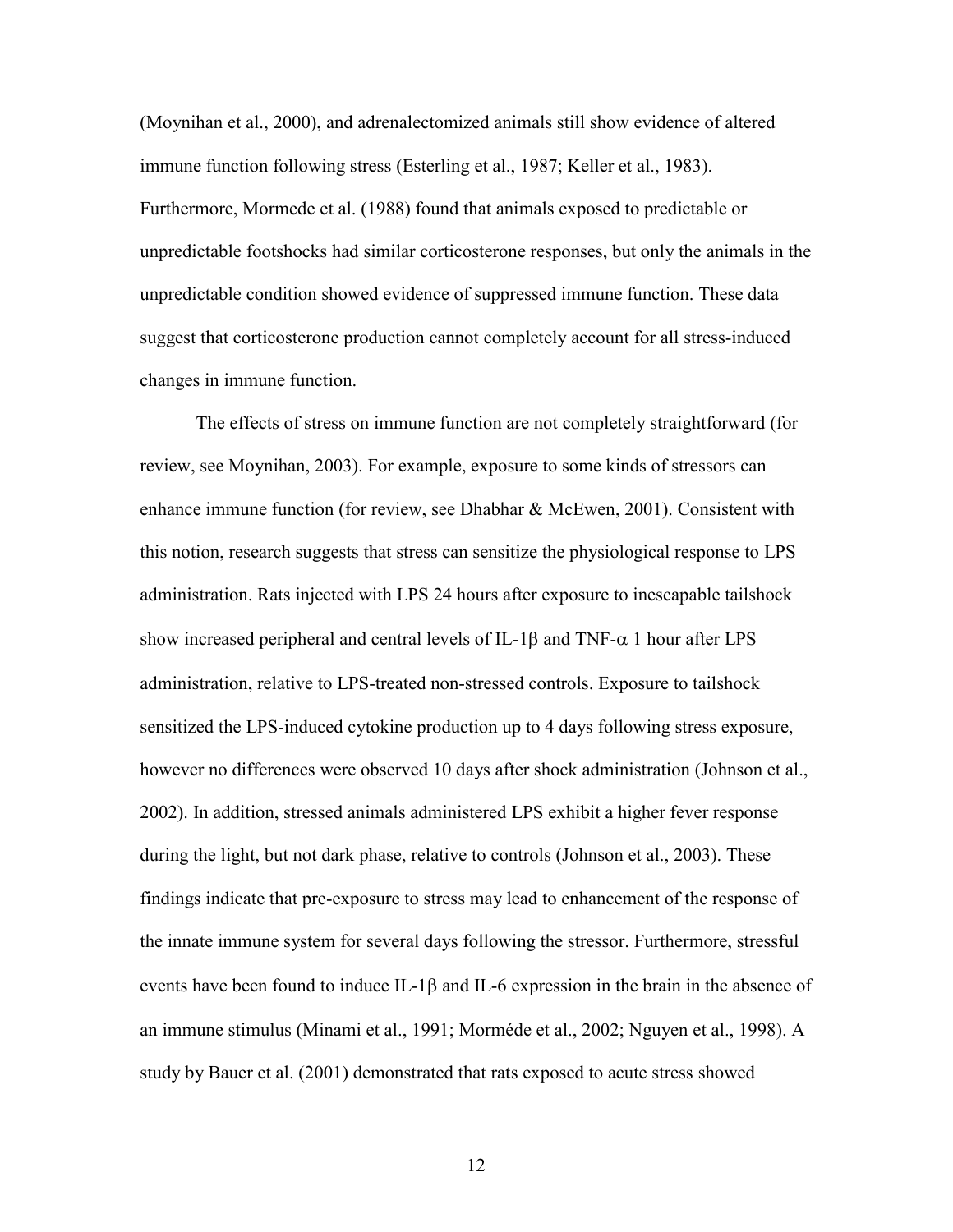(Moynihan et al., 2000), and adrenalectomized animals still show evidence of altered immune function following stress (Esterling et al., 1987; Keller et al., 1983). Furthermore, Mormede et al. (1988) found that animals exposed to predictable or unpredictable footshocks had similar corticosterone responses, but only the animals in the unpredictable condition showed evidence of suppressed immune function. These data suggest that corticosterone production cannot completely account for all stress-induced changes in immune function.

The effects of stress on immune function are not completely straightforward (for review, see Moynihan, 2003). For example, exposure to some kinds of stressors can enhance immune function (for review, see Dhabhar & McEwen, 2001). Consistent with this notion, research suggests that stress can sensitize the physiological response to LPS administration. Rats injected with LPS 24 hours after exposure to inescapable tailshock show increased peripheral and central levels of IL-1β and TNF-α 1 hour after LPS administration, relative to LPS-treated non-stressed controls. Exposure to tailshock sensitized the LPS-induced cytokine production up to 4 days following stress exposure, however no differences were observed 10 days after shock administration (Johnson et al., 2002). In addition, stressed animals administered LPS exhibit a higher fever response during the light, but not dark phase, relative to controls (Johnson et al., 2003). These findings indicate that pre-exposure to stress may lead to enhancement of the response of the innate immune system for several days following the stressor. Furthermore, stressful events have been found to induce IL-1β and IL-6 expression in the brain in the absence of an immune stimulus (Minami et al., 1991; Morméde et al., 2002; Nguyen et al., 1998). A study by Bauer et al. (2001) demonstrated that rats exposed to acute stress showed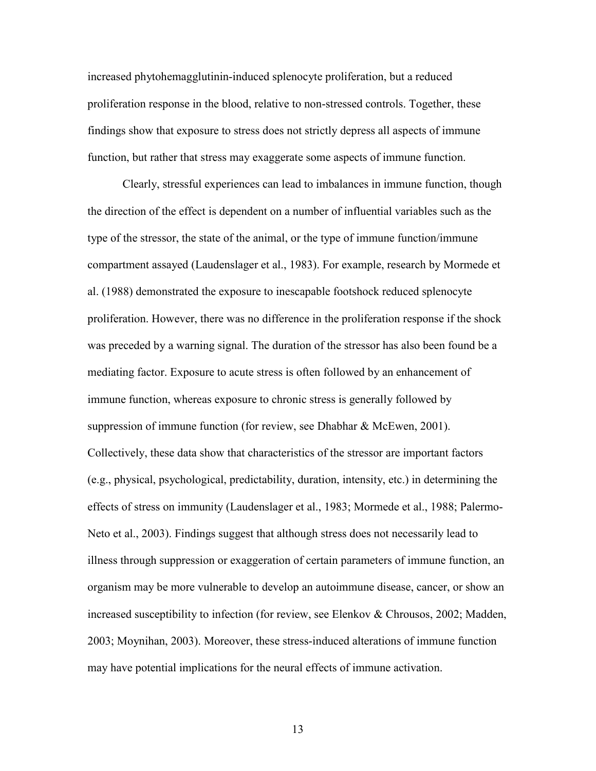increased phytohemagglutinin-induced splenocyte proliferation, but a reduced proliferation response in the blood, relative to non-stressed controls. Together, these findings show that exposure to stress does not strictly depress all aspects of immune function, but rather that stress may exaggerate some aspects of immune function.

Clearly, stressful experiences can lead to imbalances in immune function, though the direction of the effect is dependent on a number of influential variables such as the type of the stressor, the state of the animal, or the type of immune function/immune compartment assayed (Laudenslager et al., 1983). For example, research by Mormede et al. (1988) demonstrated the exposure to inescapable footshock reduced splenocyte proliferation. However, there was no difference in the proliferation response if the shock was preceded by a warning signal. The duration of the stressor has also been found be a mediating factor. Exposure to acute stress is often followed by an enhancement of immune function, whereas exposure to chronic stress is generally followed by suppression of immune function (for review, see Dhabhar & McEwen, 2001). Collectively, these data show that characteristics of the stressor are important factors (e.g., physical, psychological, predictability, duration, intensity, etc.) in determining the effects of stress on immunity (Laudenslager et al., 1983; Mormede et al., 1988; Palermo-Neto et al., 2003). Findings suggest that although stress does not necessarily lead to illness through suppression or exaggeration of certain parameters of immune function, an organism may be more vulnerable to develop an autoimmune disease, cancer, or show an increased susceptibility to infection (for review, see Elenkov & Chrousos, 2002; Madden, 2003; Moynihan, 2003). Moreover, these stress-induced alterations of immune function may have potential implications for the neural effects of immune activation.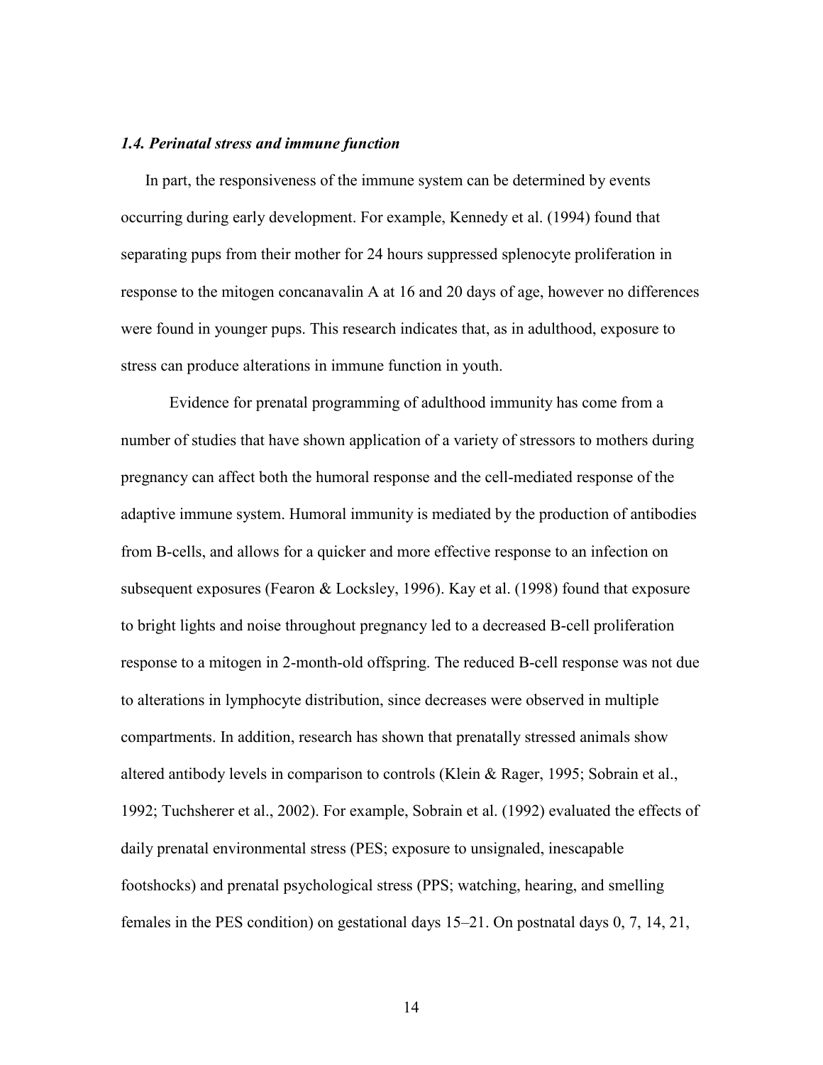### *1.4. Perinatal stress and immune function*

In part, the responsiveness of the immune system can be determined by events occurring during early development. For example, Kennedy et al. (1994) found that separating pups from their mother for 24 hours suppressed splenocyte proliferation in response to the mitogen concanavalin A at 16 and 20 days of age, however no differences were found in younger pups. This research indicates that, as in adulthood, exposure to stress can produce alterations in immune function in youth.

Evidence for prenatal programming of adulthood immunity has come from a number of studies that have shown application of a variety of stressors to mothers during pregnancy can affect both the humoral response and the cell-mediated response of the adaptive immune system. Humoral immunity is mediated by the production of antibodies from B-cells, and allows for a quicker and more effective response to an infection on subsequent exposures (Fearon & Locksley, 1996). Kay et al. (1998) found that exposure to bright lights and noise throughout pregnancy led to a decreased B-cell proliferation response to a mitogen in 2-month-old offspring. The reduced B-cell response was not due to alterations in lymphocyte distribution, since decreases were observed in multiple compartments. In addition, research has shown that prenatally stressed animals show altered antibody levels in comparison to controls (Klein & Rager, 1995; Sobrain et al., 1992; Tuchsherer et al., 2002). For example, Sobrain et al. (1992) evaluated the effects of daily prenatal environmental stress (PES; exposure to unsignaled, inescapable footshocks) and prenatal psychological stress (PPS; watching, hearing, and smelling females in the PES condition) on gestational days 15–21. On postnatal days 0, 7, 14, 21,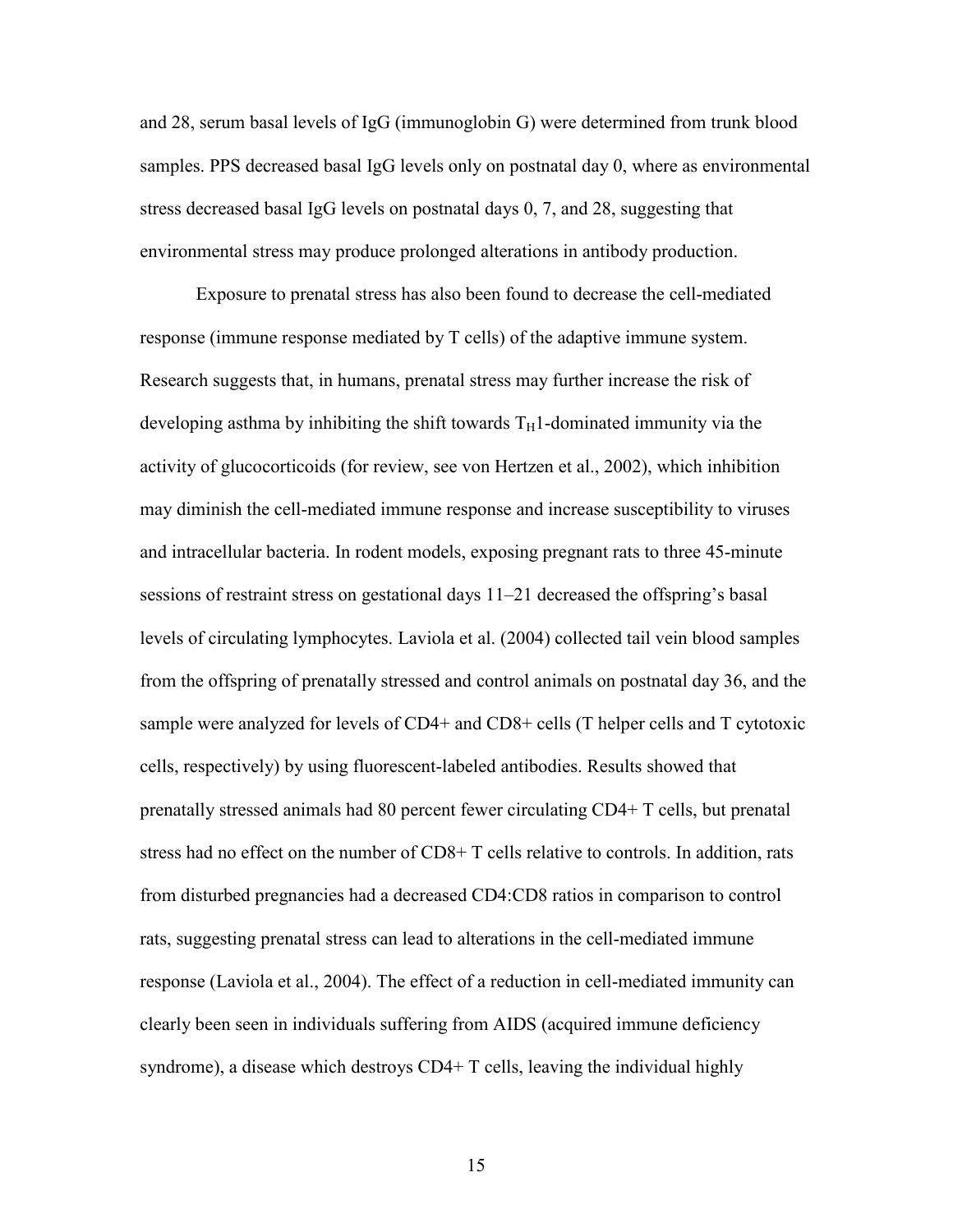and 28, serum basal levels of IgG (immunoglobin G) were determined from trunk blood samples. PPS decreased basal IgG levels only on postnatal day 0, where as environmental stress decreased basal IgG levels on postnatal days 0, 7, and 28, suggesting that environmental stress may produce prolonged alterations in antibody production.

Exposure to prenatal stress has also been found to decrease the cell-mediated response (immune response mediated by T cells) of the adaptive immune system. Research suggests that, in humans, prenatal stress may further increase the risk of developing asthma by inhibiting the shift towards $T_H1$-dominated immunity via the activity of glucocorticoids (for review, see von Hertzen et al., 2002), which inhibition may diminish the cell-mediated immune response and increase susceptibility to viruses and intracellular bacteria. In rodent models, exposing pregnant rats to three 45-minute sessions of restraint stress on gestational days 11–21 decreased the offspring's basal levels of circulating lymphocytes. Laviola et al. (2004) collected tail vein blood samples from the offspring of prenatally stressed and control animals on postnatal day 36, and the sample were analyzed for levels of CD4+ and CD8+ cells (T helper cells and T cytotoxic cells, respectively) by using fluorescent-labeled antibodies. Results showed that prenatally stressed animals had 80 percent fewer circulating CD4+ T cells, but prenatal stress had no effect on the number of CD8+ T cells relative to controls. In addition, rats from disturbed pregnancies had a decreased CD4:CD8 ratios in comparison to control rats, suggesting prenatal stress can lead to alterations in the cell-mediated immune response (Laviola et al., 2004). The effect of a reduction in cell-mediated immunity can clearly been seen in individuals suffering from AIDS (acquired immune deficiency syndrome), a disease which destroys CD4+ T cells, leaving the individual highly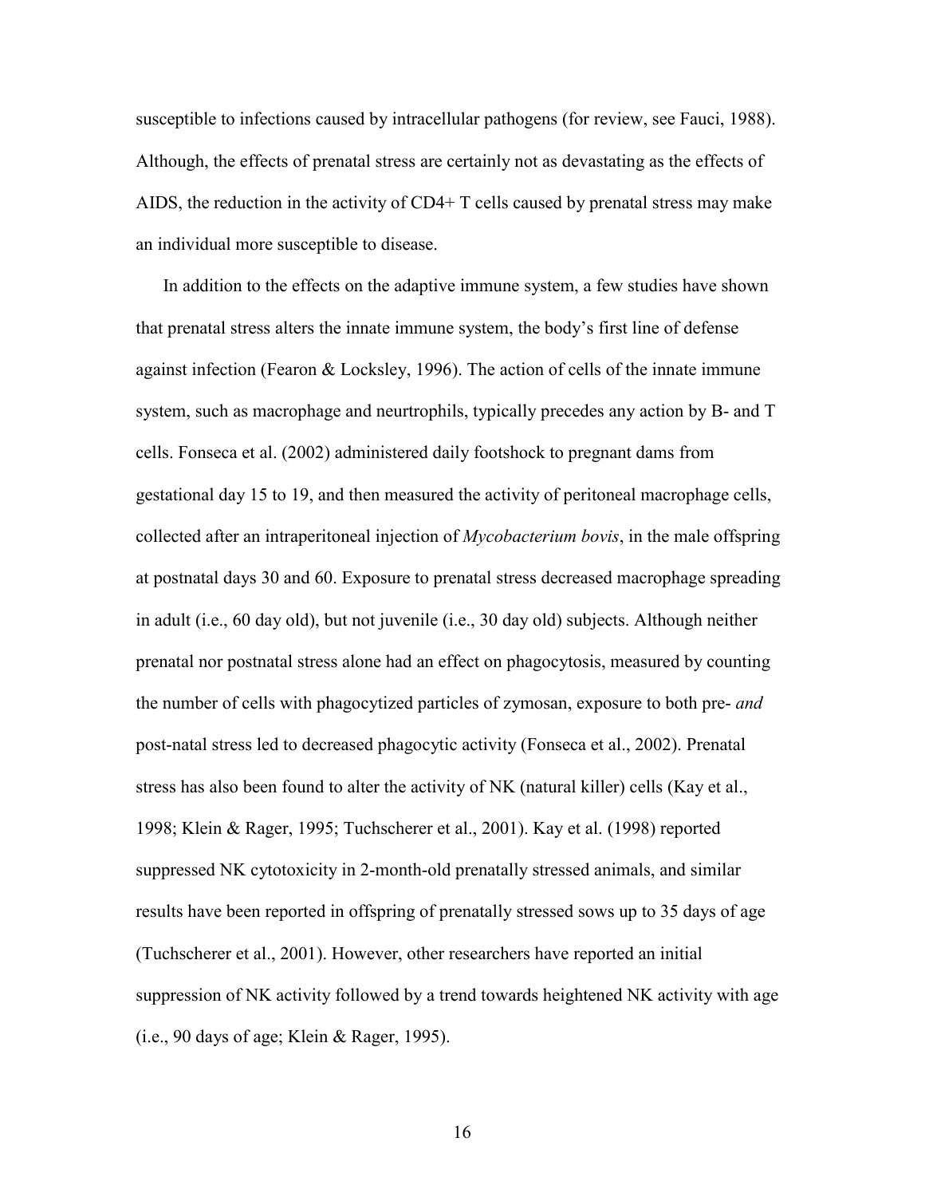susceptible to infections caused by intracellular pathogens (for review, see Fauci, 1988). Although, the effects of prenatal stress are certainly not as devastating as the effects of AIDS, the reduction in the activity of CD4+ T cells caused by prenatal stress may make an individual more susceptible to disease.

In addition to the effects on the adaptive immune system, a few studies have shown that prenatal stress alters the innate immune system, the body's first line of defense against infection (Fearon & Locksley, 1996). The action of cells of the innate immune system, such as macrophage and neurtrophils, typically precedes any action by B- and T cells. Fonseca et al. (2002) administered daily footshock to pregnant dams from gestational day 15 to 19, and then measured the activity of peritoneal macrophage cells, collected after an intraperitoneal injection of *Mycobacterium bovis*, in the male offspring at postnatal days 30 and 60. Exposure to prenatal stress decreased macrophage spreading in adult (i.e., 60 day old), but not juvenile (i.e., 30 day old) subjects. Although neither prenatal nor postnatal stress alone had an effect on phagocytosis, measured by counting the number of cells with phagocytized particles of zymosan, exposure to both pre- *and* post-natal stress led to decreased phagocytic activity (Fonseca et al., 2002). Prenatal stress has also been found to alter the activity of NK (natural killer) cells (Kay et al., 1998; Klein & Rager, 1995; Tuchscherer et al., 2001). Kay et al. (1998) reported suppressed NK cytotoxicity in 2-month-old prenatally stressed animals, and similar results have been reported in offspring of prenatally stressed sows up to 35 days of age (Tuchscherer et al., 2001). However, other researchers have reported an initial suppression of NK activity followed by a trend towards heightened NK activity with age (i.e., 90 days of age; Klein & Rager, 1995).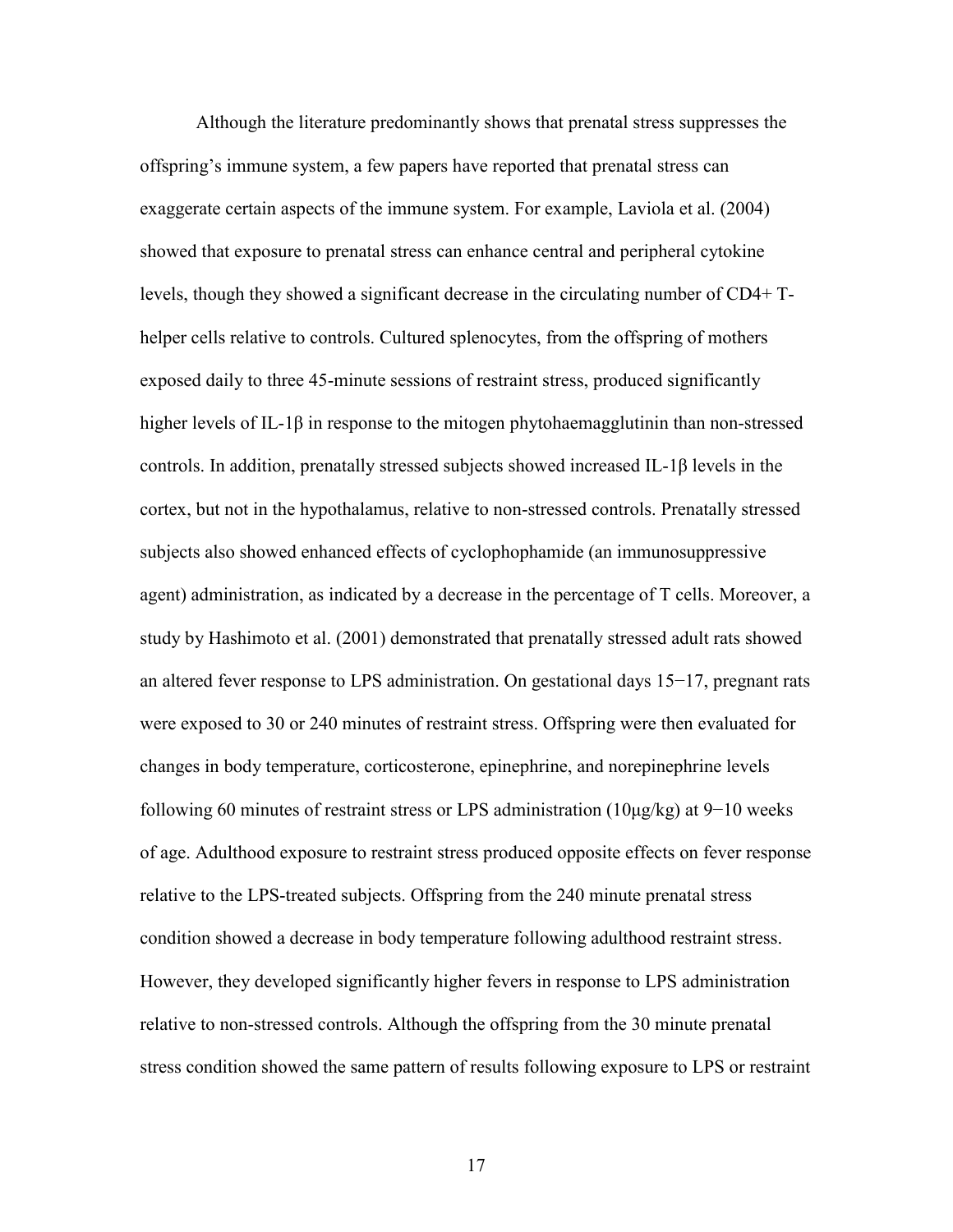Although the literature predominantly shows that prenatal stress suppresses the offspring's immune system, a few papers have reported that prenatal stress can exaggerate certain aspects of the immune system. For example, Laviola et al. (2004) showed that exposure to prenatal stress can enhance central and peripheral cytokine levels, though they showed a significant decrease in the circulating number of CD4+ T-helper cells relative to controls. Cultured splenocytes, from the offspring of mothers exposed daily to three 45-minute sessions of restraint stress, produced significantly higher levels of IL-1β in response to the mitogen phytohaemagglutinin than non-stressed controls. In addition, prenatally stressed subjects showed increased IL-1β levels in the cortex, but not in the hypothalamus, relative to non-stressed controls. Prenatally stressed subjects also showed enhanced effects of cyclophophamide (an immunosuppressive agent) administration, as indicated by a decrease in the percentage of T cells. Moreover, a study by Hashimoto et al. (2001) demonstrated that prenatally stressed adult rats showed an altered fever response to LPS administration. On gestational days 15−17, pregnant rats were exposed to 30 or 240 minutes of restraint stress. Offspring were then evaluated for changes in body temperature, corticosterone, epinephrine, and norepinephrine levels following 60 minutes of restraint stress or LPS administration (10μg/kg) at 9−10 weeks of age. Adulthood exposure to restraint stress produced opposite effects on fever response relative to the LPS-treated subjects. Offspring from the 240 minute prenatal stress condition showed a decrease in body temperature following adulthood restraint stress. However, they developed significantly higher fevers in response to LPS administration relative to non-stressed controls. Although the offspring from the 30 minute prenatal stress condition showed the same pattern of results following exposure to LPS or restraint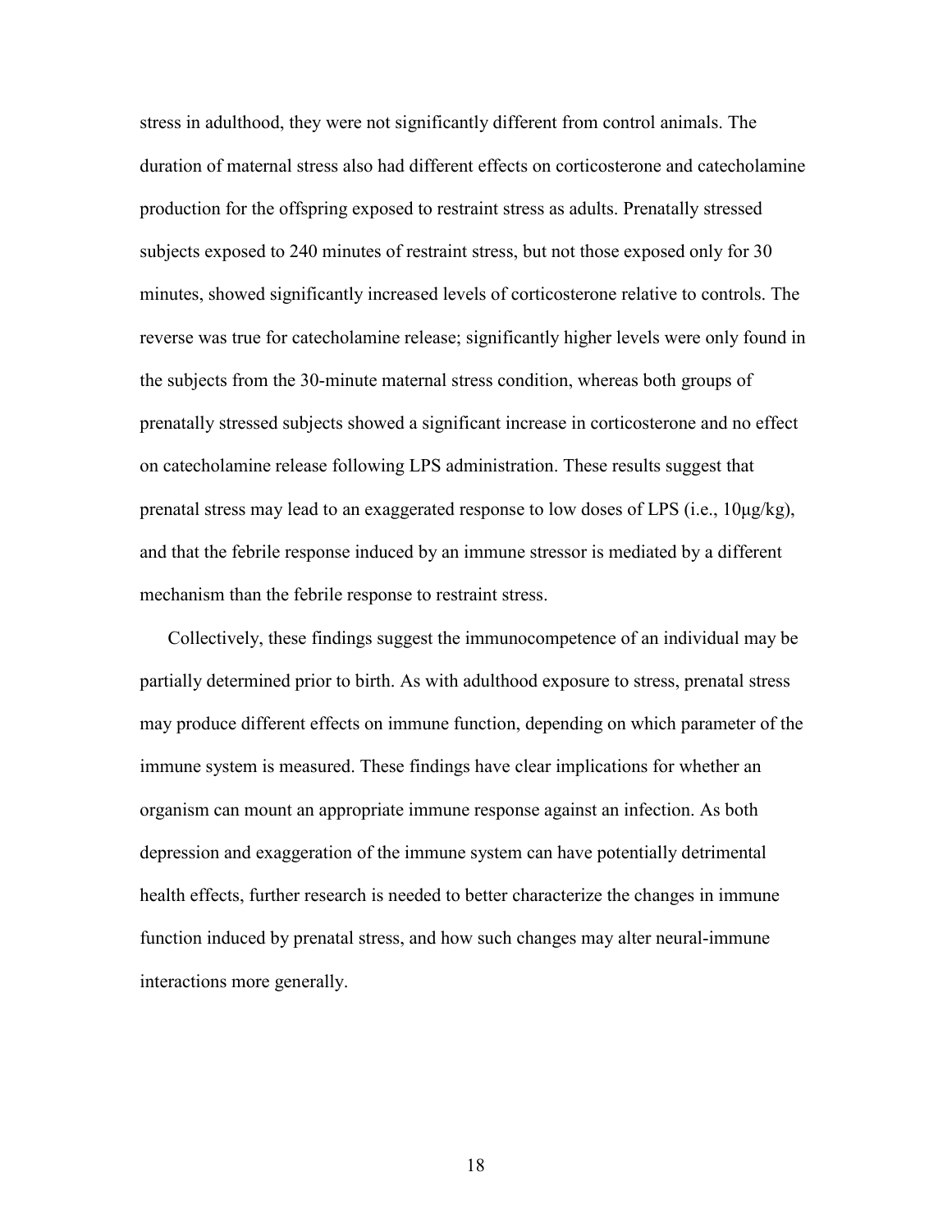stress in adulthood, they were not significantly different from control animals. The duration of maternal stress also had different effects on corticosterone and catecholamine production for the offspring exposed to restraint stress as adults. Prenatally stressed subjects exposed to 240 minutes of restraint stress, but not those exposed only for 30 minutes, showed significantly increased levels of corticosterone relative to controls. The reverse was true for catecholamine release; significantly higher levels were only found in the subjects from the 30-minute maternal stress condition, whereas both groups of prenatally stressed subjects showed a significant increase in corticosterone and no effect on catecholamine release following LPS administration. These results suggest that prenatal stress may lead to an exaggerated response to low doses of LPS (i.e., 10μg/kg), and that the febrile response induced by an immune stressor is mediated by a different mechanism than the febrile response to restraint stress.

Collectively, these findings suggest the immunocompetence of an individual may be partially determined prior to birth. As with adulthood exposure to stress, prenatal stress may produce different effects on immune function, depending on which parameter of the immune system is measured. These findings have clear implications for whether an organism can mount an appropriate immune response against an infection. As both depression and exaggeration of the immune system can have potentially detrimental health effects, further research is needed to better characterize the changes in immune function induced by prenatal stress, and how such changes may alter neural-immune interactions more generally.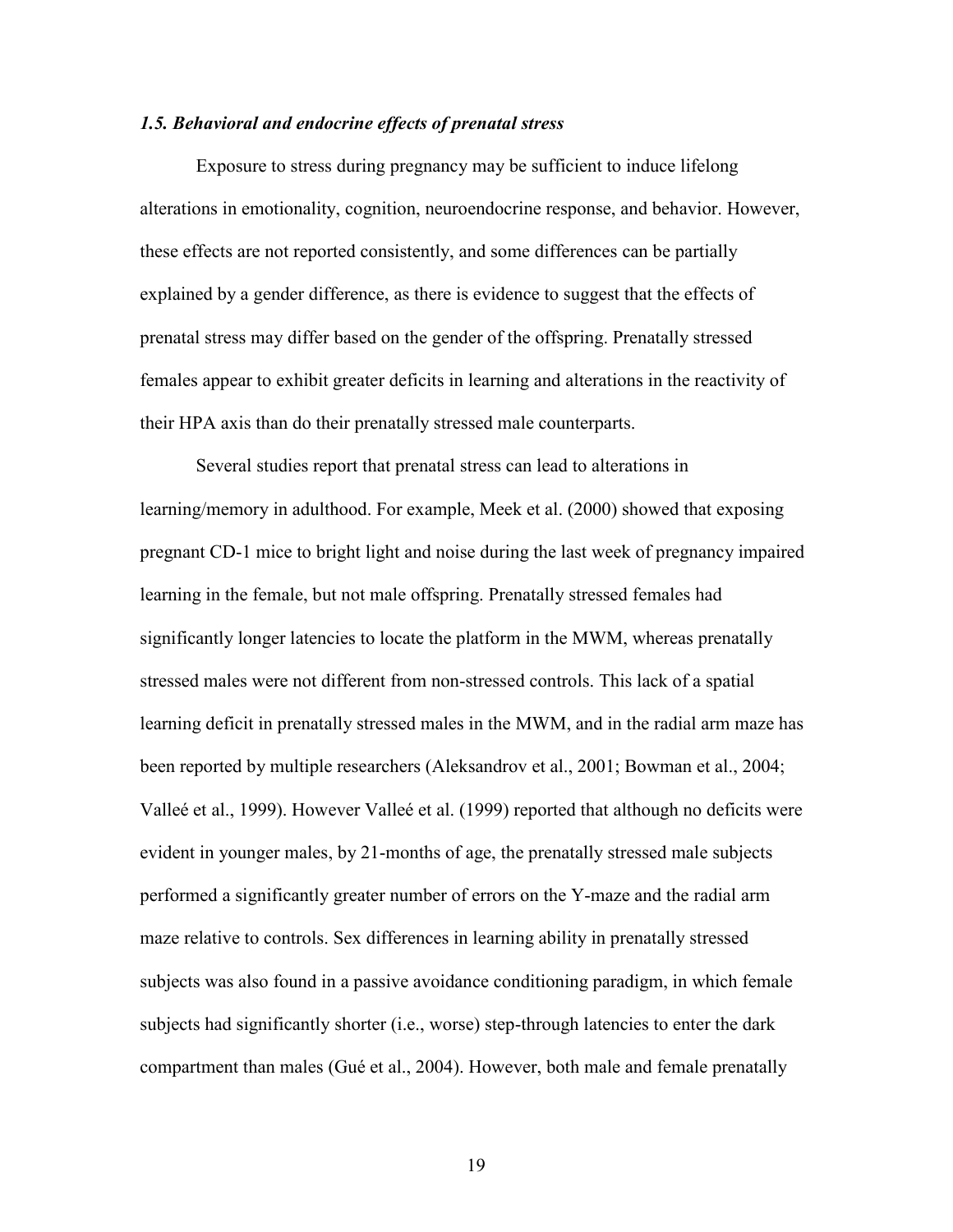### *1.5. Behavioral and endocrine effects of prenatal stress*

Exposure to stress during pregnancy may be sufficient to induce lifelong alterations in emotionality, cognition, neuroendocrine response, and behavior. However, these effects are not reported consistently, and some differences can be partially explained by a gender difference, as there is evidence to suggest that the effects of prenatal stress may differ based on the gender of the offspring. Prenatally stressed females appear to exhibit greater deficits in learning and alterations in the reactivity of their HPA axis than do their prenatally stressed male counterparts.

Several studies report that prenatal stress can lead to alterations in learning/memory in adulthood. For example, Meek et al. (2000) showed that exposing pregnant CD-1 mice to bright light and noise during the last week of pregnancy impaired learning in the female, but not male offspring. Prenatally stressed females had significantly longer latencies to locate the platform in the MWM, whereas prenatally stressed males were not different from non-stressed controls. This lack of a spatial learning deficit in prenatally stressed males in the MWM, and in the radial arm maze has been reported by multiple researchers (Aleksandrov et al., 2001; Bowman et al., 2004; Valleé et al., 1999). However Valleé et al. (1999) reported that although no deficits were evident in younger males, by 21-months of age, the prenatally stressed male subjects performed a significantly greater number of errors on the Y-maze and the radial arm maze relative to controls. Sex differences in learning ability in prenatally stressed subjects was also found in a passive avoidance conditioning paradigm, in which female subjects had significantly shorter (i.e., worse) step-through latencies to enter the dark compartment than males (Gué et al., 2004). However, both male and female prenatally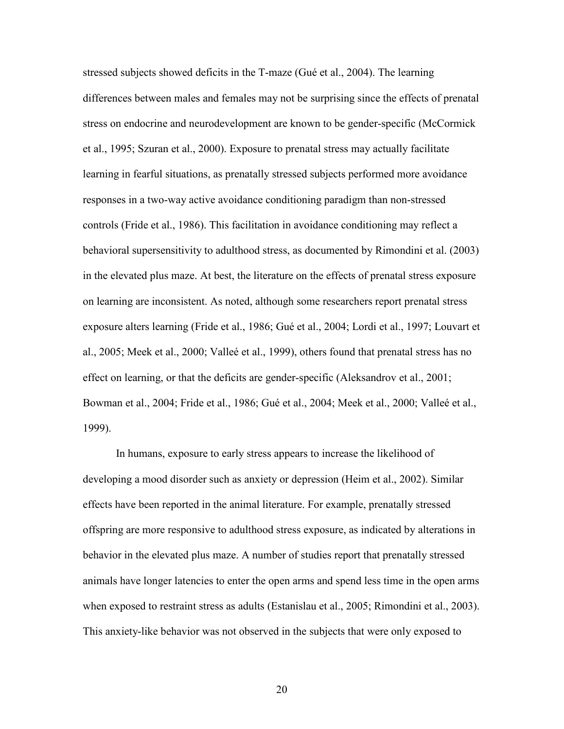stressed subjects showed deficits in the T-maze (Gué et al., 2004). The learning differences between males and females may not be surprising since the effects of prenatal stress on endocrine and neurodevelopment are known to be gender-specific (McCormick et al., 1995; Szuran et al., 2000). Exposure to prenatal stress may actually facilitate learning in fearful situations, as prenatally stressed subjects performed more avoidance responses in a two-way active avoidance conditioning paradigm than non-stressed controls (Fride et al., 1986). This facilitation in avoidance conditioning may reflect a behavioral supersensitivity to adulthood stress, as documented by Rimondini et al. (2003) in the elevated plus maze. At best, the literature on the effects of prenatal stress exposure on learning are inconsistent. As noted, although some researchers report prenatal stress exposure alters learning (Fride et al., 1986; Gué et al., 2004; Lordi et al., 1997; Louvart et al., 2005; Meek et al., 2000; Valleé et al., 1999), others found that prenatal stress has no effect on learning, or that the deficits are gender-specific (Aleksandrov et al., 2001; Bowman et al., 2004; Fride et al., 1986; Gué et al., 2004; Meek et al., 2000; Valleé et al., 1999).

In humans, exposure to early stress appears to increase the likelihood of developing a mood disorder such as anxiety or depression (Heim et al., 2002). Similar effects have been reported in the animal literature. For example, prenatally stressed offspring are more responsive to adulthood stress exposure, as indicated by alterations in behavior in the elevated plus maze. A number of studies report that prenatally stressed animals have longer latencies to enter the open arms and spend less time in the open arms when exposed to restraint stress as adults (Estanislau et al., 2005; Rimondini et al., 2003). This anxiety-like behavior was not observed in the subjects that were only exposed to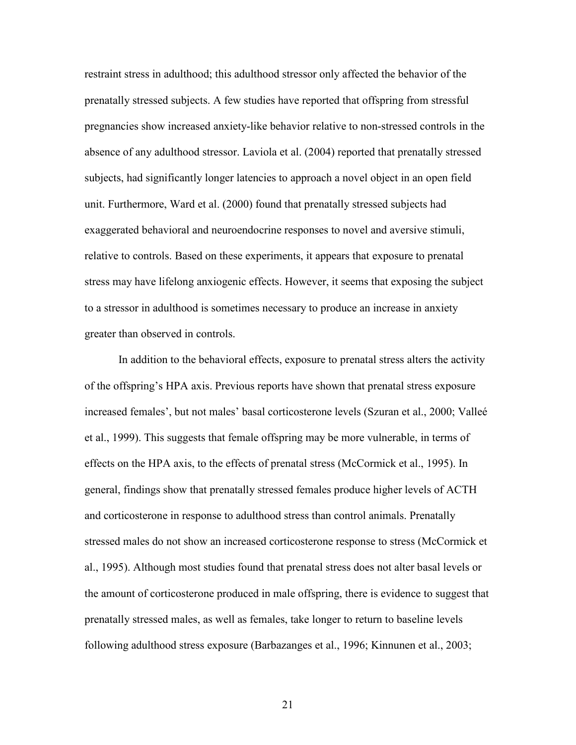restraint stress in adulthood; this adulthood stressor only affected the behavior of the prenatally stressed subjects. A few studies have reported that offspring from stressful pregnancies show increased anxiety-like behavior relative to non-stressed controls in the absence of any adulthood stressor. Laviola et al. (2004) reported that prenatally stressed subjects, had significantly longer latencies to approach a novel object in an open field unit. Furthermore, Ward et al. (2000) found that prenatally stressed subjects had exaggerated behavioral and neuroendocrine responses to novel and aversive stimuli, relative to controls. Based on these experiments, it appears that exposure to prenatal stress may have lifelong anxiogenic effects. However, it seems that exposing the subject to a stressor in adulthood is sometimes necessary to produce an increase in anxiety greater than observed in controls.

In addition to the behavioral effects, exposure to prenatal stress alters the activity of the offspring's HPA axis. Previous reports have shown that prenatal stress exposure increased females', but not males' basal corticosterone levels (Szuran et al., 2000; Valleé et al., 1999). This suggests that female offspring may be more vulnerable, in terms of effects on the HPA axis, to the effects of prenatal stress (McCormick et al., 1995). In general, findings show that prenatally stressed females produce higher levels of ACTH and corticosterone in response to adulthood stress than control animals. Prenatally stressed males do not show an increased corticosterone response to stress (McCormick et al., 1995). Although most studies found that prenatal stress does not alter basal levels or the amount of corticosterone produced in male offspring, there is evidence to suggest that prenatally stressed males, as well as females, take longer to return to baseline levels following adulthood stress exposure (Barbazanges et al., 1996; Kinnunen et al., 2003;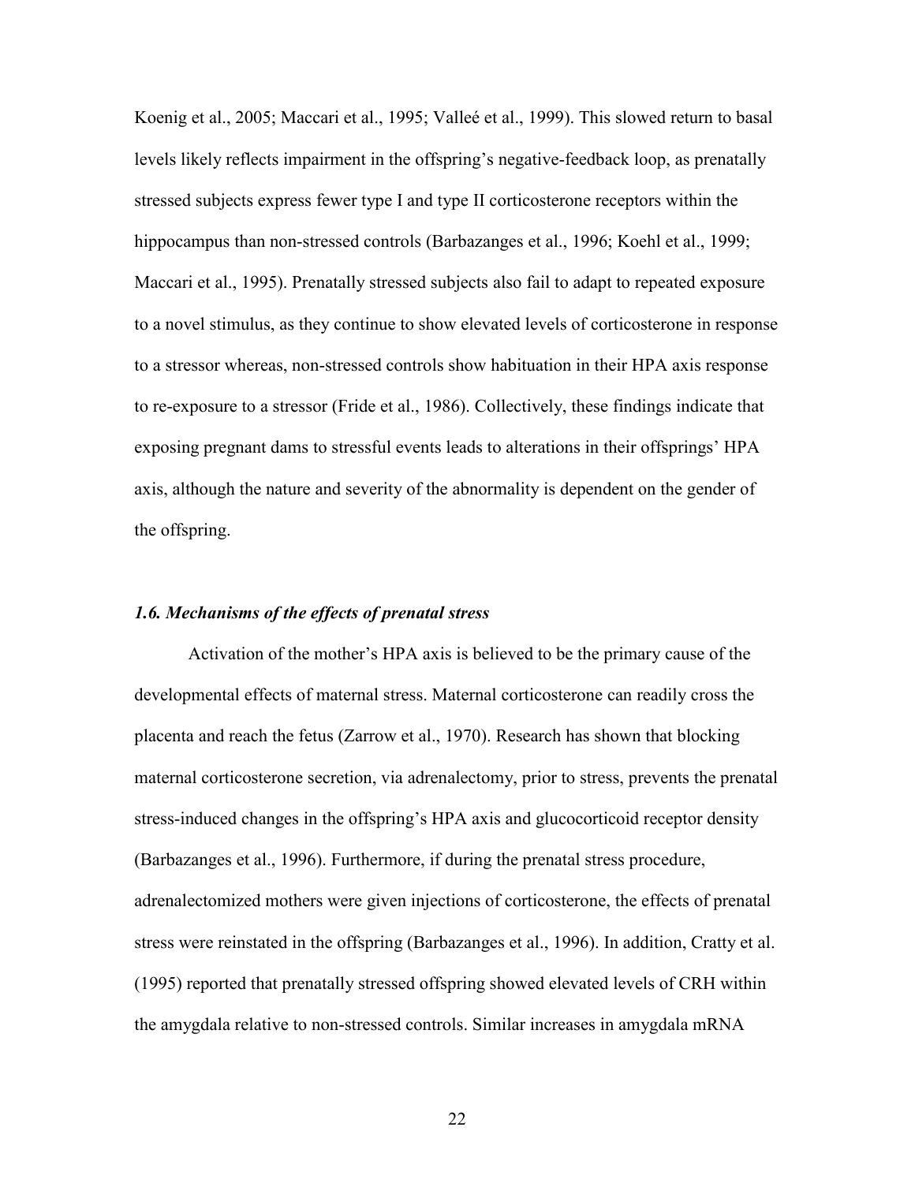Koenig et al., 2005; Maccari et al., 1995; Valleé et al., 1999). This slowed return to basal levels likely reflects impairment in the offspring's negative-feedback loop, as prenatally stressed subjects express fewer type I and type II corticosterone receptors within the hippocampus than non-stressed controls (Barbazanges et al., 1996; Koehl et al., 1999; Maccari et al., 1995). Prenatally stressed subjects also fail to adapt to repeated exposure to a novel stimulus, as they continue to show elevated levels of corticosterone in response to a stressor whereas, non-stressed controls show habituation in their HPA axis response to re-exposure to a stressor (Fride et al., 1986). Collectively, these findings indicate that exposing pregnant dams to stressful events leads to alterations in their offsprings' HPA axis, although the nature and severity of the abnormality is dependent on the gender of the offspring.

### *1.6. Mechanisms of the effects of prenatal stress*

Activation of the mother's HPA axis is believed to be the primary cause of the developmental effects of maternal stress. Maternal corticosterone can readily cross the placenta and reach the fetus (Zarrow et al., 1970). Research has shown that blocking maternal corticosterone secretion, via adrenalectomy, prior to stress, prevents the prenatal stress-induced changes in the offspring's HPA axis and glucocorticoid receptor density (Barbazanges et al., 1996). Furthermore, if during the prenatal stress procedure, adrenalectomized mothers were given injections of corticosterone, the effects of prenatal stress were reinstated in the offspring (Barbazanges et al., 1996). In addition, Cratty et al. (1995) reported that prenatally stressed offspring showed elevated levels of CRH within the amygdala relative to non-stressed controls. Similar increases in amygdala mRNA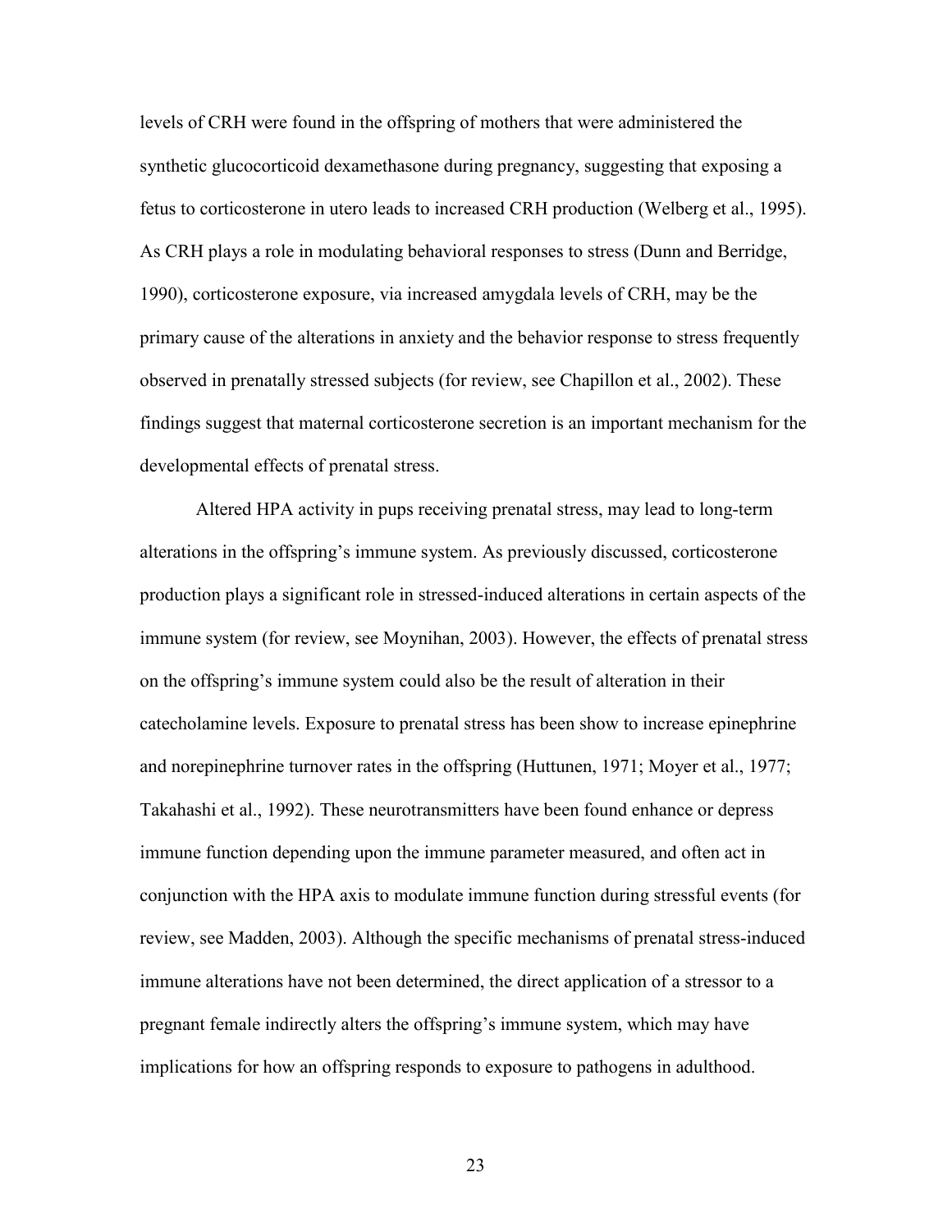levels of CRH were found in the offspring of mothers that were administered the synthetic glucocorticoid dexamethasone during pregnancy, suggesting that exposing a fetus to corticosterone in utero leads to increased CRH production (Welberg et al., 1995). As CRH plays a role in modulating behavioral responses to stress (Dunn and Berridge, 1990), corticosterone exposure, via increased amygdala levels of CRH, may be the primary cause of the alterations in anxiety and the behavior response to stress frequently observed in prenatally stressed subjects (for review, see Chapillon et al., 2002). These findings suggest that maternal corticosterone secretion is an important mechanism for the developmental effects of prenatal stress.

Altered HPA activity in pups receiving prenatal stress, may lead to long-term alterations in the offspring's immune system. As previously discussed, corticosterone production plays a significant role in stressed-induced alterations in certain aspects of the immune system (for review, see Moynihan, 2003). However, the effects of prenatal stress on the offspring's immune system could also be the result of alteration in their catecholamine levels. Exposure to prenatal stress has been show to increase epinephrine and norepinephrine turnover rates in the offspring (Huttunen, 1971; Moyer et al., 1977; Takahashi et al., 1992). These neurotransmitters have been found enhance or depress immune function depending upon the immune parameter measured, and often act in conjunction with the HPA axis to modulate immune function during stressful events (for review, see Madden, 2003). Although the specific mechanisms of prenatal stress-induced immune alterations have not been determined, the direct application of a stressor to a pregnant female indirectly alters the offspring's immune system, which may have implications for how an offspring responds to exposure to pathogens in adulthood.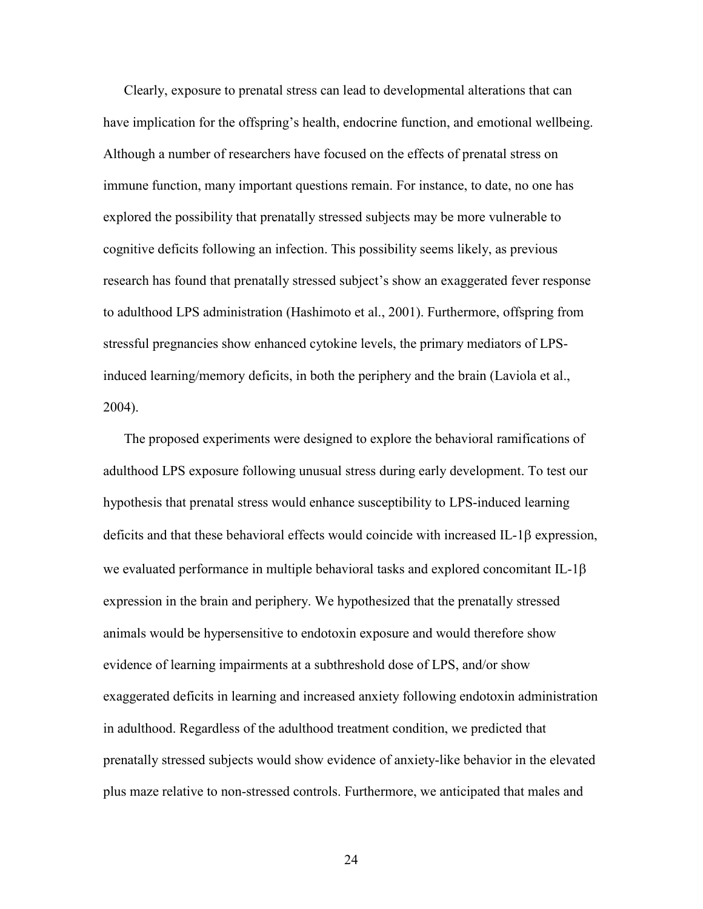Clearly, exposure to prenatal stress can lead to developmental alterations that can have implication for the offspring's health, endocrine function, and emotional wellbeing. Although a number of researchers have focused on the effects of prenatal stress on immune function, many important questions remain. For instance, to date, no one has explored the possibility that prenatally stressed subjects may be more vulnerable to cognitive deficits following an infection. This possibility seems likely, as previous research has found that prenatally stressed subject's show an exaggerated fever response to adulthood LPS administration (Hashimoto et al., 2001). Furthermore, offspring from stressful pregnancies show enhanced cytokine levels, the primary mediators of LPS-induced learning/memory deficits, in both the periphery and the brain (Laviola et al., 2004).

The proposed experiments were designed to explore the behavioral ramifications of adulthood LPS exposure following unusual stress during early development. To test our hypothesis that prenatal stress would enhance susceptibility to LPS-induced learning deficits and that these behavioral effects would coincide with increased IL-1β expression, we evaluated performance in multiple behavioral tasks and explored concomitant IL-1β expression in the brain and periphery. We hypothesized that the prenatally stressed animals would be hypersensitive to endotoxin exposure and would therefore show evidence of learning impairments at a subthreshold dose of LPS, and/or show exaggerated deficits in learning and increased anxiety following endotoxin administration in adulthood. Regardless of the adulthood treatment condition, we predicted that prenatally stressed subjects would show evidence of anxiety-like behavior in the elevated plus maze relative to non-stressed controls. Furthermore, we anticipated that males and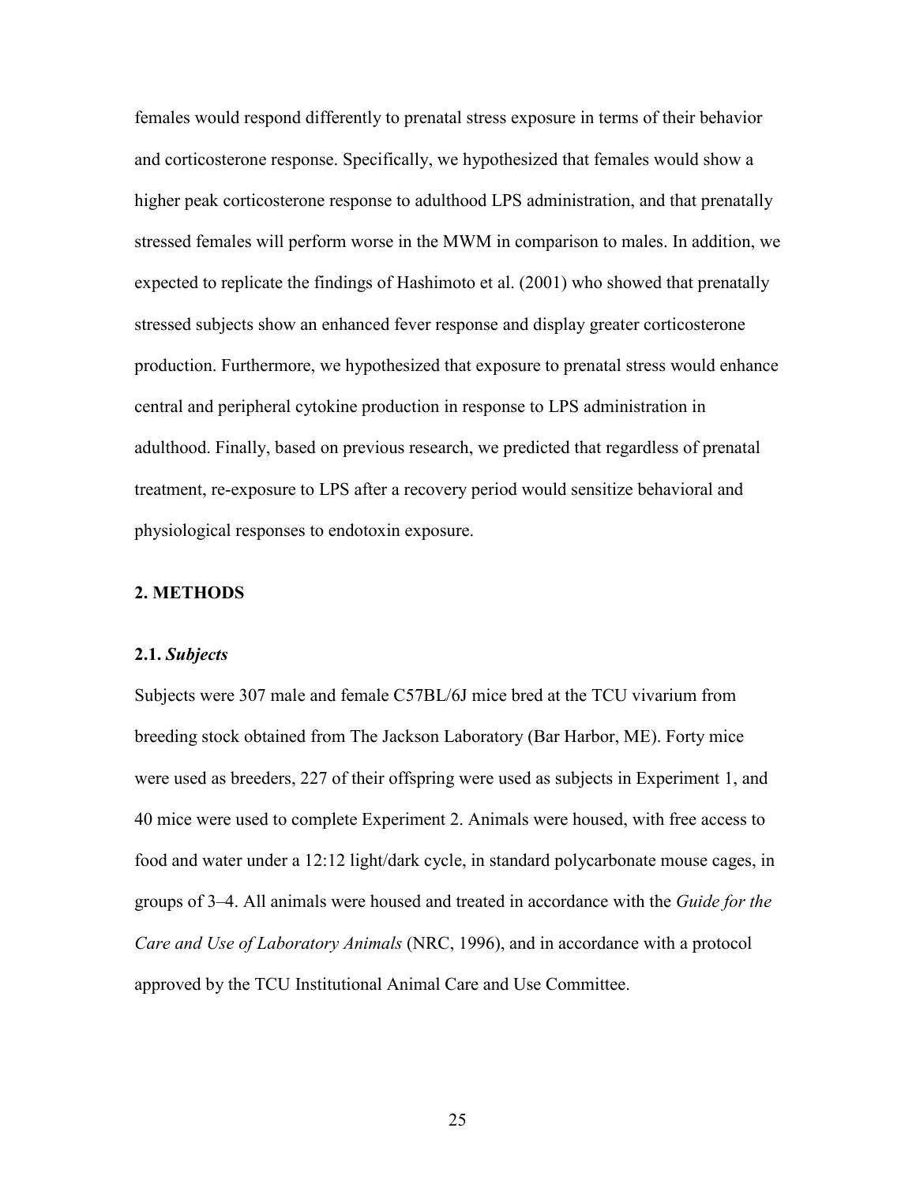females would respond differently to prenatal stress exposure in terms of their behavior and corticosterone response. Specifically, we hypothesized that females would show a higher peak corticosterone response to adulthood LPS administration, and that prenatally stressed females will perform worse in the MWM in comparison to males. In addition, we expected to replicate the findings of Hashimoto et al. (2001) who showed that prenatally stressed subjects show an enhanced fever response and display greater corticosterone production. Furthermore, we hypothesized that exposure to prenatal stress would enhance central and peripheral cytokine production in response to LPS administration in adulthood. Finally, based on previous research, we predicted that regardless of prenatal treatment, re-exposure to LPS after a recovery period would sensitize behavioral and physiological responses to endotoxin exposure.

## 2. METHODS

### 2.1. *Subjects*

Subjects were 307 male and female C57BL/6J mice bred at the TCU vivarium from breeding stock obtained from The Jackson Laboratory (Bar Harbor, ME). Forty mice were used as breeders, 227 of their offspring were used as subjects in Experiment 1, and 40 mice were used to complete Experiment 2. Animals were housed, with free access to food and water under a 12:12 light/dark cycle, in standard polycarbonate mouse cages, in groups of 3–4. All animals were housed and treated in accordance with the *Guide for the Care and Use of Laboratory Animals* (NRC, 1996), and in accordance with a protocol approved by the TCU Institutional Animal Care and Use Committee.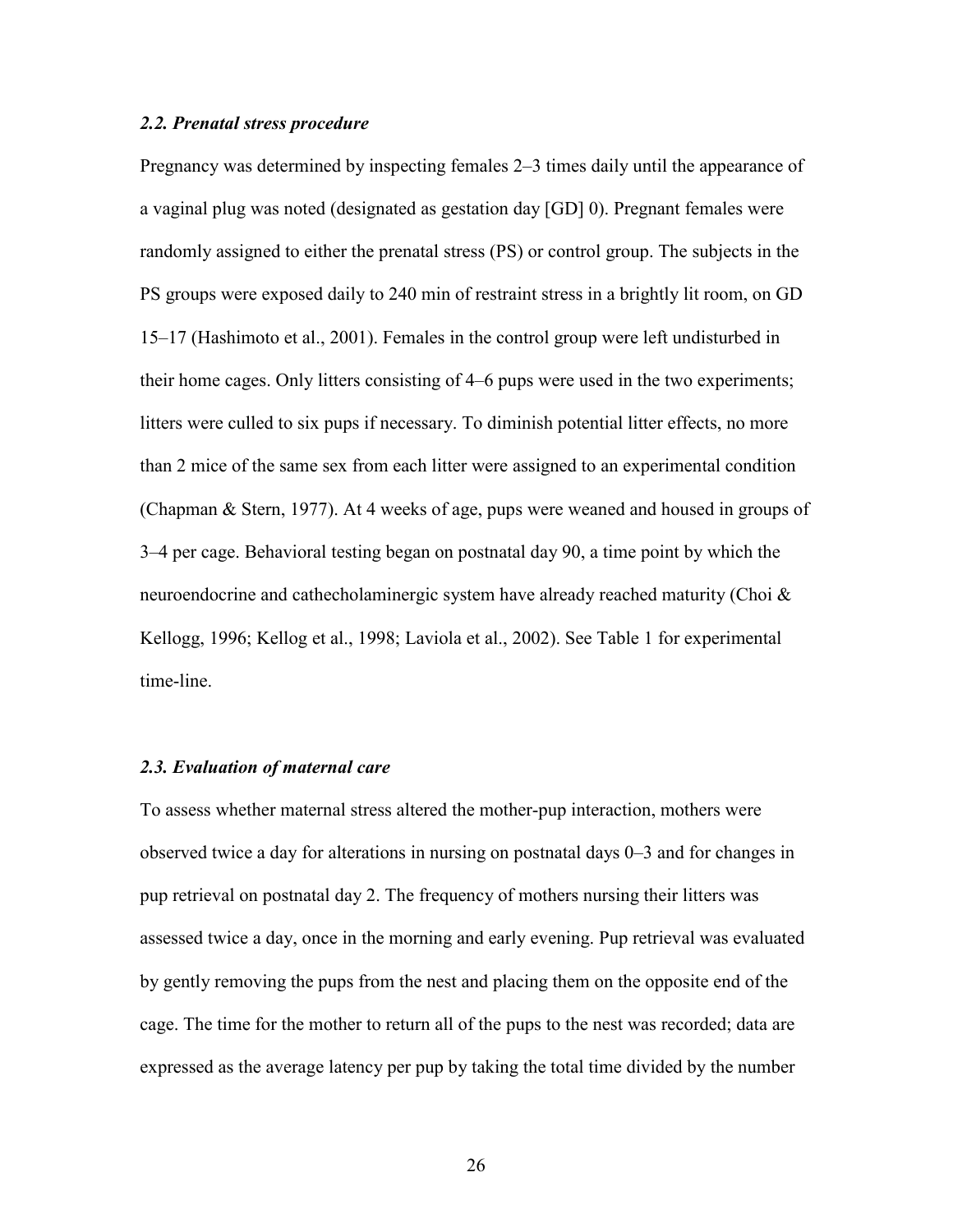### *2.2. Prenatal stress procedure*

Pregnancy was determined by inspecting females 2–3 times daily until the appearance of a vaginal plug was noted (designated as gestation day [GD] 0). Pregnant females were randomly assigned to either the prenatal stress (PS) or control group. The subjects in the PS groups were exposed daily to 240 min of restraint stress in a brightly lit room, on GD 15–17 (Hashimoto et al., 2001). Females in the control group were left undisturbed in their home cages. Only litters consisting of 4–6 pups were used in the two experiments; litters were culled to six pups if necessary. To diminish potential litter effects, no more than 2 mice of the same sex from each litter were assigned to an experimental condition (Chapman & Stern, 1977). At 4 weeks of age, pups were weaned and housed in groups of 3–4 per cage. Behavioral testing began on postnatal day 90, a time point by which the neuroendocrine and cathecholaminergic system have already reached maturity (Choi & Kellogg, 1996; Kellog et al., 1998; Laviola et al., 2002). See Table 1 for experimental time-line.

### *2.3. Evaluation of maternal care*

To assess whether maternal stress altered the mother-pup interaction, mothers were observed twice a day for alterations in nursing on postnatal days 0–3 and for changes in pup retrieval on postnatal day 2. The frequency of mothers nursing their litters was assessed twice a day, once in the morning and early evening. Pup retrieval was evaluated by gently removing the pups from the nest and placing them on the opposite end of the cage. The time for the mother to return all of the pups to the nest was recorded; data are expressed as the average latency per pup by taking the total time divided by the number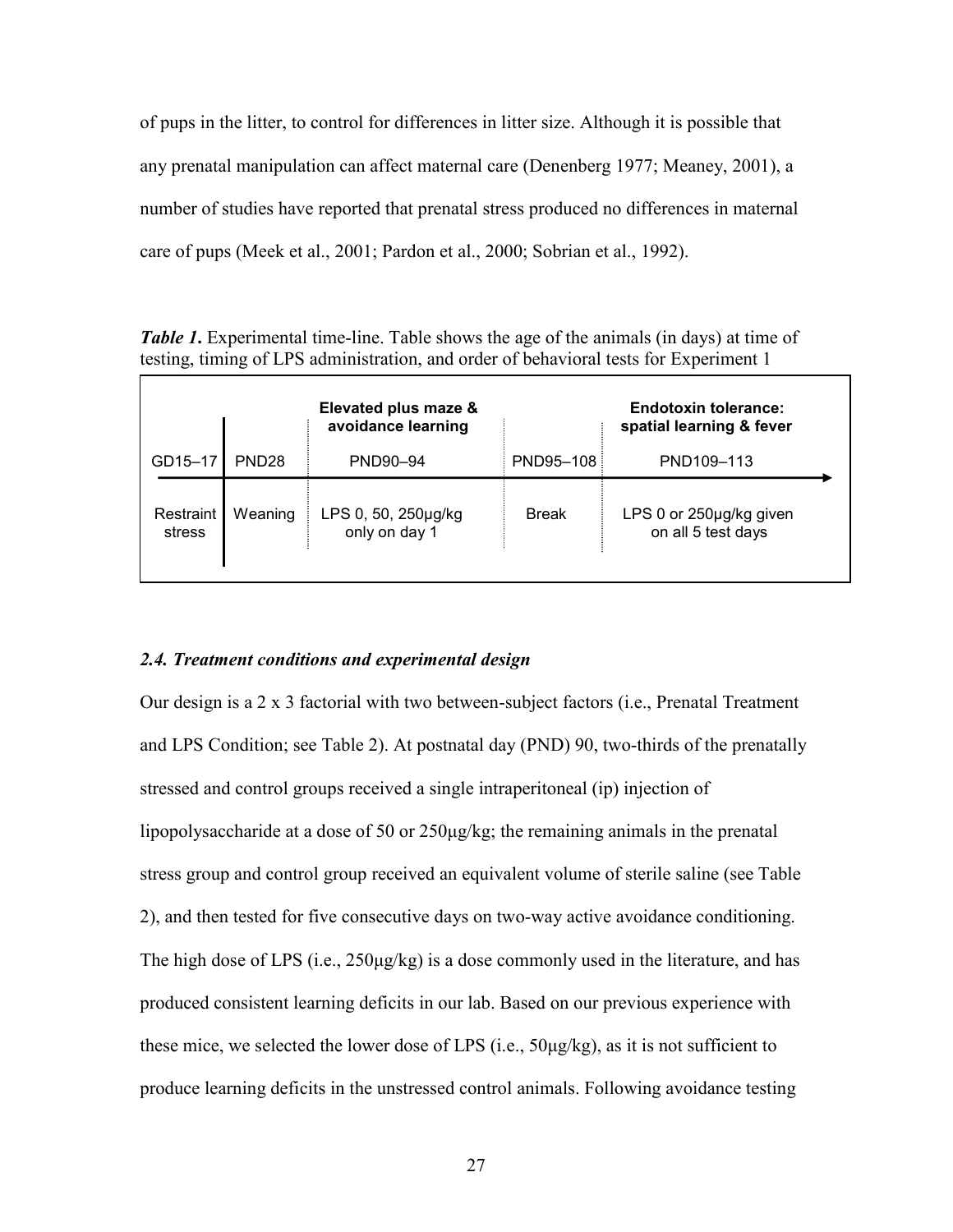of pups in the litter, to control for differences in litter size. Although it is possible that any prenatal manipulation can affect maternal care (Denenberg 1977; Meaney, 2001), a number of studies have reported that prenatal stress produced no differences in maternal care of pups (Meek et al., 2001; Pardon et al., 2000; Sobrian et al., 1992).

***Table 1.*** Experimental time-line. Table shows the age of the animals (in days) at time of testing, timing of LPS administration, and order of behavioral tests for Experiment 1

| | | Elevated plus maze & avoidance learning | | Endotoxin tolerance: spatial learning & fever |
|---|---|---|---|---|
| GD15–17 | PND28 | PND90–94 | PND95–108 | PND109–113 |
| Restraint stress | Weaning | LPS 0, 50, 250μg/kg only on day 1 | Break | LPS 0 or 250μg/kg given on all 5 test days |

### *2.4. Treatment conditions and experimental design*

Our design is a 2 x 3 factorial with two between-subject factors (i.e., Prenatal Treatment and LPS Condition; see Table 2). At postnatal day (PND) 90, two-thirds of the prenatally stressed and control groups received a single intraperitoneal (ip) injection of lipopolysaccharide at a dose of 50 or 250μg/kg; the remaining animals in the prenatal stress group and control group received an equivalent volume of sterile saline (see Table 2), and then tested for five consecutive days on two-way active avoidance conditioning. The high dose of LPS (i.e., 250μg/kg) is a dose commonly used in the literature, and has produced consistent learning deficits in our lab. Based on our previous experience with these mice, we selected the lower dose of LPS (i.e., 50μg/kg), as it is not sufficient to produce learning deficits in the unstressed control animals. Following avoidance testing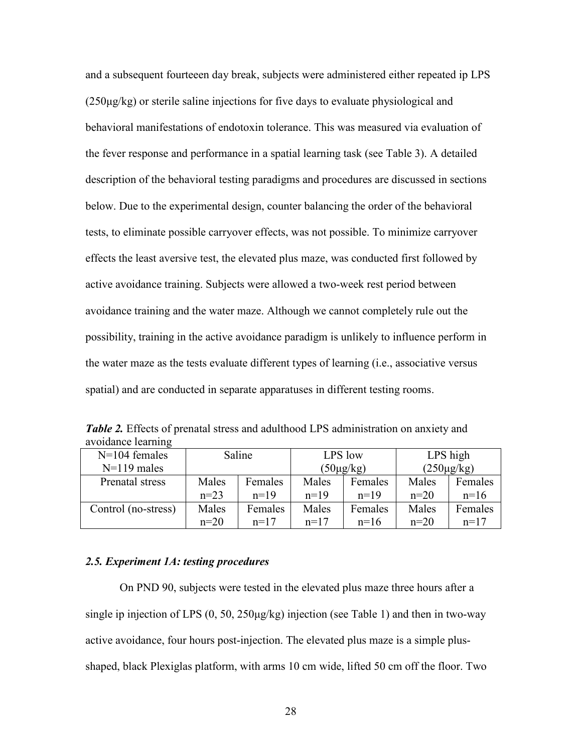and a subsequent fourteeen day break, subjects were administered either repeated ip LPS (250µg/kg) or sterile saline injections for five days to evaluate physiological and behavioral manifestations of endotoxin tolerance. This was measured via evaluation of the fever response and performance in a spatial learning task (see Table 3). A detailed description of the behavioral testing paradigms and procedures are discussed in sections below. Due to the experimental design, counter balancing the order of the behavioral tests, to eliminate possible carryover effects, was not possible. To minimize carryover effects the least aversive test, the elevated plus maze, was conducted first followed by active avoidance training. Subjects were allowed a two-week rest period between avoidance training and the water maze. Although we cannot completely rule out the possibility, training in the active avoidance paradigm is unlikely to influence perform in the water maze as the tests evaluate different types of learning (i.e., associative versus spatial) and are conducted in separate apparatuses in different testing rooms.

***Table 2.*** Effects of prenatal stress and adulthood LPS administration on anxiety and avoidance learning

| N=104 females<br>N=119 males | Saline | | LPS low<br>(50µg/kg) | | LPS high<br>(250µg/kg) | |
|---|---|---|---|---|---|---|
| Prenatal stress | Males<br>n=23 | Females<br>n=19 | Males<br>n=19 | Females<br>n=19 | Males<br>n=20 | Females<br>n=16 |
| Control (no-stress) | Males<br>n=20 | Females<br>n=17 | Males<br>n=17 | Females<br>n=16 | Males<br>n=20 | Females<br>n=17 |

### *2.5. Experiment 1A: testing procedures*

On PND 90, subjects were tested in the elevated plus maze three hours after a single ip injection of LPS (0, 50, 250µg/kg) injection (see Table 1) and then in two-way active avoidance, four hours post-injection. The elevated plus maze is a simple plus-shaped, black Plexiglas platform, with arms 10 cm wide, lifted 50 cm off the floor. Two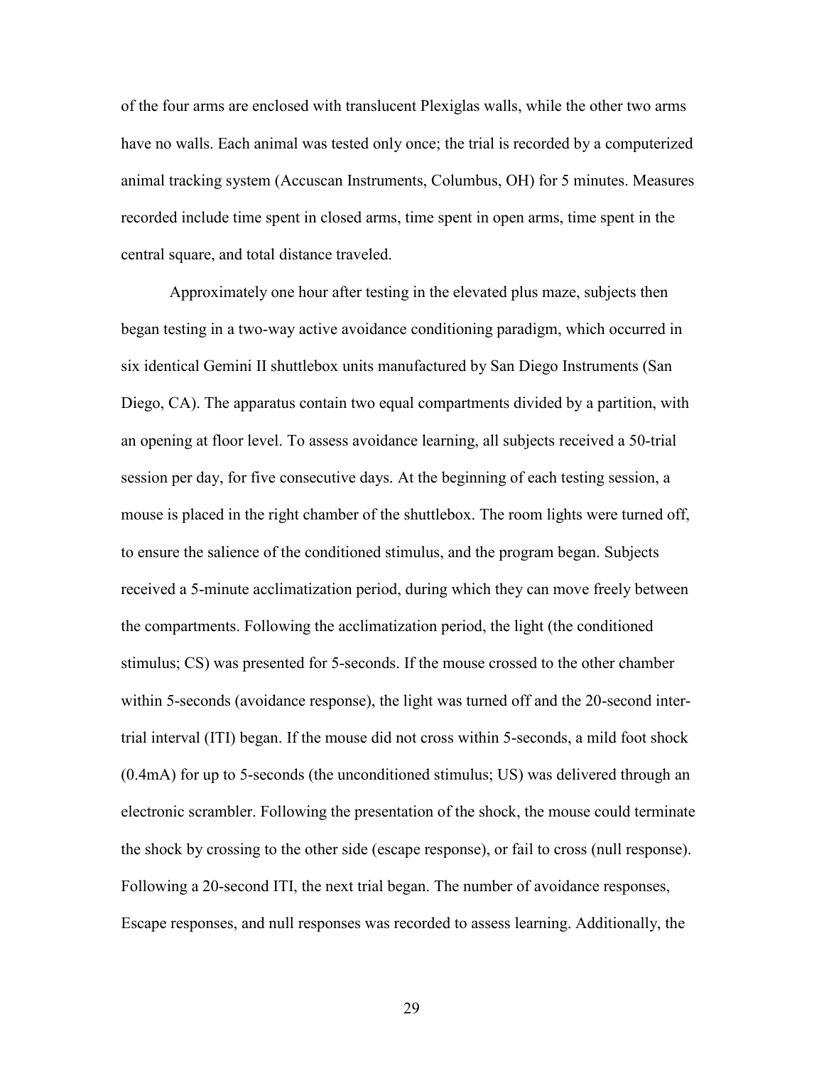of the four arms are enclosed with translucent Plexiglas walls, while the other two arms have no walls. Each animal was tested only once; the trial is recorded by a computerized animal tracking system (Accuscan Instruments, Columbus, OH) for 5 minutes. Measures recorded include time spent in closed arms, time spent in open arms, time spent in the central square, and total distance traveled.

Approximately one hour after testing in the elevated plus maze, subjects then began testing in a two-way active avoidance conditioning paradigm, which occurred in six identical Gemini II shuttlebox units manufactured by San Diego Instruments (San Diego, CA). The apparatus contain two equal compartments divided by a partition, with an opening at floor level. To assess avoidance learning, all subjects received a 50-trial session per day, for five consecutive days. At the beginning of each testing session, a mouse is placed in the right chamber of the shuttlebox. The room lights were turned off, to ensure the salience of the conditioned stimulus, and the program began. Subjects received a 5-minute acclimatization period, during which they can move freely between the compartments. Following the acclimatization period, the light (the conditioned stimulus; CS) was presented for 5-seconds. If the mouse crossed to the other chamber within 5-seconds (avoidance response), the light was turned off and the 20-second inter-trial interval (ITI) began. If the mouse did not cross within 5-seconds, a mild foot shock (0.4mA) for up to 5-seconds (the unconditioned stimulus; US) was delivered through an electronic scrambler. Following the presentation of the shock, the mouse could terminate the shock by crossing to the other side (escape response), or fail to cross (null response). Following a 20-second ITI, the next trial began. The number of avoidance responses, Escape responses, and null responses was recorded to assess learning. Additionally, the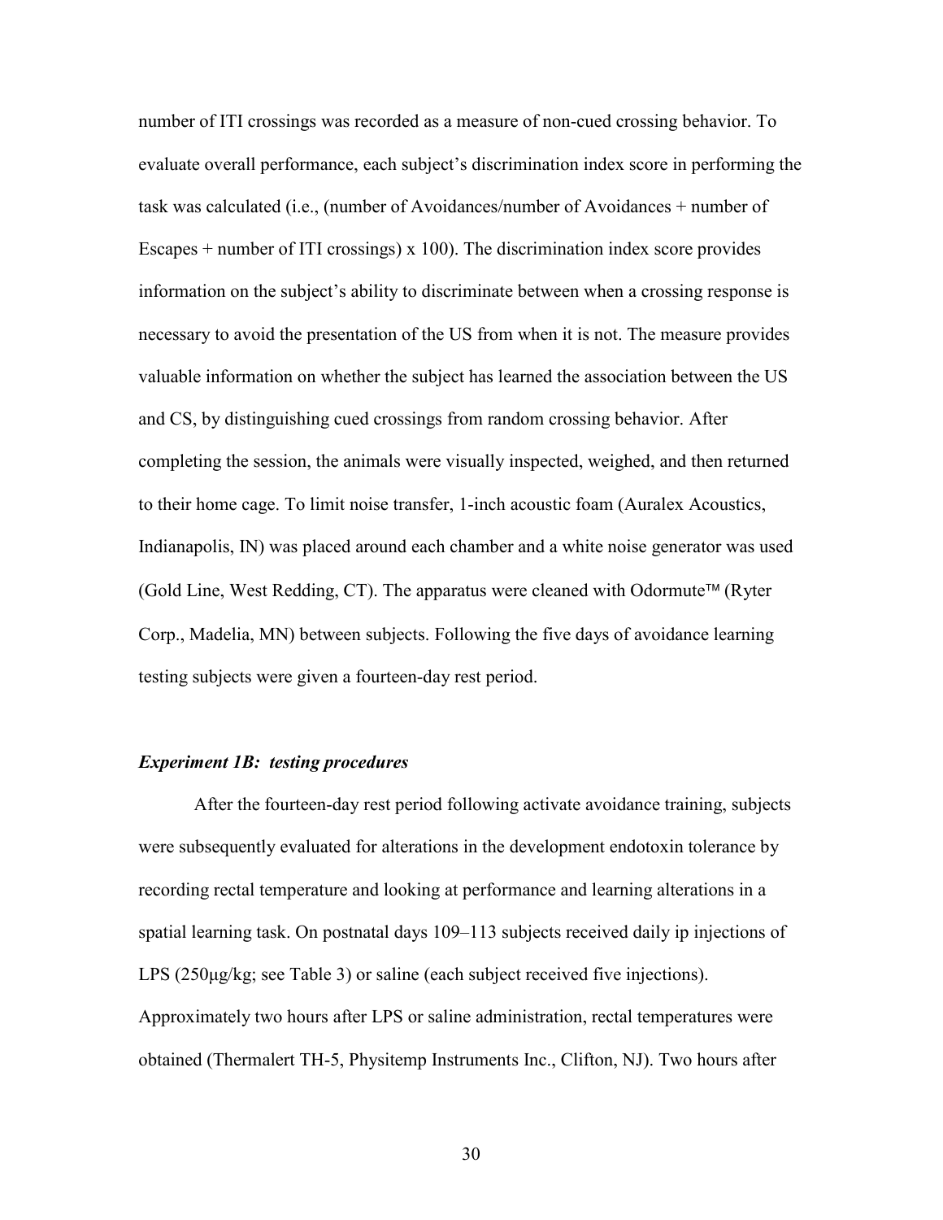number of ITI crossings was recorded as a measure of non-cued crossing behavior. To evaluate overall performance, each subject's discrimination index score in performing the task was calculated (i.e., (number of Avoidances/number of Avoidances + number of Escapes + number of ITI crossings) x 100). The discrimination index score provides information on the subject's ability to discriminate between when a crossing response is necessary to avoid the presentation of the US from when it is not. The measure provides valuable information on whether the subject has learned the association between the US and CS, by distinguishing cued crossings from random crossing behavior. After completing the session, the animals were visually inspected, weighed, and then returned to their home cage. To limit noise transfer, 1-inch acoustic foam (Auralex Acoustics, Indianapolis, IN) was placed around each chamber and a white noise generator was used (Gold Line, West Redding, CT). The apparatus were cleaned with Odormute™ (Ryter Corp., Madelia, MN) between subjects. Following the five days of avoidance learning testing subjects were given a fourteen-day rest period.

### ***Experiment 1B: testing procedures***

After the fourteen-day rest period following activate avoidance training, subjects were subsequently evaluated for alterations in the development endotoxin tolerance by recording rectal temperature and looking at performance and learning alterations in a spatial learning task. On postnatal days 109–113 subjects received daily ip injections of LPS (250μg/kg; see Table 3) or saline (each subject received five injections). Approximately two hours after LPS or saline administration, rectal temperatures were obtained (Thermalert TH-5, Physitemp Instruments Inc., Clifton, NJ). Two hours after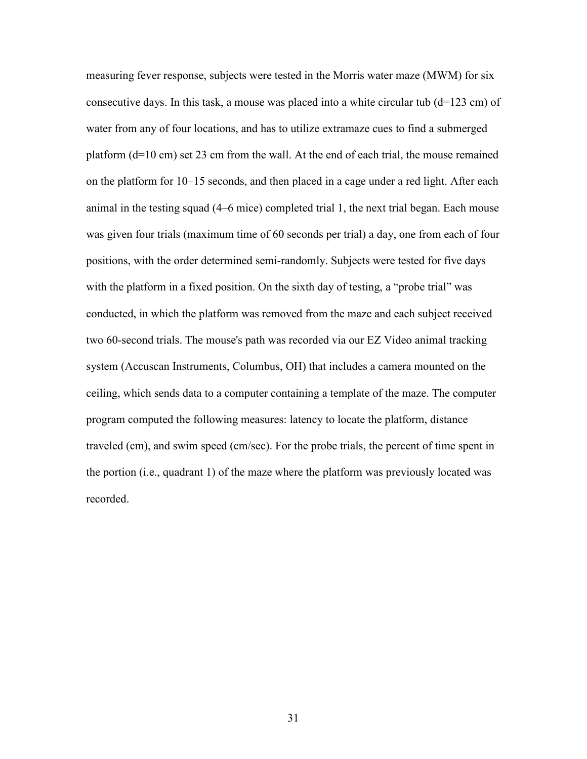measuring fever response, subjects were tested in the Morris water maze (MWM) for six consecutive days. In this task, a mouse was placed into a white circular tub (d=123 cm) of water from any of four locations, and has to utilize extramaze cues to find a submerged platform (d=10 cm) set 23 cm from the wall. At the end of each trial, the mouse remained on the platform for 10–15 seconds, and then placed in a cage under a red light. After each animal in the testing squad (4–6 mice) completed trial 1, the next trial began. Each mouse was given four trials (maximum time of 60 seconds per trial) a day, one from each of four positions, with the order determined semi-randomly. Subjects were tested for five days with the platform in a fixed position. On the sixth day of testing, a "probe trial" was conducted, in which the platform was removed from the maze and each subject received two 60-second trials. The mouse's path was recorded via our EZ Video animal tracking system (Accuscan Instruments, Columbus, OH) that includes a camera mounted on the ceiling, which sends data to a computer containing a template of the maze. The computer program computed the following measures: latency to locate the platform, distance traveled (cm), and swim speed (cm/sec). For the probe trials, the percent of time spent in the portion (i.e., quadrant 1) of the maze where the platform was previously located was recorded.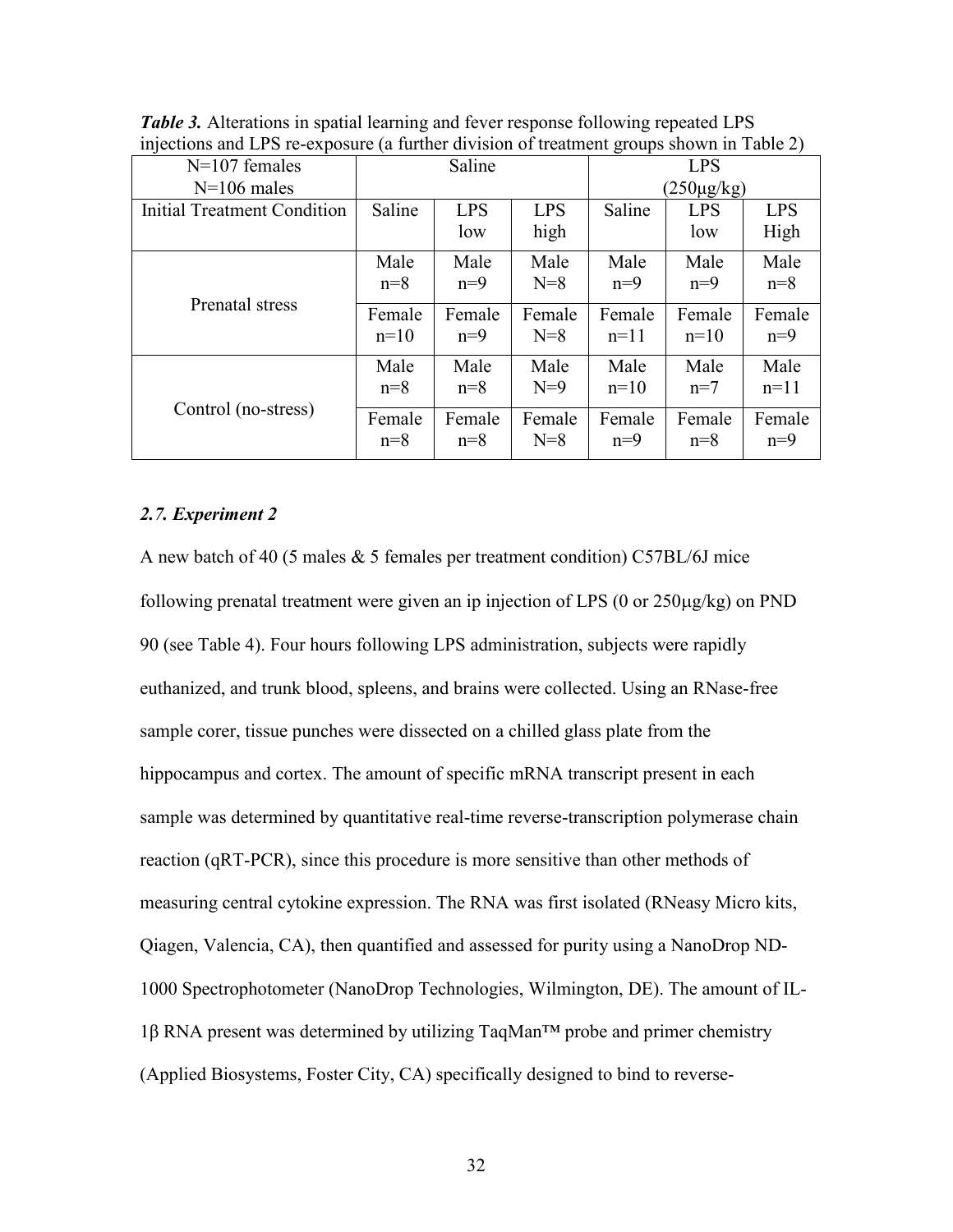***Table 3.*** Alterations in spatial learning and fever response following repeated LPS injections and LPS re-exposure (a further division of treatment groups shown in Table 2)

| N=107 females N=106 males | Saline | | | LPS (250μg/kg) | | |
|---|---|---|---|---|---|---|
| Initial Treatment Condition | Saline | LPS low | LPS high | Saline | LPS low | LPS High |
| Prenatal stress | Male n=8 | Male n=9 | Male N=8 | Male n=9 | Male n=9 | Male n=8 |
| | Female n=10 | Female n=9 | Female N=8 | Female n=11 | Female n=10 | Female n=9 |
| Control (no-stress) | Male n=8 | Male n=8 | Male N=9 | Male n=10 | Male n=7 | Male n=11 |
| | Female n=8 | Female n=8 | Female N=8 | Female n=9 | Female n=8 | Female n=9 |

### *2.7. Experiment 2*

A new batch of 40 (5 males & 5 females per treatment condition) C57BL/6J mice following prenatal treatment were given an ip injection of LPS (0 or 250μg/kg) on PND 90 (see Table 4). Four hours following LPS administration, subjects were rapidly euthanized, and trunk blood, spleens, and brains were collected. Using an RNase-free sample corer, tissue punches were dissected on a chilled glass plate from the hippocampus and cortex. The amount of specific mRNA transcript present in each sample was determined by quantitative real-time reverse-transcription polymerase chain reaction (qRT-PCR), since this procedure is more sensitive than other methods of measuring central cytokine expression. The RNA was first isolated (RNeasy Micro kits, Qiagen, Valencia, CA), then quantified and assessed for purity using a NanoDrop ND-1000 Spectrophotometer (NanoDrop Technologies, Wilmington, DE). The amount of IL-1β RNA present was determined by utilizing TaqMan™ probe and primer chemistry (Applied Biosystems, Foster City, CA) specifically designed to bind to reverse-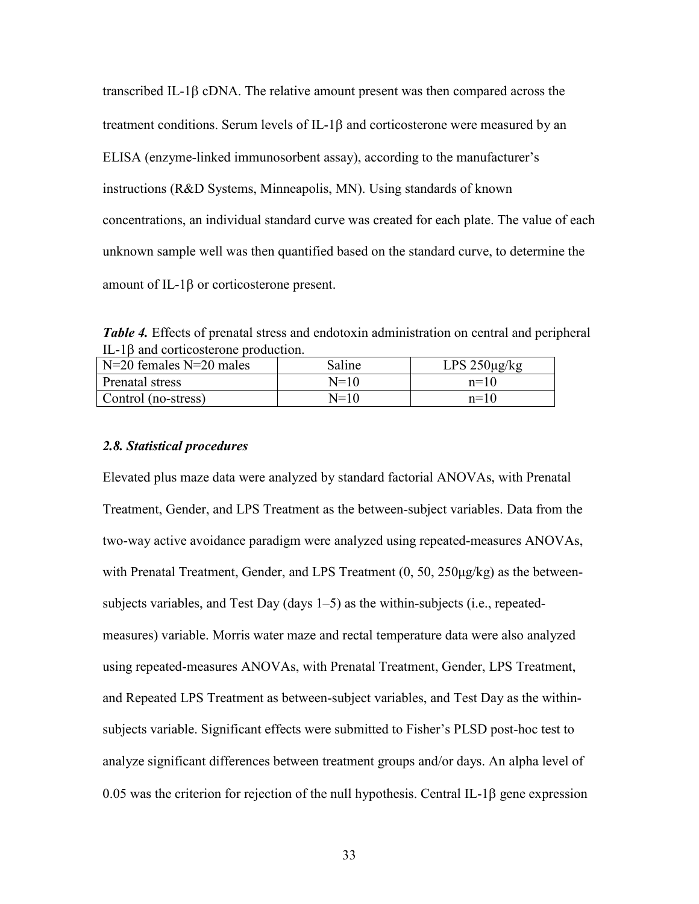transcribed IL-1β cDNA. The relative amount present was then compared across the treatment conditions. Serum levels of IL-1β and corticosterone were measured by an ELISA (enzyme-linked immunosorbent assay), according to the manufacturer's instructions (R&D Systems, Minneapolis, MN). Using standards of known concentrations, an individual standard curve was created for each plate. The value of each unknown sample well was then quantified based on the standard curve, to determine the amount of IL-1β or corticosterone present.

***Table 4.*** Effects of prenatal stress and endotoxin administration on central and peripheral IL-1β and corticosterone production.

| N=20 females N=20 males | Saline | LPS 250µg/kg |
|---|---|---|
| Prenatal stress | N=10 | n=10 |
| Control (no-stress) | N=10 | n=10 |

### *2.8. Statistical procedures*

Elevated plus maze data were analyzed by standard factorial ANOVAs, with Prenatal Treatment, Gender, and LPS Treatment as the between-subject variables. Data from the two-way active avoidance paradigm were analyzed using repeated-measures ANOVAs, with Prenatal Treatment, Gender, and LPS Treatment (0, 50, 250µg/kg) as the between-subjects variables, and Test Day (days 1–5) as the within-subjects (i.e., repeated-measures) variable. Morris water maze and rectal temperature data were also analyzed using repeated-measures ANOVAs, with Prenatal Treatment, Gender, LPS Treatment, and Repeated LPS Treatment as between-subject variables, and Test Day as the within-subjects variable. Significant effects were submitted to Fisher's PLSD post-hoc test to analyze significant differences between treatment groups and/or days. An alpha level of 0.05 was the criterion for rejection of the null hypothesis. Central IL-1β gene expression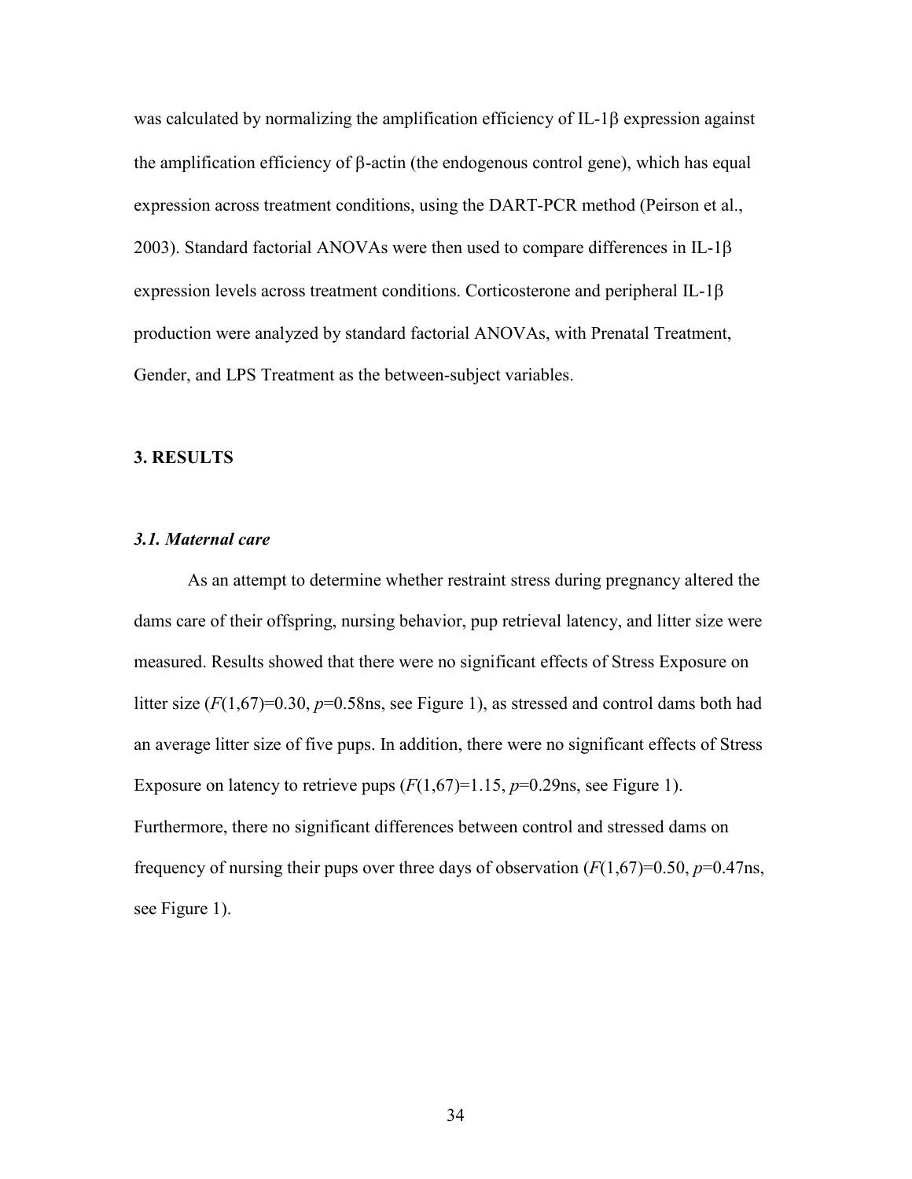was calculated by normalizing the amplification efficiency of IL-1β expression against the amplification efficiency of β-actin (the endogenous control gene), which has equal expression across treatment conditions, using the DART-PCR method (Peirson et al., 2003). Standard factorial ANOVAs were then used to compare differences in IL-1β expression levels across treatment conditions. Corticosterone and peripheral IL-1β production were analyzed by standard factorial ANOVAs, with Prenatal Treatment, Gender, and LPS Treatment as the between-subject variables.

## 3. RESULTS

### *3.1. Maternal care*

As an attempt to determine whether restraint stress during pregnancy altered the dams care of their offspring, nursing behavior, pup retrieval latency, and litter size were measured. Results showed that there were no significant effects of Stress Exposure on litter size ($F(1,67)=0.30$, $p=0.58$ns, see Figure 1), as stressed and control dams both had an average litter size of five pups. In addition, there were no significant effects of Stress Exposure on latency to retrieve pups ($F(1,67)=1.15$, $p=0.29$ns, see Figure 1). Furthermore, there no significant differences between control and stressed dams on frequency of nursing their pups over three days of observation ($F(1,67)=0.50$, $p=0.47$ns, see Figure 1).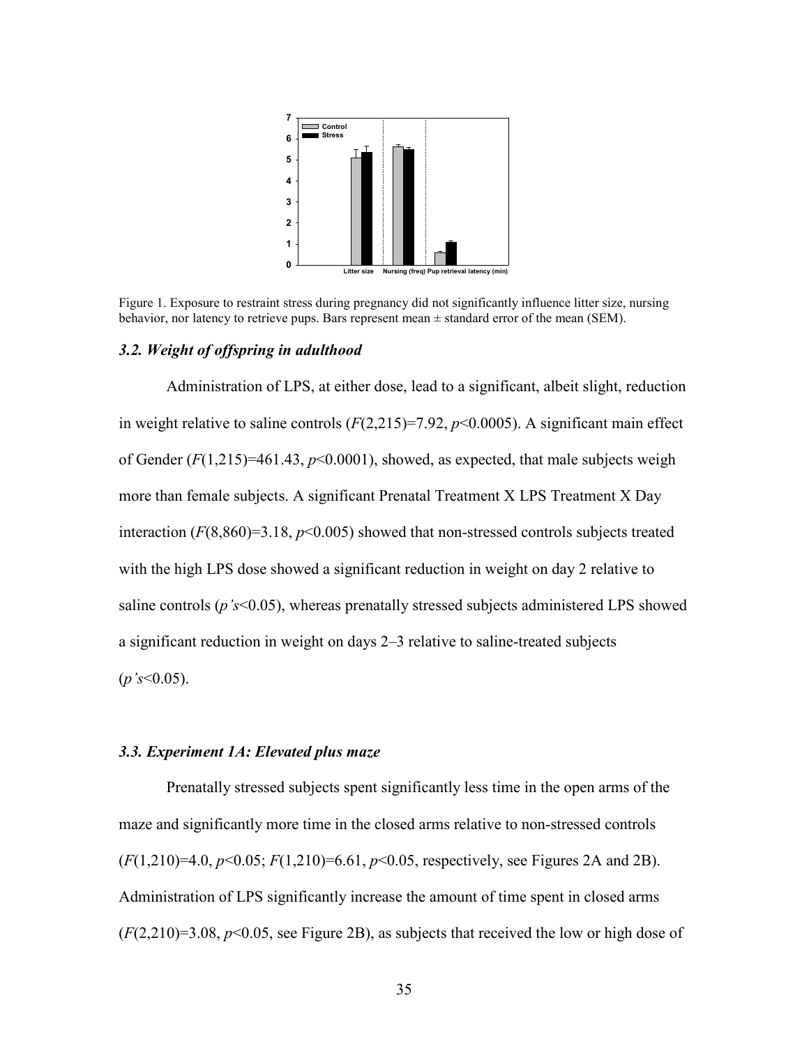Figure 1. Exposure to restraint stress during pregnancy did not significantly influence litter size, nursing behavior, nor latency to retrieve pups. Bars represent mean ± standard error of the mean (SEM).

### *3.2. Weight of offspring in adulthood*

Administration of LPS, at either dose, lead to a significant, albeit slight, reduction in weight relative to saline controls ($F(2,215)=7.92$, $p<0.0005$). A significant main effect of Gender ($F(1,215)=461.43$, $p<0.0001$), showed, as expected, that male subjects weigh more than female subjects. A significant Prenatal Treatment X LPS Treatment X Day interaction ($F(8,860)=3.18$, $p<0.005$) showed that non-stressed controls subjects treated with the high LPS dose showed a significant reduction in weight on day 2 relative to saline controls (*p's*<0.05), whereas prenatally stressed subjects administered LPS showed a significant reduction in weight on days 2–3 relative to saline-treated subjects (*p's*<0.05).

### *3.3. Experiment 1A: Elevated plus maze*

Prenatally stressed subjects spent significantly less time in the open arms of the maze and significantly more time in the closed arms relative to non-stressed controls ($F(1,210)=4.0$, $p<0.05$; $F(1,210)=6.61$, $p<0.05$, respectively, see Figures 2A and 2B). Administration of LPS significantly increase the amount of time spent in closed arms ($F(2,210)=3.08$, $p<0.05$, see Figure 2B), as subjects that received the low or high dose of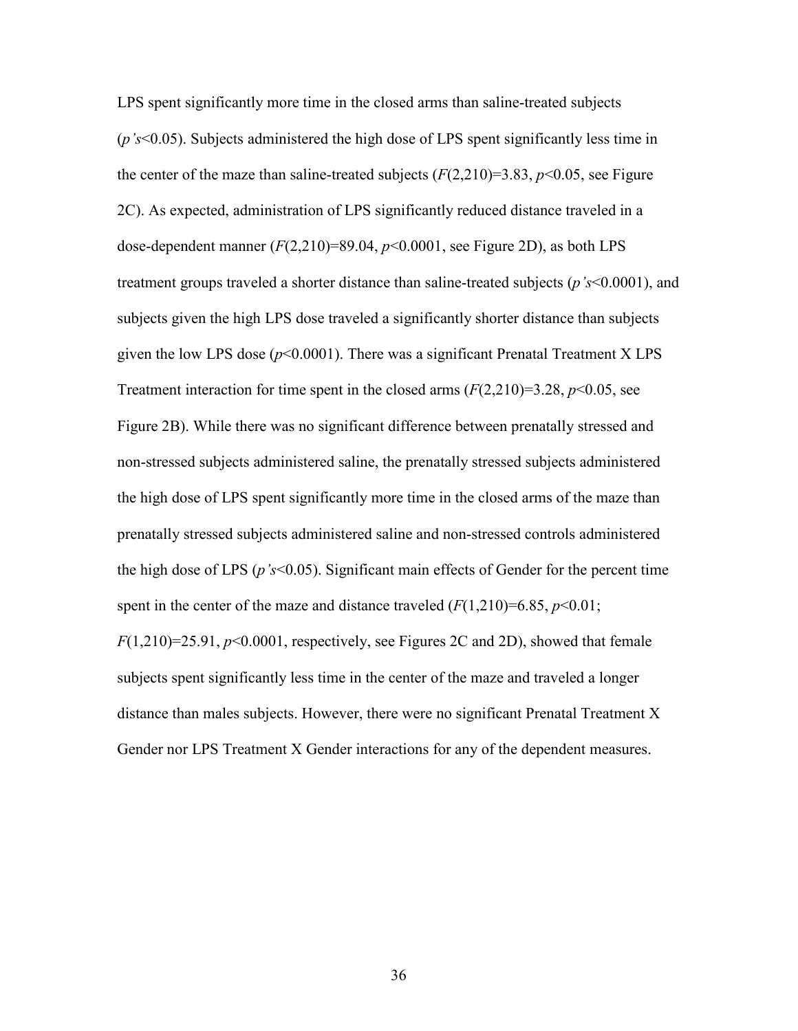LPS spent significantly more time in the closed arms than saline-treated subjects (*p's*$<0.05$). Subjects administered the high dose of LPS spent significantly less time in the center of the maze than saline-treated subjects ($F(2,210)=3.83$, $p<0.05$, see Figure 2C). As expected, administration of LPS significantly reduced distance traveled in a dose-dependent manner ($F(2,210)=89.04$, $p<0.0001$, see Figure 2D), as both LPS treatment groups traveled a shorter distance than saline-treated subjects (*p's*$<0.0001$), and subjects given the high LPS dose traveled a significantly shorter distance than subjects given the low LPS dose ($p<0.0001$). There was a significant Prenatal Treatment X LPS Treatment interaction for time spent in the closed arms ($F(2,210)=3.28$, $p<0.05$, see Figure 2B). While there was no significant difference between prenatally stressed and non-stressed subjects administered saline, the prenatally stressed subjects administered the high dose of LPS spent significantly more time in the closed arms of the maze than prenatally stressed subjects administered saline and non-stressed controls administered the high dose of LPS (*p's*$<0.05$). Significant main effects of Gender for the percent time spent in the center of the maze and distance traveled ($F(1,210)=6.85$, $p<0.01$; $F(1,210)=25.91$, $p<0.0001$, respectively, see Figures 2C and 2D), showed that female subjects spent significantly less time in the center of the maze and traveled a longer distance than males subjects. However, there were no significant Prenatal Treatment X Gender nor LPS Treatment X Gender interactions for any of the dependent measures.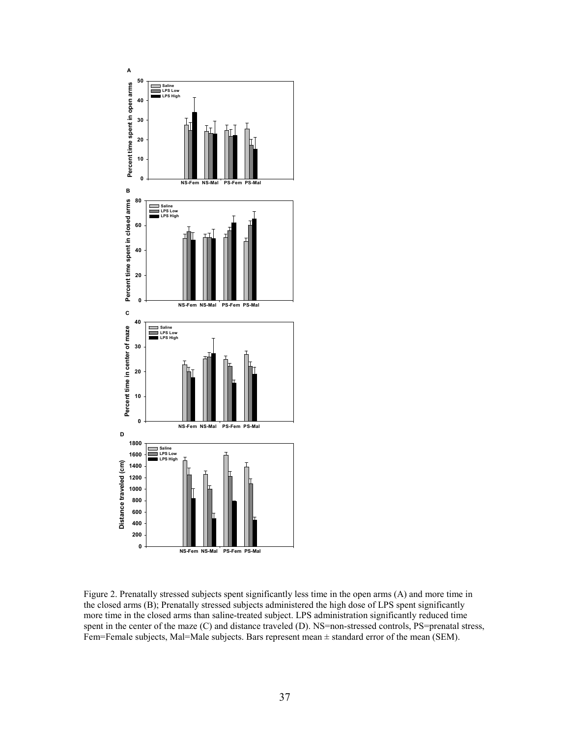Figure 2. Prenatally stressed subjects spent significantly less time in the open arms (A) and more time in the closed arms (B); Prenatally stressed subjects administered the high dose of LPS spent significantly more time in the closed arms than saline-treated subject. LPS administration significantly reduced time spent in the center of the maze (C) and distance traveled (D). NS=non-stressed controls, PS=prenatal stress, Fem=Female subjects, Mal=Male subjects. Bars represent mean ± standard error of the mean (SEM).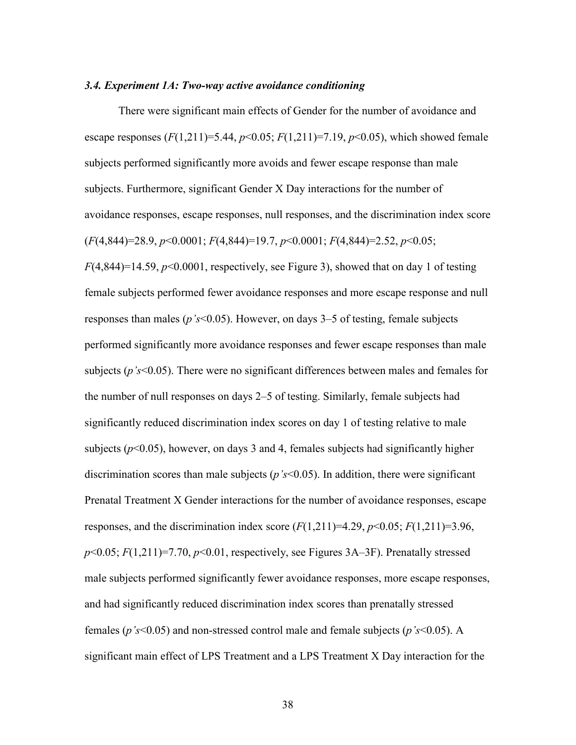### *3.4. Experiment 1A: Two-way active avoidance conditioning*

There were significant main effects of Gender for the number of avoidance and escape responses ($F(1,211)=5.44$, $p<0.05$; $F(1,211)=7.19$, $p<0.05$), which showed female subjects performed significantly more avoids and fewer escape response than male subjects. Furthermore, significant Gender X Day interactions for the number of avoidance responses, escape responses, null responses, and the discrimination index score ($F(4,844)=28.9$, $p<0.0001$; $F(4,844)=19.7$, $p<0.0001$; $F(4,844)=2.52$, $p<0.05$; $F(4,844)=14.59$, $p<0.0001$, respectively, see Figure 3), showed that on day 1 of testing female subjects performed fewer avoidance responses and more escape response and null responses than males (*p's*<0.05). However, on days 3–5 of testing, female subjects performed significantly more avoidance responses and fewer escape responses than male subjects (*p's*<0.05). There were no significant differences between males and females for the number of null responses on days 2–5 of testing. Similarly, female subjects had significantly reduced discrimination index scores on day 1 of testing relative to male subjects ($p<0.05$), however, on days 3 and 4, females subjects had significantly higher discrimination scores than male subjects (*p's*<0.05). In addition, there were significant Prenatal Treatment X Gender interactions for the number of avoidance responses, escape responses, and the discrimination index score ($F(1,211)=4.29$, $p<0.05$; $F(1,211)=3.96$, $p<0.05$; $F(1,211)=7.70$, $p<0.01$, respectively, see Figures 3A–3F). Prenatally stressed male subjects performed significantly fewer avoidance responses, more escape responses, and had significantly reduced discrimination index scores than prenatally stressed females (*p's*<0.05) and non-stressed control male and female subjects (*p's*<0.05). A significant main effect of LPS Treatment and a LPS Treatment X Day interaction for the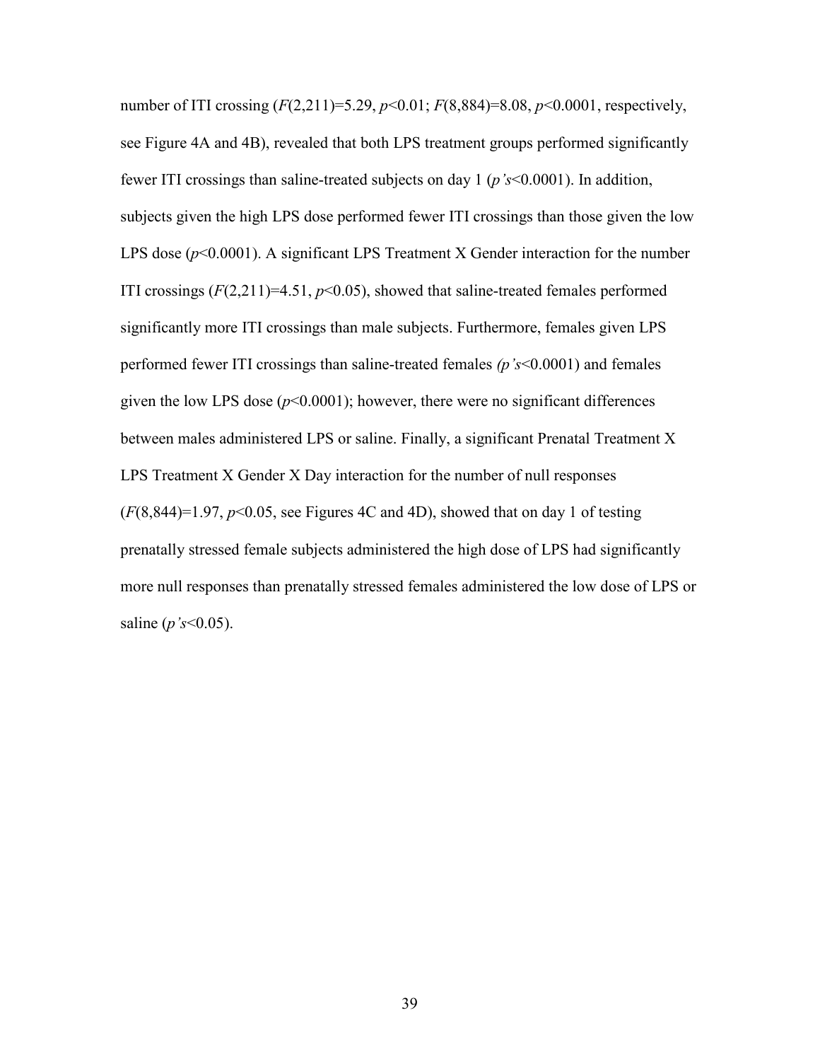number of ITI crossing ($F(2,211)=5.29$, $p<0.01$; $F(8,884)=8.08$, $p<0.0001$, respectively, see Figure 4A and 4B), revealed that both LPS treatment groups performed significantly fewer ITI crossings than saline-treated subjects on day 1 ($p$'s$<0.0001$). In addition, subjects given the high LPS dose performed fewer ITI crossings than those given the low LPS dose ($p<0.0001$). A significant LPS Treatment X Gender interaction for the number ITI crossings ($F(2,211)=4.51$, $p<0.05$), showed that saline-treated females performed significantly more ITI crossings than male subjects. Furthermore, females given LPS performed fewer ITI crossings than saline-treated females *(p's*$<0.0001$) and females given the low LPS dose ($p<0.0001$); however, there were no significant differences between males administered LPS or saline. Finally, a significant Prenatal Treatment X LPS Treatment X Gender X Day interaction for the number of null responses ($F(8,844)=1.97$, $p<0.05$, see Figures 4C and 4D), showed that on day 1 of testing prenatally stressed female subjects administered the high dose of LPS had significantly more null responses than prenatally stressed females administered the low dose of LPS or saline ($p$'s$<0.05$).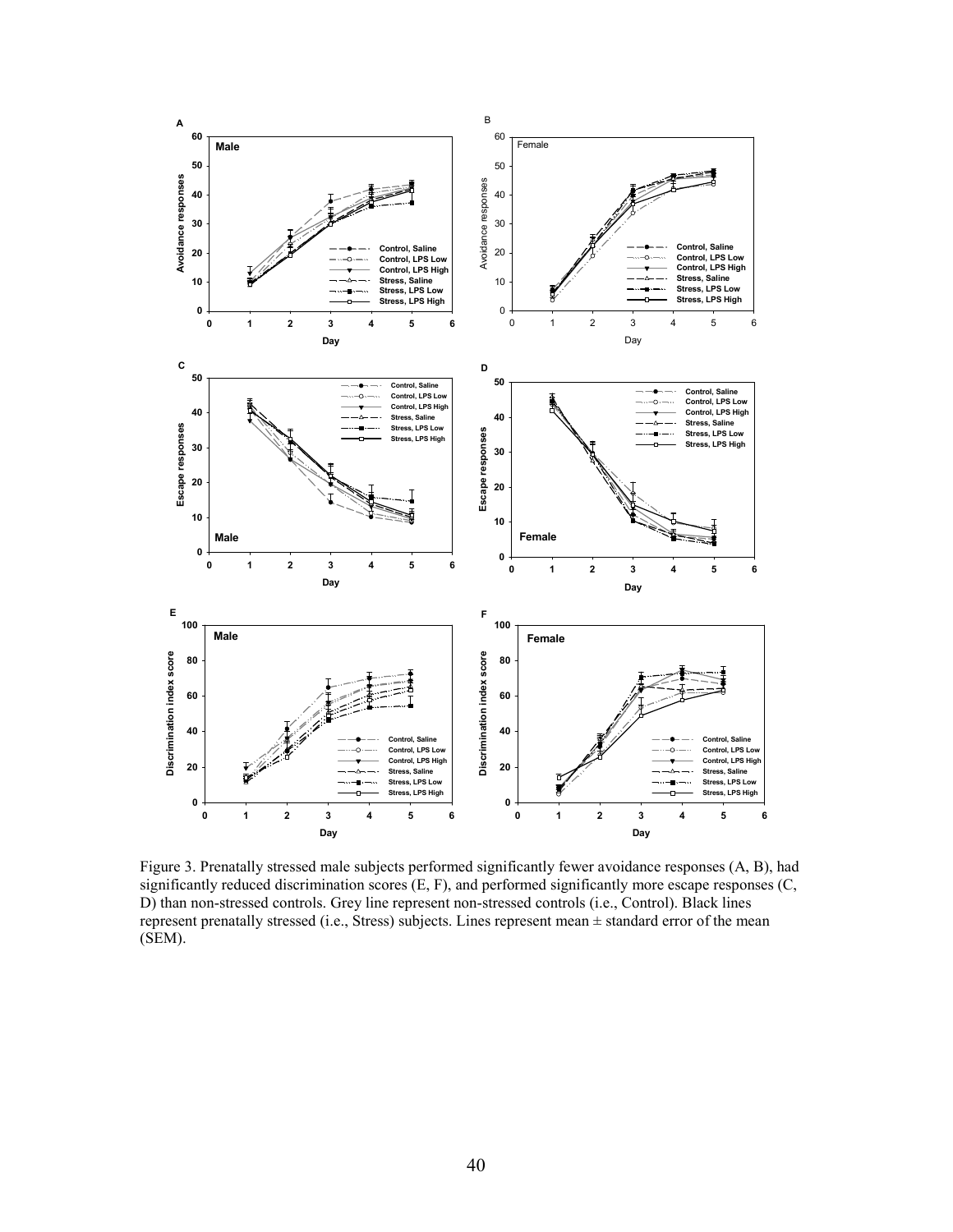Figure 3. Prenatally stressed male subjects performed significantly fewer avoidance responses (A, B), had significantly reduced discrimination scores (E, F), and performed significantly more escape responses (C, D) than non-stressed controls. Grey line represent non-stressed controls (i.e., Control). Black lines represent prenatally stressed (i.e., Stress) subjects. Lines represent mean ± standard error of the mean (SEM).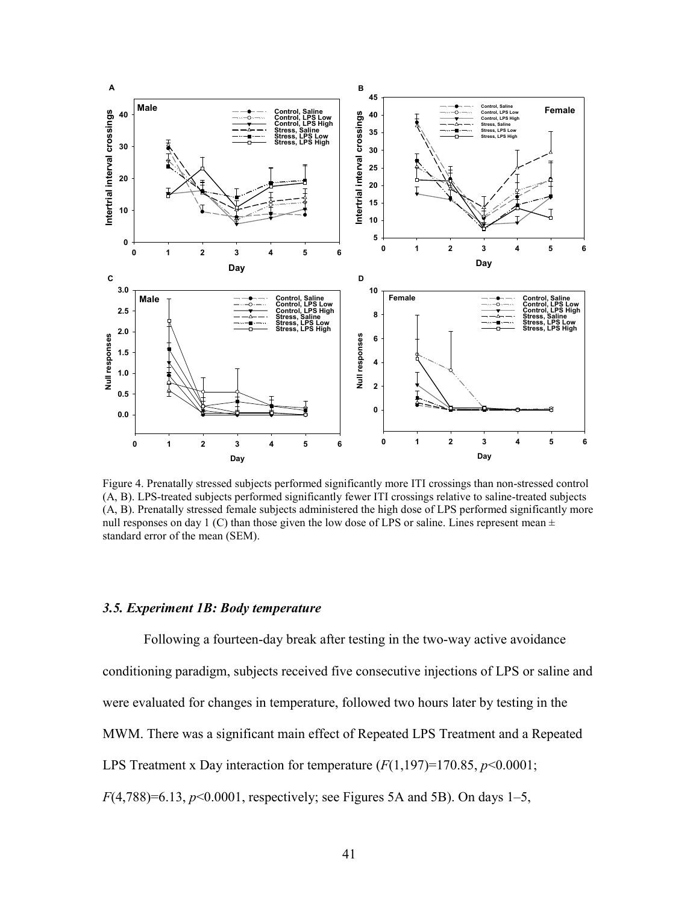Figure 4. Prenatally stressed subjects performed significantly more ITI crossings than non-stressed control (A, B). LPS-treated subjects performed significantly fewer ITI crossings relative to saline-treated subjects (A, B). Prenatally stressed female subjects administered the high dose of LPS performed significantly more null responses on day 1 (C) than those given the low dose of LPS or saline. Lines represent mean ± standard error of the mean (SEM).

### *3.5. Experiment 1B: Body temperature*

Following a fourteen-day break after testing in the two-way active avoidance conditioning paradigm, subjects received five consecutive injections of LPS or saline and were evaluated for changes in temperature, followed two hours later by testing in the MWM. There was a significant main effect of Repeated LPS Treatment and a Repeated LPS Treatment x Day interaction for temperature ($F(1,197)=170.85$, $p<0.0001$; $F(4,788)=6.13$, $p<0.0001$, respectively; see Figures 5A and 5B). On days 1–5,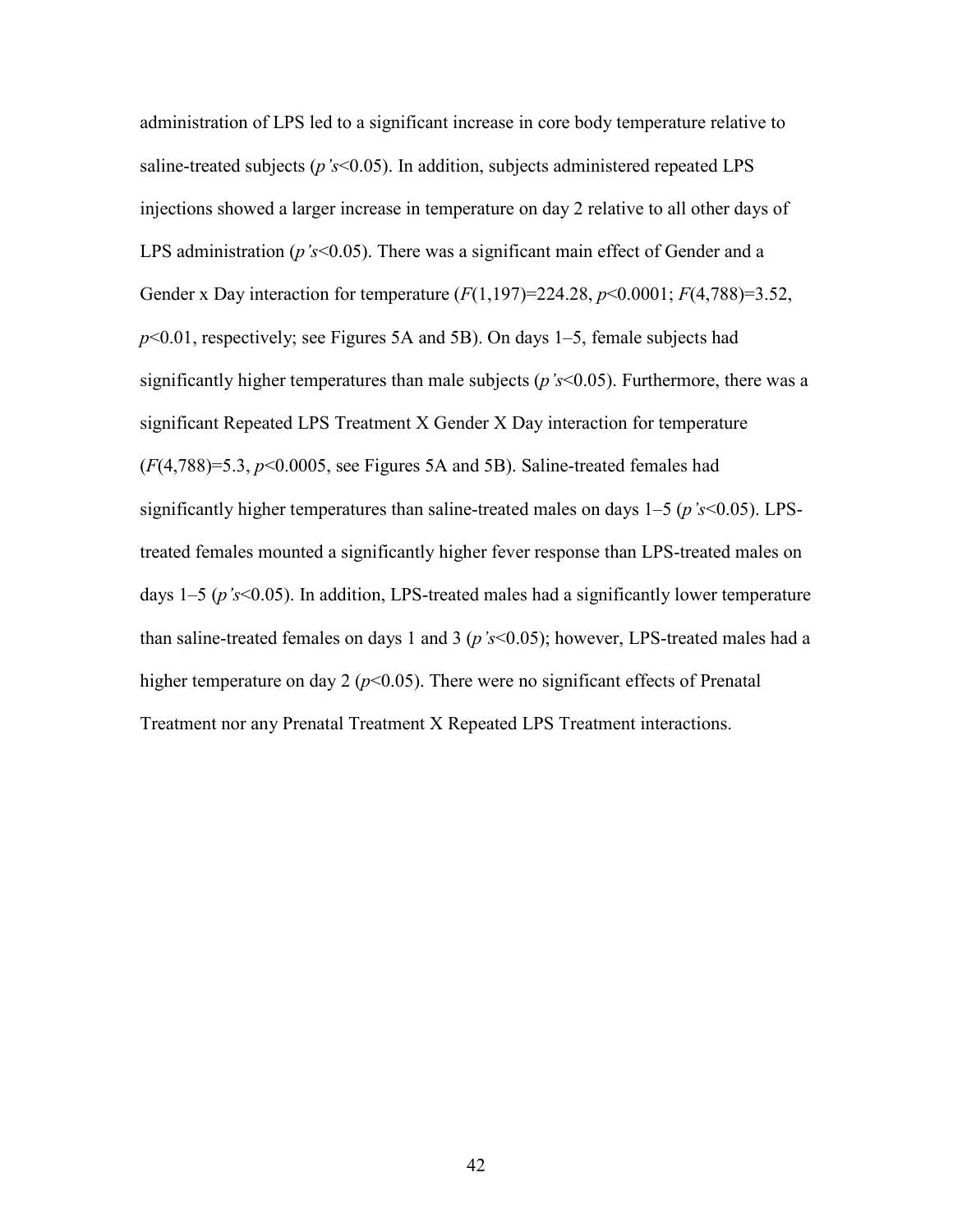administration of LPS led to a significant increase in core body temperature relative to saline-treated subjects ($p$'s$<0.05$). In addition, subjects administered repeated LPS injections showed a larger increase in temperature on day 2 relative to all other days of LPS administration ($p$'s$<0.05$). There was a significant main effect of Gender and a Gender x Day interaction for temperature ($F(1,197)=224.28$, $p<0.0001$; $F(4,788)=3.52$, $p<0.01$, respectively; see Figures 5A and 5B). On days 1–5, female subjects had significantly higher temperatures than male subjects ($p$'s$<0.05$). Furthermore, there was a significant Repeated LPS Treatment X Gender X Day interaction for temperature ($F(4,788)=5.3$, $p<0.0005$, see Figures 5A and 5B). Saline-treated females had significantly higher temperatures than saline-treated males on days 1–5 ($p$'s$<0.05$). LPS-treated females mounted a significantly higher fever response than LPS-treated males on days 1–5 ($p$'s$<0.05$). In addition, LPS-treated males had a significantly lower temperature than saline-treated females on days 1 and 3 ($p$'s$<0.05$); however, LPS-treated males had a higher temperature on day 2 ($p<0.05$). There were no significant effects of Prenatal Treatment nor any Prenatal Treatment X Repeated LPS Treatment interactions.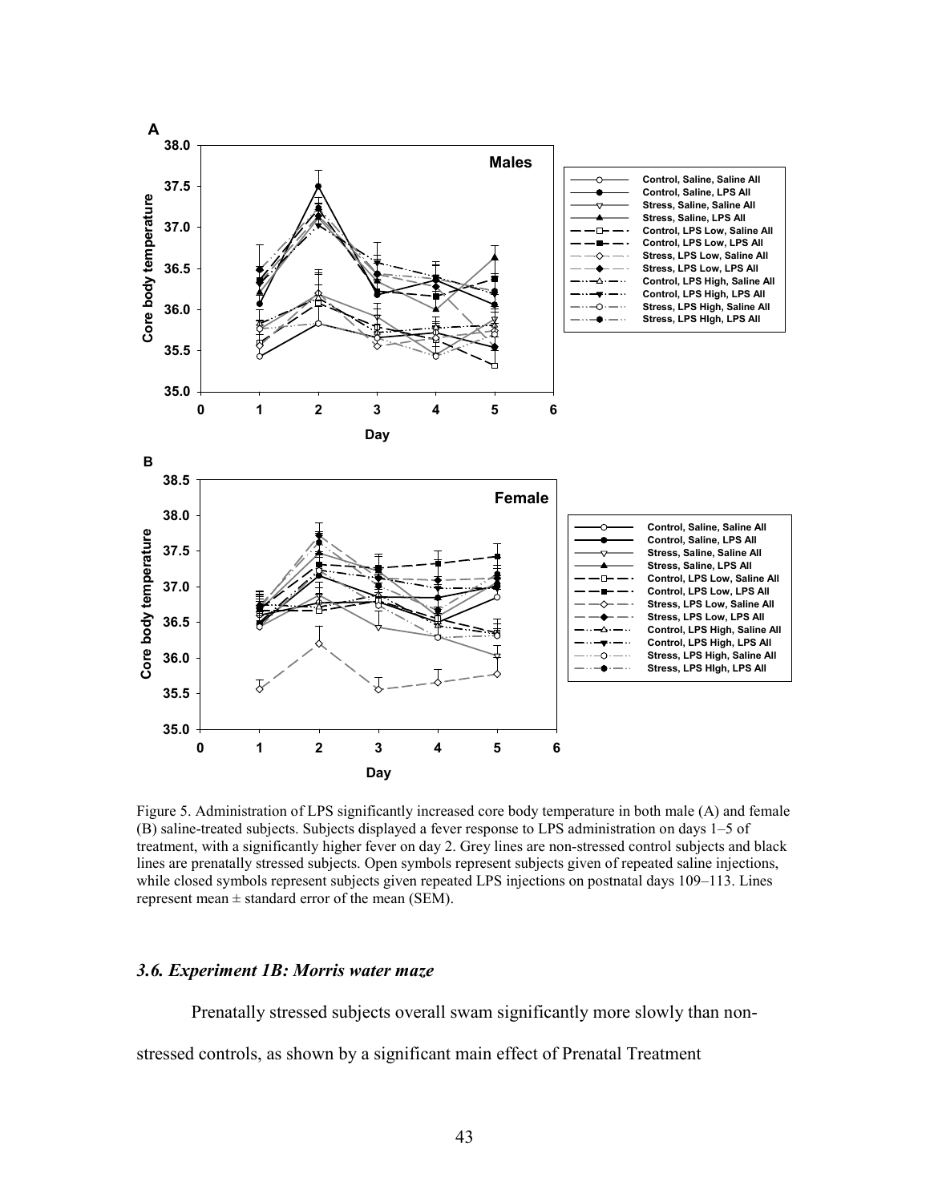Figure 5. Administration of LPS significantly increased core body temperature in both male (A) and female (B) saline-treated subjects. Subjects displayed a fever response to LPS administration on days 1–5 of treatment, with a significantly higher fever on day 2. Grey lines are non-stressed control subjects and black lines are prenatally stressed subjects. Open symbols represent subjects given of repeated saline injections, while closed symbols represent subjects given repeated LPS injections on postnatal days 109–113. Lines represent mean ± standard error of the mean (SEM).

### *3.6. Experiment 1B: Morris water maze*

Prenatally stressed subjects overall swam significantly more slowly than non-stressed controls, as shown by a significant main effect of Prenatal Treatment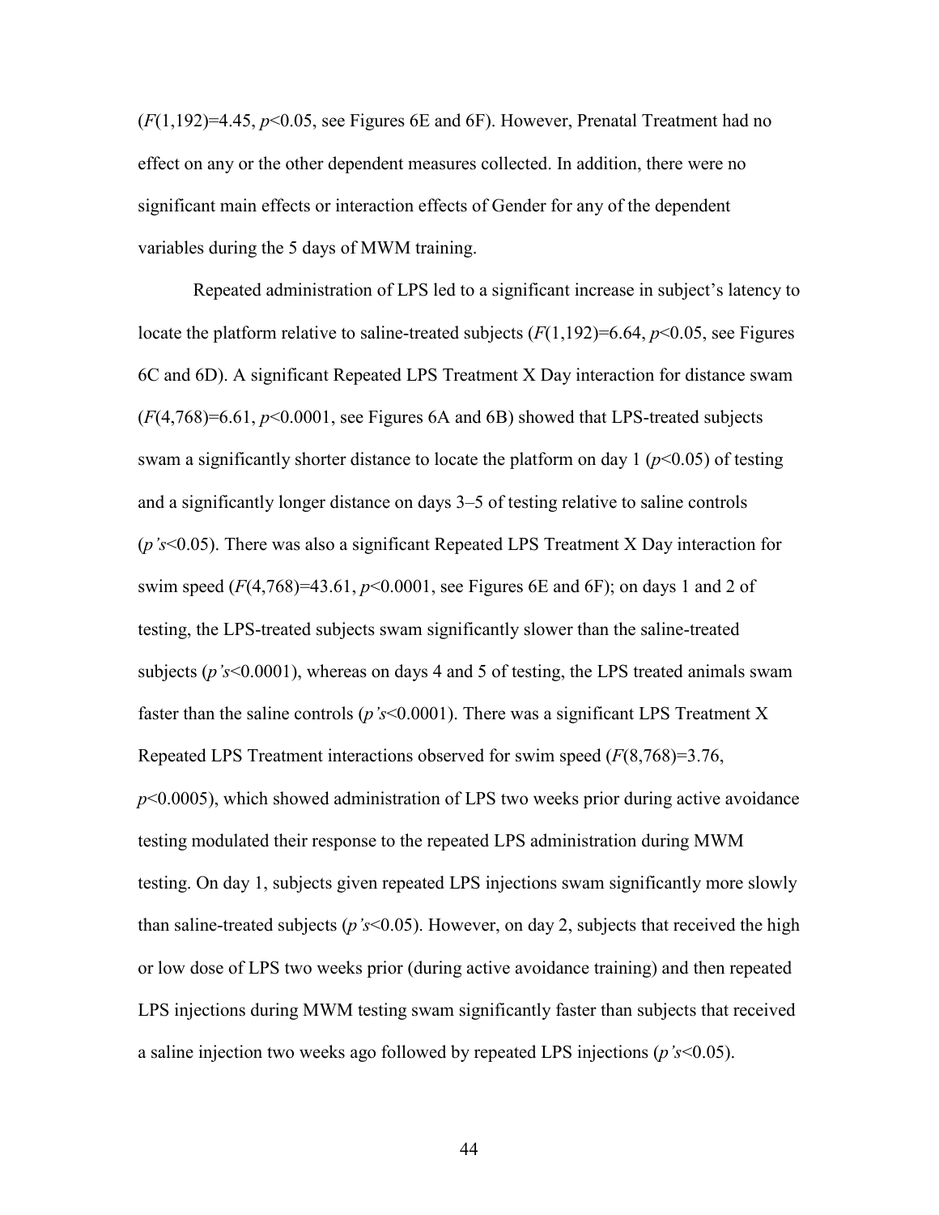($F(1,192)=4.45$, $p<0.05$, see Figures 6E and 6F). However, Prenatal Treatment had no effect on any or the other dependent measures collected. In addition, there were no significant main effects or interaction effects of Gender for any of the dependent variables during the 5 days of MWM training.

Repeated administration of LPS led to a significant increase in subject's latency to locate the platform relative to saline-treated subjects ($F(1,192)=6.64$, $p<0.05$, see Figures 6C and 6D). A significant Repeated LPS Treatment X Day interaction for distance swam ($F(4,768)=6.61$, $p<0.0001$, see Figures 6A and 6B) showed that LPS-treated subjects swam a significantly shorter distance to locate the platform on day 1 ($p<0.05$) of testing and a significantly longer distance on days 3–5 of testing relative to saline controls (*p's*<0.05). There was also a significant Repeated LPS Treatment X Day interaction for swim speed ($F(4,768)=43.61$, $p<0.0001$, see Figures 6E and 6F); on days 1 and 2 of testing, the LPS-treated subjects swam significantly slower than the saline-treated subjects (*p's*<0.0001), whereas on days 4 and 5 of testing, the LPS treated animals swam faster than the saline controls (*p's*<0.0001). There was a significant LPS Treatment X Repeated LPS Treatment interactions observed for swim speed ($F(8,768)=3.76$, $p<0.0005$), which showed administration of LPS two weeks prior during active avoidance testing modulated their response to the repeated LPS administration during MWM testing. On day 1, subjects given repeated LPS injections swam significantly more slowly than saline-treated subjects (*p's*<0.05). However, on day 2, subjects that received the high or low dose of LPS two weeks prior (during active avoidance training) and then repeated LPS injections during MWM testing swam significantly faster than subjects that received a saline injection two weeks ago followed by repeated LPS injections (*p's*<0.05).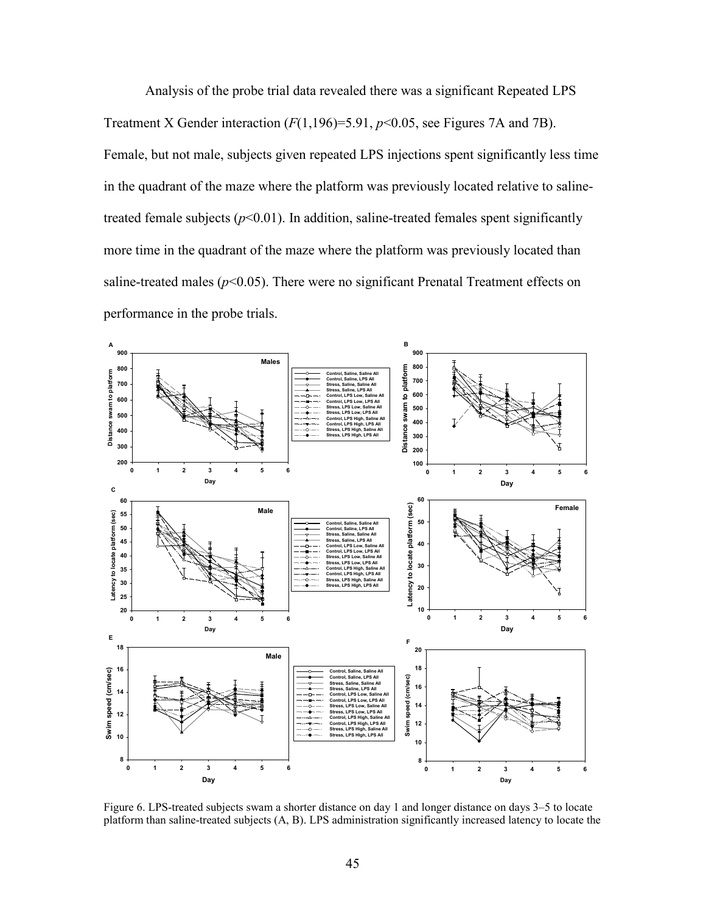Analysis of the probe trial data revealed there was a significant Repeated LPS Treatment X Gender interaction ($F(1,196)=5.91$, $p<0.05$, see Figures 7A and 7B). Female, but not male, subjects given repeated LPS injections spent significantly less time in the quadrant of the maze where the platform was previously located relative to saline-treated female subjects ($p<0.01$). In addition, saline-treated females spent significantly more time in the quadrant of the maze where the platform was previously located than saline-treated males ($p<0.05$). There were no significant Prenatal Treatment effects on performance in the probe trials.

Figure 6. LPS-treated subjects swam a shorter distance on day 1 and longer distance on days 3–5 to locate platform than saline-treated subjects (A, B). LPS administration significantly increased latency to locate the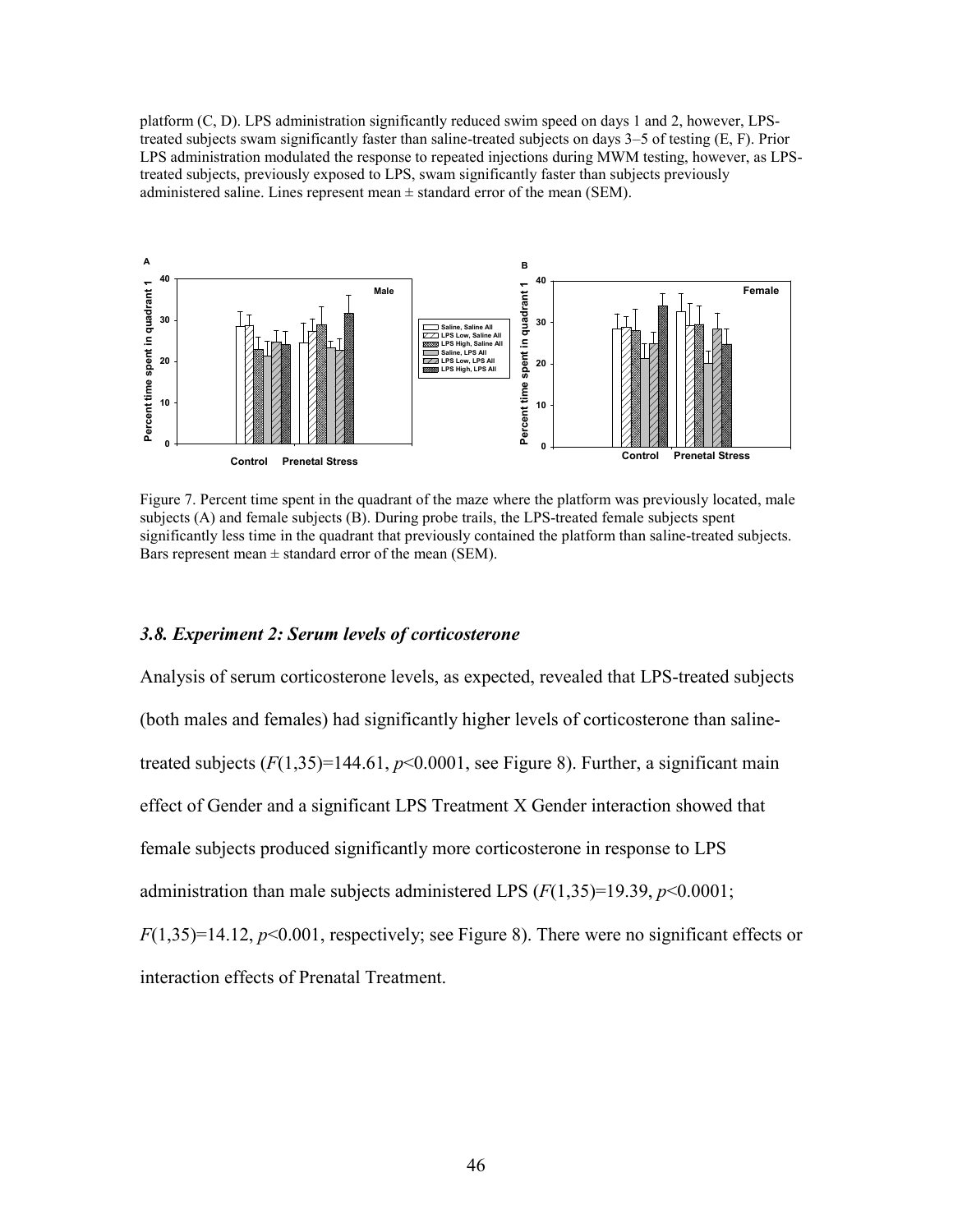platform (C, D). LPS administration significantly reduced swim speed on days 1 and 2, however, LPS-treated subjects swam significantly faster than saline-treated subjects on days 3–5 of testing (E, F). Prior LPS administration modulated the response to repeated injections during MWM testing, however, as LPS-treated subjects, previously exposed to LPS, swam significantly faster than subjects previously administered saline. Lines represent mean ± standard error of the mean (SEM).

Figure 7. Percent time spent in the quadrant of the maze where the platform was previously located, male subjects (A) and female subjects (B). During probe trails, the LPS-treated female subjects spent significantly less time in the quadrant that previously contained the platform than saline-treated subjects. Bars represent mean ± standard error of the mean (SEM).

### *3.8. Experiment 2: Serum levels of corticosterone*

Analysis of serum corticosterone levels, as expected, revealed that LPS-treated subjects (both males and females) had significantly higher levels of corticosterone than saline-treated subjects ($F(1,35)=144.61$, $p<0.0001$, see Figure 8). Further, a significant main effect of Gender and a significant LPS Treatment X Gender interaction showed that female subjects produced significantly more corticosterone in response to LPS administration than male subjects administered LPS ($F(1,35)=19.39$, $p<0.0001$; $F(1,35)=14.12$, $p<0.001$, respectively; see Figure 8). There were no significant effects or interaction effects of Prenatal Treatment.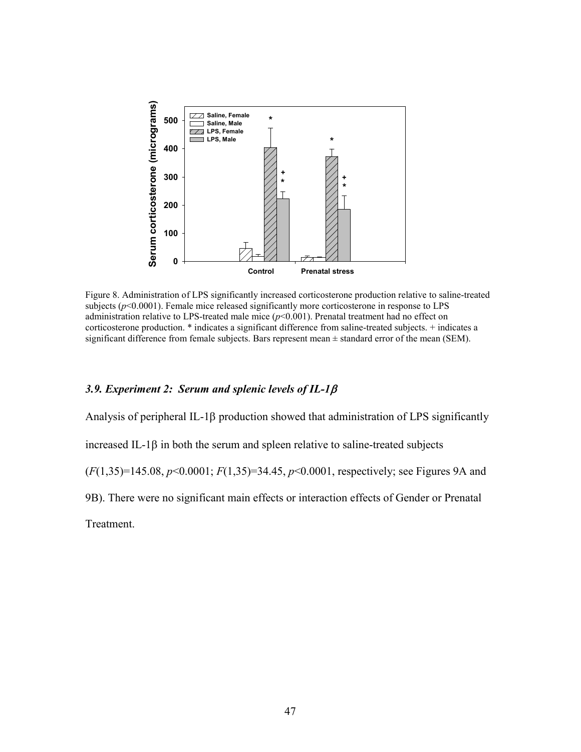Figure 8. Administration of LPS significantly increased corticosterone production relative to saline-treated subjects ($p<0.0001$). Female mice released significantly more corticosterone in response to LPS administration relative to LPS-treated male mice ($p<0.001$). Prenatal treatment had no effect on corticosterone production. * indicates a significant difference from saline-treated subjects. + indicates a significant difference from female subjects. Bars represent mean ± standard error of the mean (SEM).

### *3.9. Experiment 2: Serum and splenic levels of IL-1β*

Analysis of peripheral IL-1β production showed that administration of LPS significantly increased IL-1β in both the serum and spleen relative to saline-treated subjects ($F(1,35)=145.08$, $p<0.0001$; $F(1,35)=34.45$, $p<0.0001$, respectively; see Figures 9A and 9B). There were no significant main effects or interaction effects of Gender or Prenatal Treatment.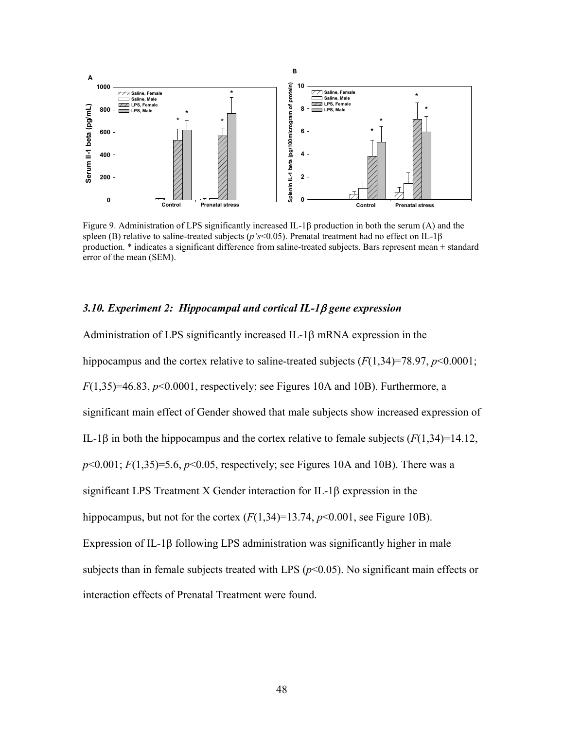Figure 9. Administration of LPS significantly increased IL-1β production in both the serum (A) and the spleen (B) relative to saline-treated subjects (*p's*<0.05). Prenatal treatment had no effect on IL-1β production. * indicates a significant difference from saline-treated subjects. Bars represent mean ± standard error of the mean (SEM).

### *3.10. Experiment 2: Hippocampal and cortical IL-1β gene expression*

Administration of LPS significantly increased IL-1β mRNA expression in the hippocampus and the cortex relative to saline-treated subjects ($F(1,34)=78.97$, $p<0.0001$; $F(1,35)=46.83$, $p<0.0001$, respectively; see Figures 10A and 10B). Furthermore, a significant main effect of Gender showed that male subjects show increased expression of IL-1β in both the hippocampus and the cortex relative to female subjects ($F(1,34)=14.12$, $p<0.001$; $F(1,35)=5.6$, $p<0.05$, respectively; see Figures 10A and 10B). There was a significant LPS Treatment X Gender interaction for IL-1β expression in the hippocampus, but not for the cortex ($F(1,34)=13.74$, $p<0.001$, see Figure 10B). Expression of IL-1β following LPS administration was significantly higher in male subjects than in female subjects treated with LPS ($p<0.05$). No significant main effects or interaction effects of Prenatal Treatment were found.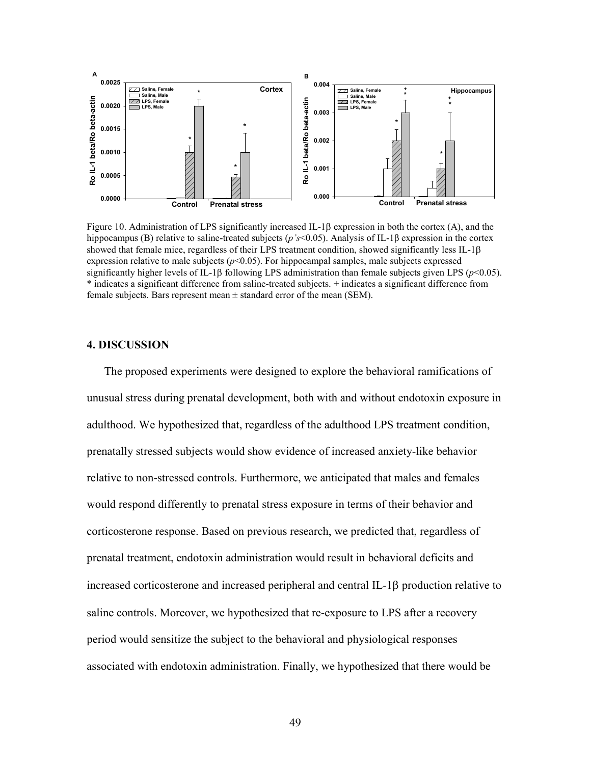Figure 10. Administration of LPS significantly increased IL-1β expression in both the cortex (A), and the hippocampus (B) relative to saline-treated subjects (*p's*<0.05). Analysis of IL-1β expression in the cortex showed that female mice, regardless of their LPS treatment condition, showed significantly less IL-1β expression relative to male subjects ($p<0.05$). For hippocampal samples, male subjects expressed significantly higher levels of IL-1β following LPS administration than female subjects given LPS ($p<0.05$). * indicates a significant difference from saline-treated subjects. + indicates a significant difference from female subjects. Bars represent mean ± standard error of the mean (SEM).

## 4. DISCUSSION

The proposed experiments were designed to explore the behavioral ramifications of unusual stress during prenatal development, both with and without endotoxin exposure in adulthood. We hypothesized that, regardless of the adulthood LPS treatment condition, prenatally stressed subjects would show evidence of increased anxiety-like behavior relative to non-stressed controls. Furthermore, we anticipated that males and females would respond differently to prenatal stress exposure in terms of their behavior and corticosterone response. Based on previous research, we predicted that, regardless of prenatal treatment, endotoxin administration would result in behavioral deficits and increased corticosterone and increased peripheral and central IL-1β production relative to saline controls. Moreover, we hypothesized that re-exposure to LPS after a recovery period would sensitize the subject to the behavioral and physiological responses associated with endotoxin administration. Finally, we hypothesized that there would be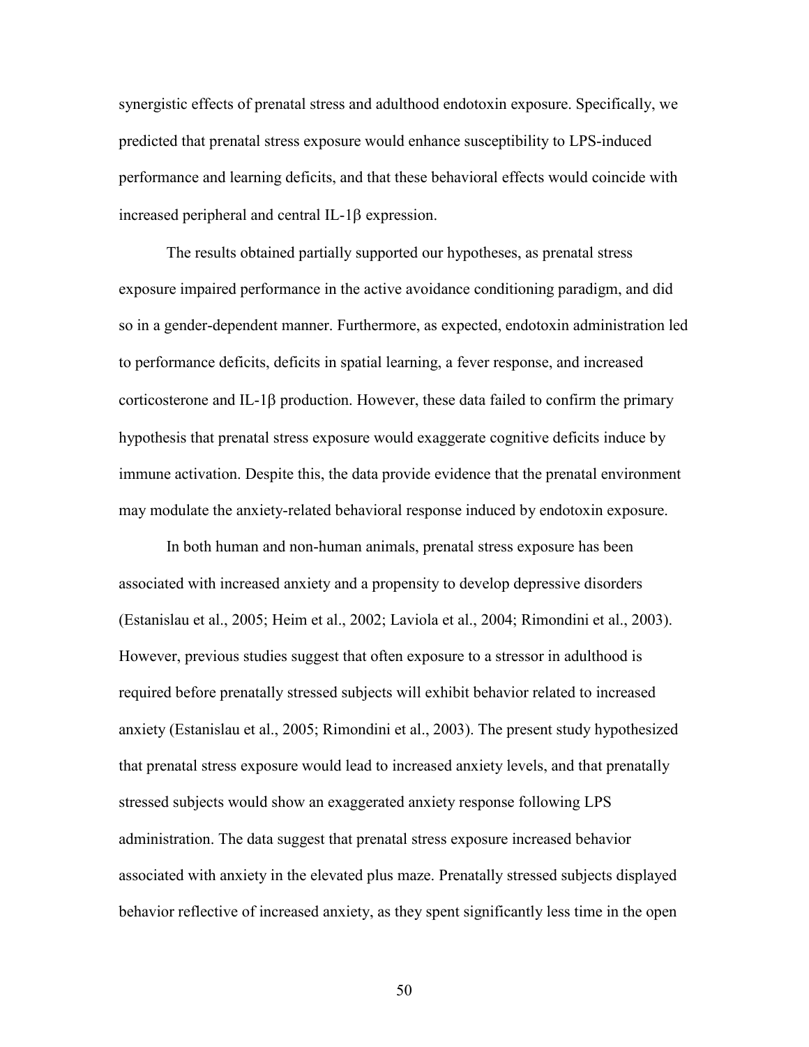synergistic effects of prenatal stress and adulthood endotoxin exposure. Specifically, we predicted that prenatal stress exposure would enhance susceptibility to LPS-induced performance and learning deficits, and that these behavioral effects would coincide with increased peripheral and central IL-1β expression.

The results obtained partially supported our hypotheses, as prenatal stress exposure impaired performance in the active avoidance conditioning paradigm, and did so in a gender-dependent manner. Furthermore, as expected, endotoxin administration led to performance deficits, deficits in spatial learning, a fever response, and increased corticosterone and IL-1β production. However, these data failed to confirm the primary hypothesis that prenatal stress exposure would exaggerate cognitive deficits induce by immune activation. Despite this, the data provide evidence that the prenatal environment may modulate the anxiety-related behavioral response induced by endotoxin exposure.

In both human and non-human animals, prenatal stress exposure has been associated with increased anxiety and a propensity to develop depressive disorders (Estanislau et al., 2005; Heim et al., 2002; Laviola et al., 2004; Rimondini et al., 2003). However, previous studies suggest that often exposure to a stressor in adulthood is required before prenatally stressed subjects will exhibit behavior related to increased anxiety (Estanislau et al., 2005; Rimondini et al., 2003). The present study hypothesized that prenatal stress exposure would lead to increased anxiety levels, and that prenatally stressed subjects would show an exaggerated anxiety response following LPS administration. The data suggest that prenatal stress exposure increased behavior associated with anxiety in the elevated plus maze. Prenatally stressed subjects displayed behavior reflective of increased anxiety, as they spent significantly less time in the open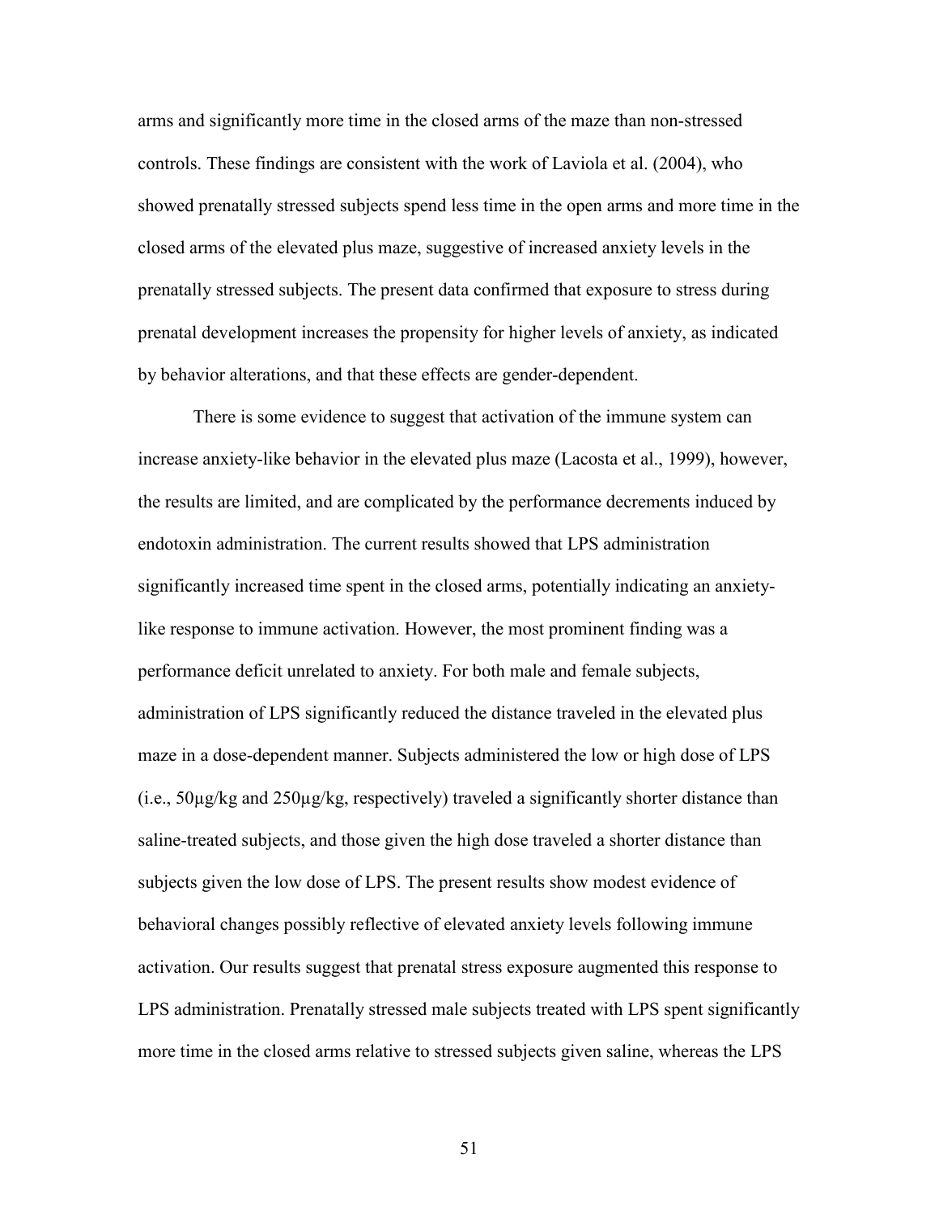arms and significantly more time in the closed arms of the maze than non-stressed controls. These findings are consistent with the work of Laviola et al. (2004), who showed prenatally stressed subjects spend less time in the open arms and more time in the closed arms of the elevated plus maze, suggestive of increased anxiety levels in the prenatally stressed subjects. The present data confirmed that exposure to stress during prenatal development increases the propensity for higher levels of anxiety, as indicated by behavior alterations, and that these effects are gender-dependent.

There is some evidence to suggest that activation of the immune system can increase anxiety-like behavior in the elevated plus maze (Lacosta et al., 1999), however, the results are limited, and are complicated by the performance decrements induced by endotoxin administration. The current results showed that LPS administration significantly increased time spent in the closed arms, potentially indicating an anxiety-like response to immune activation. However, the most prominent finding was a performance deficit unrelated to anxiety. For both male and female subjects, administration of LPS significantly reduced the distance traveled in the elevated plus maze in a dose-dependent manner. Subjects administered the low or high dose of LPS (i.e., 50µg/kg and 250µg/kg, respectively) traveled a significantly shorter distance than saline-treated subjects, and those given the high dose traveled a shorter distance than subjects given the low dose of LPS. The present results show modest evidence of behavioral changes possibly reflective of elevated anxiety levels following immune activation. Our results suggest that prenatal stress exposure augmented this response to LPS administration. Prenatally stressed male subjects treated with LPS spent significantly more time in the closed arms relative to stressed subjects given saline, whereas the LPS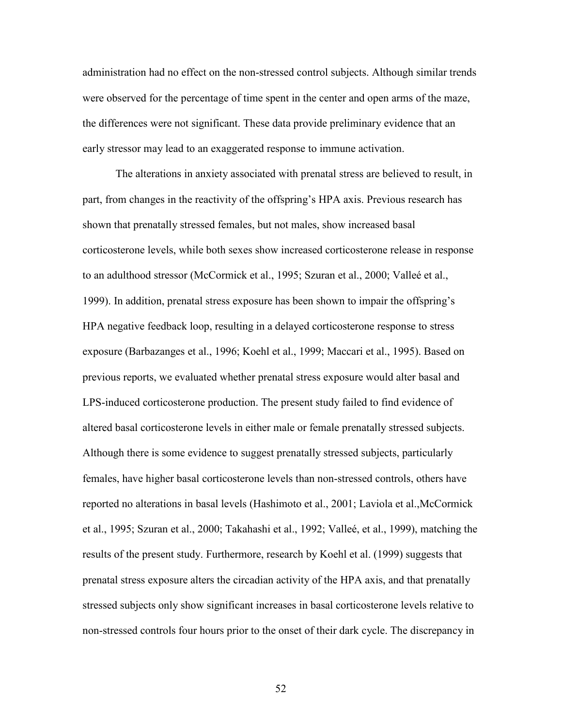administration had no effect on the non-stressed control subjects. Although similar trends were observed for the percentage of time spent in the center and open arms of the maze, the differences were not significant. These data provide preliminary evidence that an early stressor may lead to an exaggerated response to immune activation.

The alterations in anxiety associated with prenatal stress are believed to result, in part, from changes in the reactivity of the offspring's HPA axis. Previous research has shown that prenatally stressed females, but not males, show increased basal corticosterone levels, while both sexes show increased corticosterone release in response to an adulthood stressor (McCormick et al., 1995; Szuran et al., 2000; Valleé et al., 1999). In addition, prenatal stress exposure has been shown to impair the offspring's HPA negative feedback loop, resulting in a delayed corticosterone response to stress exposure (Barbazanges et al., 1996; Koehl et al., 1999; Maccari et al., 1995). Based on previous reports, we evaluated whether prenatal stress exposure would alter basal and LPS-induced corticosterone production. The present study failed to find evidence of altered basal corticosterone levels in either male or female prenatally stressed subjects. Although there is some evidence to suggest prenatally stressed subjects, particularly females, have higher basal corticosterone levels than non-stressed controls, others have reported no alterations in basal levels (Hashimoto et al., 2001; Laviola et al.,McCormick et al., 1995; Szuran et al., 2000; Takahashi et al., 1992; Valleé, et al., 1999), matching the results of the present study. Furthermore, research by Koehl et al. (1999) suggests that prenatal stress exposure alters the circadian activity of the HPA axis, and that prenatally stressed subjects only show significant increases in basal corticosterone levels relative to non-stressed controls four hours prior to the onset of their dark cycle. The discrepancy in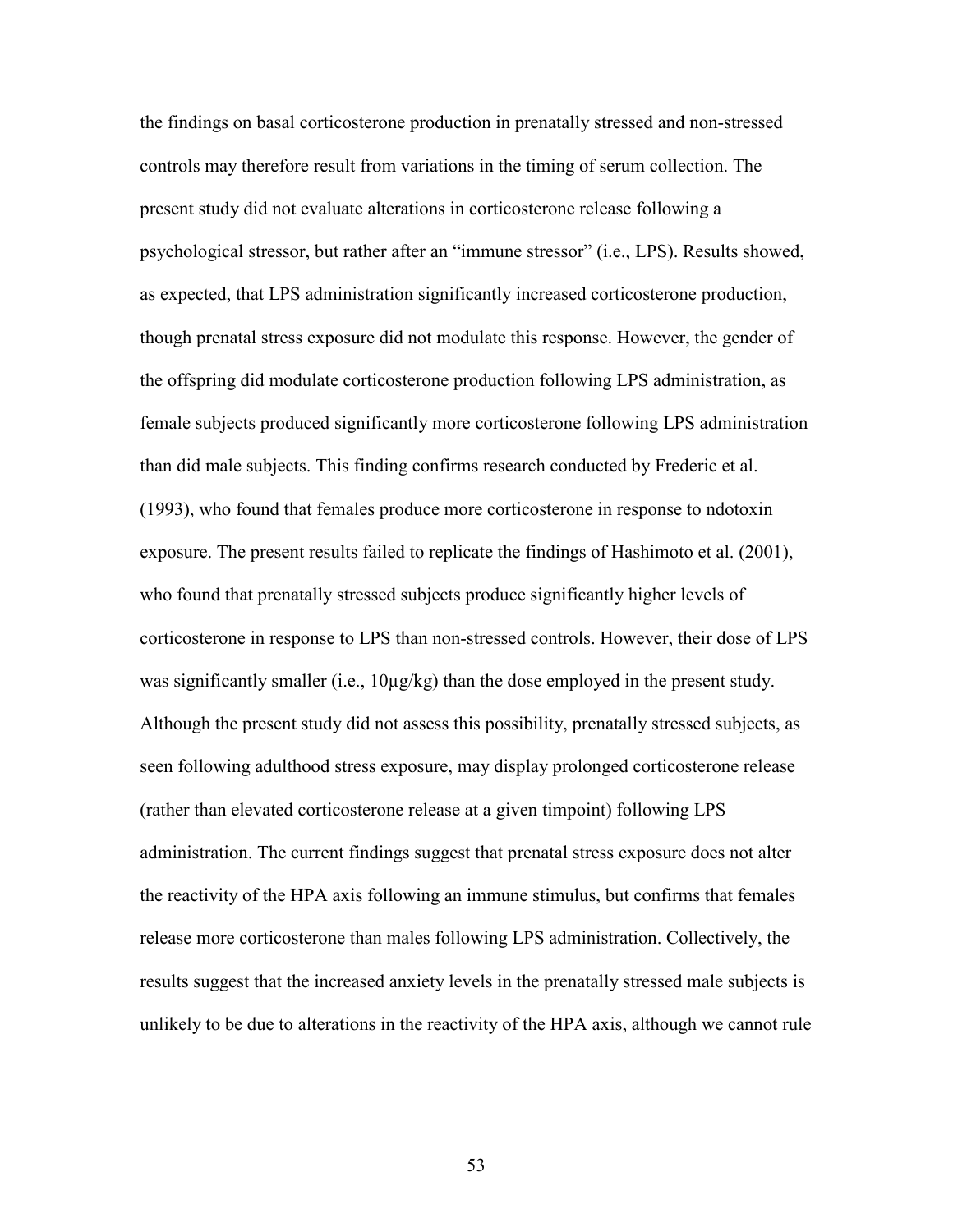the findings on basal corticosterone production in prenatally stressed and non-stressed controls may therefore result from variations in the timing of serum collection. The present study did not evaluate alterations in corticosterone release following a psychological stressor, but rather after an "immune stressor" (i.e., LPS). Results showed, as expected, that LPS administration significantly increased corticosterone production, though prenatal stress exposure did not modulate this response. However, the gender of the offspring did modulate corticosterone production following LPS administration, as female subjects produced significantly more corticosterone following LPS administration than did male subjects. This finding confirms research conducted by Frederic et al. (1993), who found that females produce more corticosterone in response to ndotoxin exposure. The present results failed to replicate the findings of Hashimoto et al. (2001), who found that prenatally stressed subjects produce significantly higher levels of corticosterone in response to LPS than non-stressed controls. However, their dose of LPS was significantly smaller (i.e., 10µg/kg) than the dose employed in the present study. Although the present study did not assess this possibility, prenatally stressed subjects, as seen following adulthood stress exposure, may display prolonged corticosterone release (rather than elevated corticosterone release at a given timpoint) following LPS administration. The current findings suggest that prenatal stress exposure does not alter the reactivity of the HPA axis following an immune stimulus, but confirms that females release more corticosterone than males following LPS administration. Collectively, the results suggest that the increased anxiety levels in the prenatally stressed male subjects is unlikely to be due to alterations in the reactivity of the HPA axis, although we cannot rule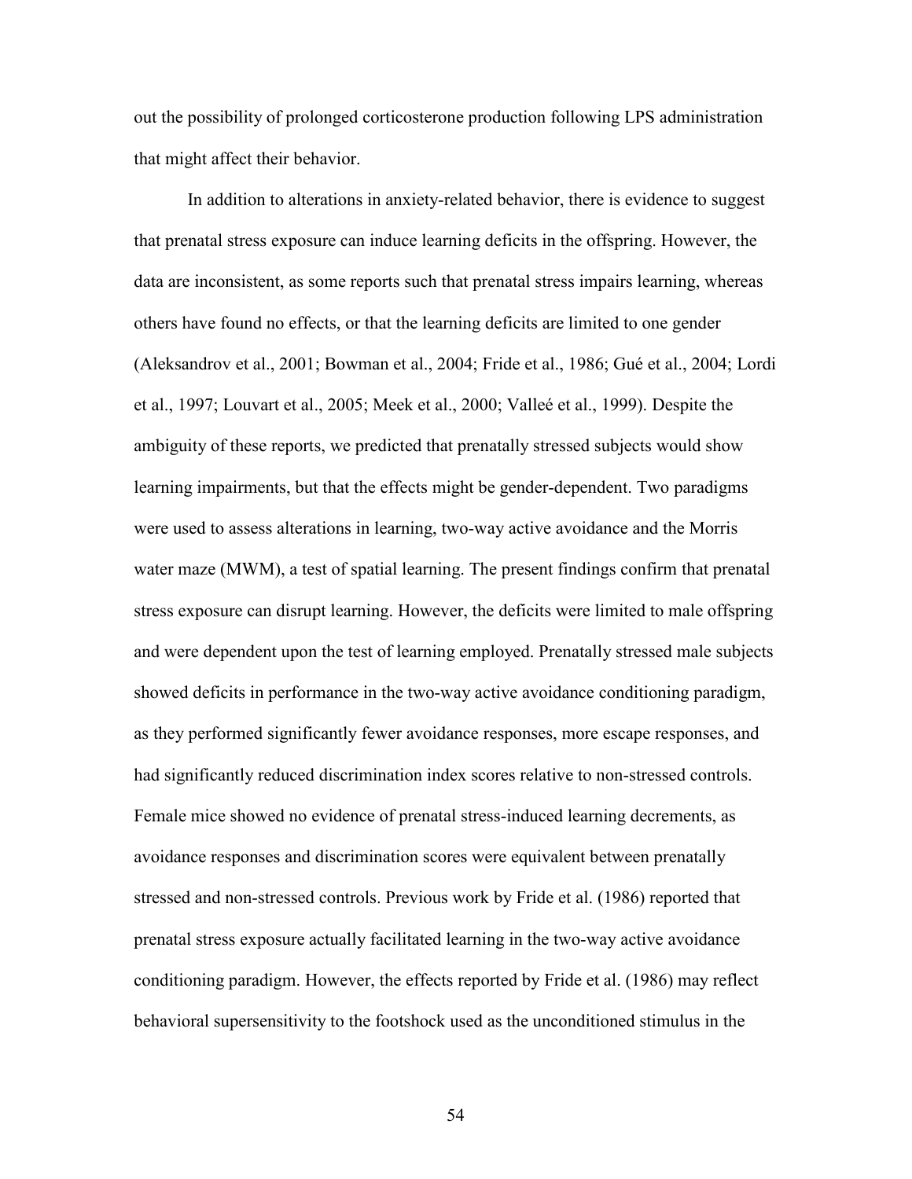out the possibility of prolonged corticosterone production following LPS administration that might affect their behavior.

In addition to alterations in anxiety-related behavior, there is evidence to suggest that prenatal stress exposure can induce learning deficits in the offspring. However, the data are inconsistent, as some reports such that prenatal stress impairs learning, whereas others have found no effects, or that the learning deficits are limited to one gender (Aleksandrov et al., 2001; Bowman et al., 2004; Fride et al., 1986; Gué et al., 2004; Lordi et al., 1997; Louvart et al., 2005; Meek et al., 2000; Valleé et al., 1999). Despite the ambiguity of these reports, we predicted that prenatally stressed subjects would show learning impairments, but that the effects might be gender-dependent. Two paradigms were used to assess alterations in learning, two-way active avoidance and the Morris water maze (MWM), a test of spatial learning. The present findings confirm that prenatal stress exposure can disrupt learning. However, the deficits were limited to male offspring and were dependent upon the test of learning employed. Prenatally stressed male subjects showed deficits in performance in the two-way active avoidance conditioning paradigm, as they performed significantly fewer avoidance responses, more escape responses, and had significantly reduced discrimination index scores relative to non-stressed controls. Female mice showed no evidence of prenatal stress-induced learning decrements, as avoidance responses and discrimination scores were equivalent between prenatally stressed and non-stressed controls. Previous work by Fride et al. (1986) reported that prenatal stress exposure actually facilitated learning in the two-way active avoidance conditioning paradigm. However, the effects reported by Fride et al. (1986) may reflect behavioral supersensitivity to the footshock used as the unconditioned stimulus in the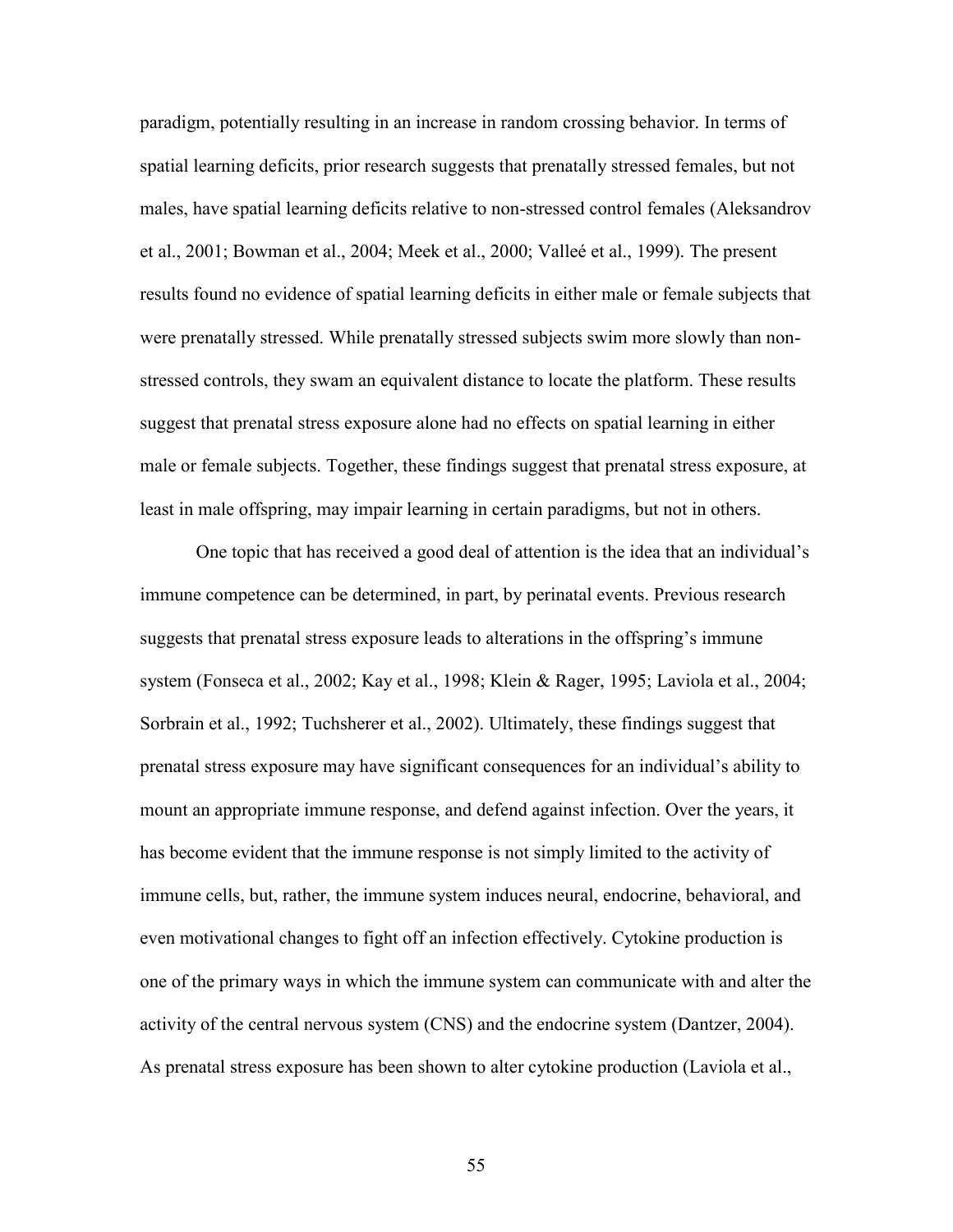paradigm, potentially resulting in an increase in random crossing behavior. In terms of spatial learning deficits, prior research suggests that prenatally stressed females, but not males, have spatial learning deficits relative to non-stressed control females (Aleksandrov et al., 2001; Bowman et al., 2004; Meek et al., 2000; Valleé et al., 1999). The present results found no evidence of spatial learning deficits in either male or female subjects that were prenatally stressed. While prenatally stressed subjects swim more slowly than non-stressed controls, they swam an equivalent distance to locate the platform. These results suggest that prenatal stress exposure alone had no effects on spatial learning in either male or female subjects. Together, these findings suggest that prenatal stress exposure, at least in male offspring, may impair learning in certain paradigms, but not in others.

One topic that has received a good deal of attention is the idea that an individual's immune competence can be determined, in part, by perinatal events. Previous research suggests that prenatal stress exposure leads to alterations in the offspring's immune system (Fonseca et al., 2002; Kay et al., 1998; Klein & Rager, 1995; Laviola et al., 2004; Sorbrain et al., 1992; Tuchsherer et al., 2002). Ultimately, these findings suggest that prenatal stress exposure may have significant consequences for an individual's ability to mount an appropriate immune response, and defend against infection. Over the years, it has become evident that the immune response is not simply limited to the activity of immune cells, but, rather, the immune system induces neural, endocrine, behavioral, and even motivational changes to fight off an infection effectively. Cytokine production is one of the primary ways in which the immune system can communicate with and alter the activity of the central nervous system (CNS) and the endocrine system (Dantzer, 2004). As prenatal stress exposure has been shown to alter cytokine production (Laviola et al.,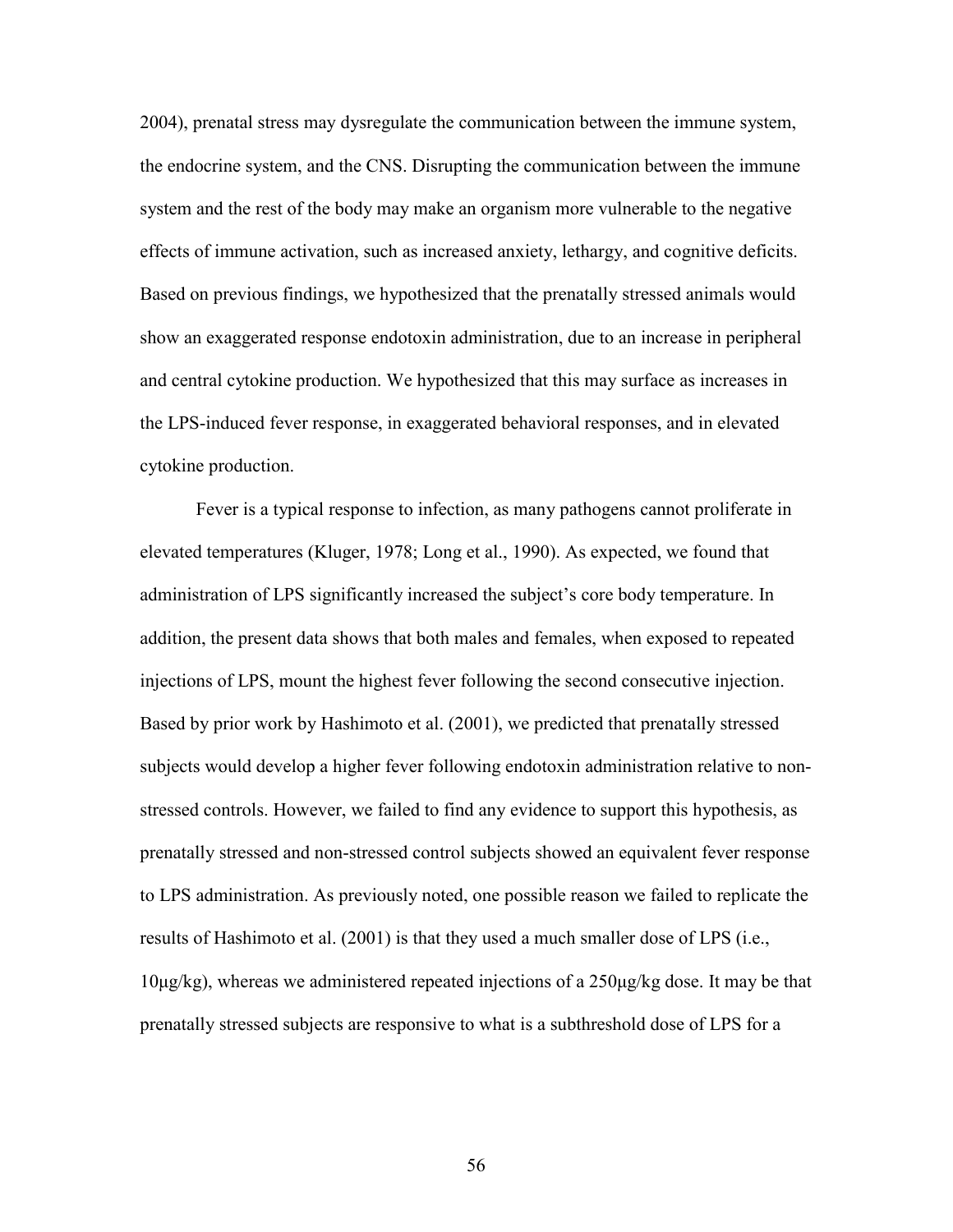2004), prenatal stress may dysregulate the communication between the immune system, the endocrine system, and the CNS. Disrupting the communication between the immune system and the rest of the body may make an organism more vulnerable to the negative effects of immune activation, such as increased anxiety, lethargy, and cognitive deficits. Based on previous findings, we hypothesized that the prenatally stressed animals would show an exaggerated response endotoxin administration, due to an increase in peripheral and central cytokine production. We hypothesized that this may surface as increases in the LPS-induced fever response, in exaggerated behavioral responses, and in elevated cytokine production.

Fever is a typical response to infection, as many pathogens cannot proliferate in elevated temperatures (Kluger, 1978; Long et al., 1990). As expected, we found that administration of LPS significantly increased the subject's core body temperature. In addition, the present data shows that both males and females, when exposed to repeated injections of LPS, mount the highest fever following the second consecutive injection. Based by prior work by Hashimoto et al. (2001), we predicted that prenatally stressed subjects would develop a higher fever following endotoxin administration relative to non-stressed controls. However, we failed to find any evidence to support this hypothesis, as prenatally stressed and non-stressed control subjects showed an equivalent fever response to LPS administration. As previously noted, one possible reason we failed to replicate the results of Hashimoto et al. (2001) is that they used a much smaller dose of LPS (i.e., 10μg/kg), whereas we administered repeated injections of a 250μg/kg dose. It may be that prenatally stressed subjects are responsive to what is a subthreshold dose of LPS for a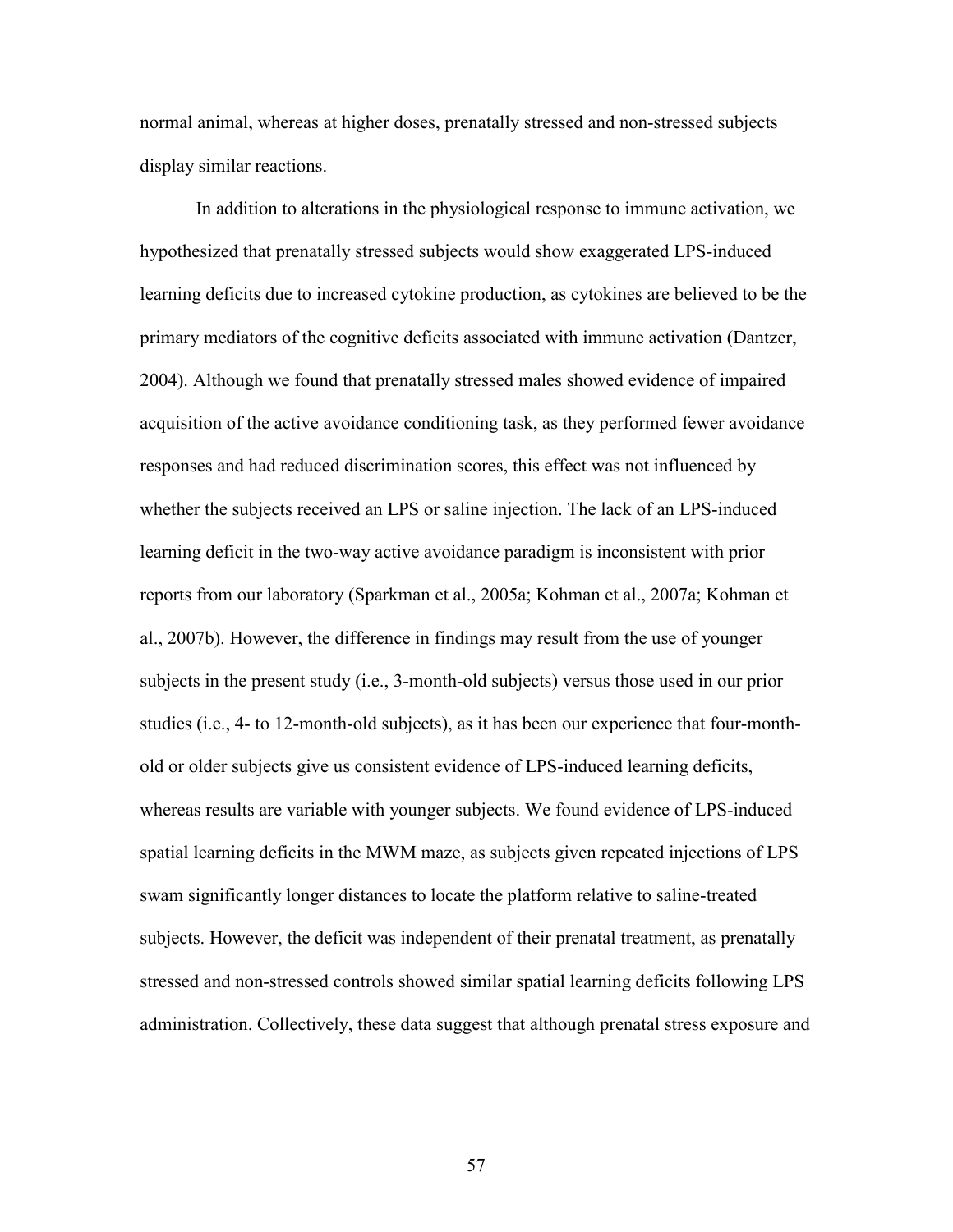normal animal, whereas at higher doses, prenatally stressed and non-stressed subjects display similar reactions.

In addition to alterations in the physiological response to immune activation, we hypothesized that prenatally stressed subjects would show exaggerated LPS-induced learning deficits due to increased cytokine production, as cytokines are believed to be the primary mediators of the cognitive deficits associated with immune activation (Dantzer, 2004). Although we found that prenatally stressed males showed evidence of impaired acquisition of the active avoidance conditioning task, as they performed fewer avoidance responses and had reduced discrimination scores, this effect was not influenced by whether the subjects received an LPS or saline injection. The lack of an LPS-induced learning deficit in the two-way active avoidance paradigm is inconsistent with prior reports from our laboratory (Sparkman et al., 2005a; Kohman et al., 2007a; Kohman et al., 2007b). However, the difference in findings may result from the use of younger subjects in the present study (i.e., 3-month-old subjects) versus those used in our prior studies (i.e., 4- to 12-month-old subjects), as it has been our experience that four-month-old or older subjects give us consistent evidence of LPS-induced learning deficits, whereas results are variable with younger subjects. We found evidence of LPS-induced spatial learning deficits in the MWM maze, as subjects given repeated injections of LPS swam significantly longer distances to locate the platform relative to saline-treated subjects. However, the deficit was independent of their prenatal treatment, as prenatally stressed and non-stressed controls showed similar spatial learning deficits following LPS administration. Collectively, these data suggest that although prenatal stress exposure and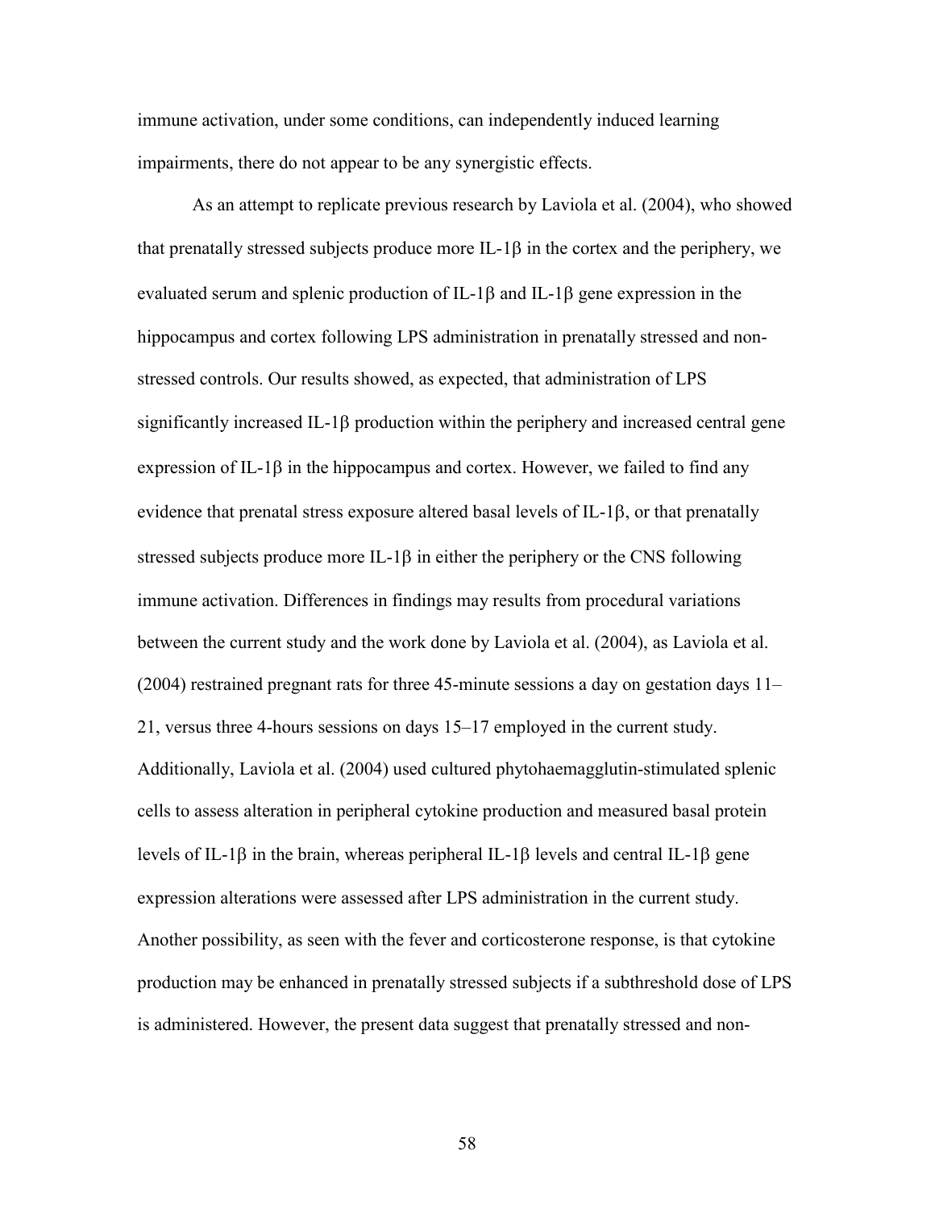immune activation, under some conditions, can independently induced learning impairments, there do not appear to be any synergistic effects.

As an attempt to replicate previous research by Laviola et al. (2004), who showed that prenatally stressed subjects produce more IL-1β in the cortex and the periphery, we evaluated serum and splenic production of IL-1β and IL-1β gene expression in the hippocampus and cortex following LPS administration in prenatally stressed and non-stressed controls. Our results showed, as expected, that administration of LPS significantly increased IL-1β production within the periphery and increased central gene expression of IL-1β in the hippocampus and cortex. However, we failed to find any evidence that prenatal stress exposure altered basal levels of IL-1β, or that prenatally stressed subjects produce more IL-1β in either the periphery or the CNS following immune activation. Differences in findings may results from procedural variations between the current study and the work done by Laviola et al. (2004), as Laviola et al. (2004) restrained pregnant rats for three 45-minute sessions a day on gestation days 11–21, versus three 4-hours sessions on days 15–17 employed in the current study. Additionally, Laviola et al. (2004) used cultured phytohaemagglutin-stimulated splenic cells to assess alteration in peripheral cytokine production and measured basal protein levels of IL-1β in the brain, whereas peripheral IL-1β levels and central IL-1β gene expression alterations were assessed after LPS administration in the current study. Another possibility, as seen with the fever and corticosterone response, is that cytokine production may be enhanced in prenatally stressed subjects if a subthreshold dose of LPS is administered. However, the present data suggest that prenatally stressed and non-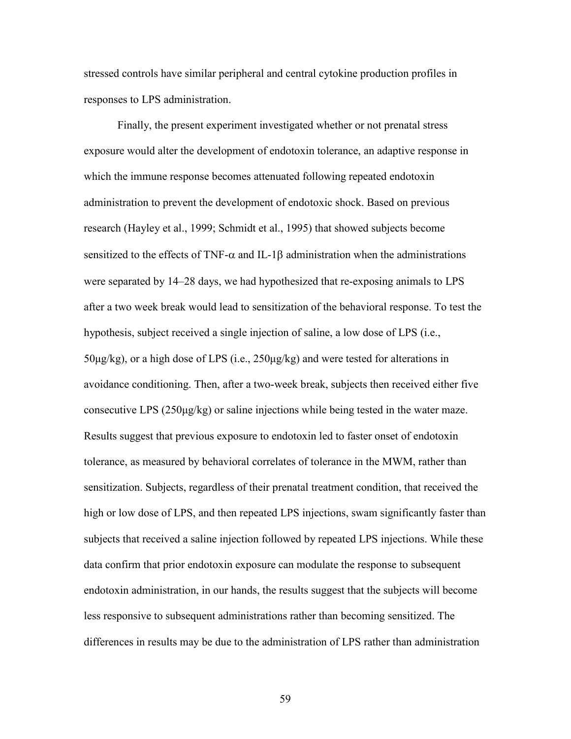stressed controls have similar peripheral and central cytokine production profiles in responses to LPS administration.

Finally, the present experiment investigated whether or not prenatal stress exposure would alter the development of endotoxin tolerance, an adaptive response in which the immune response becomes attenuated following repeated endotoxin administration to prevent the development of endotoxic shock. Based on previous research (Hayley et al., 1999; Schmidt et al., 1995) that showed subjects become sensitized to the effects of TNF-$\alpha$ and IL-1$\beta$ administration when the administrations were separated by 14–28 days, we had hypothesized that re-exposing animals to LPS after a two week break would lead to sensitization of the behavioral response. To test the hypothesis, subject received a single injection of saline, a low dose of LPS (i.e., 50μg/kg), or a high dose of LPS (i.e., 250μg/kg) and were tested for alterations in avoidance conditioning. Then, after a two-week break, subjects then received either five consecutive LPS (250μg/kg) or saline injections while being tested in the water maze. Results suggest that previous exposure to endotoxin led to faster onset of endotoxin tolerance, as measured by behavioral correlates of tolerance in the MWM, rather than sensitization. Subjects, regardless of their prenatal treatment condition, that received the high or low dose of LPS, and then repeated LPS injections, swam significantly faster than subjects that received a saline injection followed by repeated LPS injections. While these data confirm that prior endotoxin exposure can modulate the response to subsequent endotoxin administration, in our hands, the results suggest that the subjects will become less responsive to subsequent administrations rather than becoming sensitized. The differences in results may be due to the administration of LPS rather than administration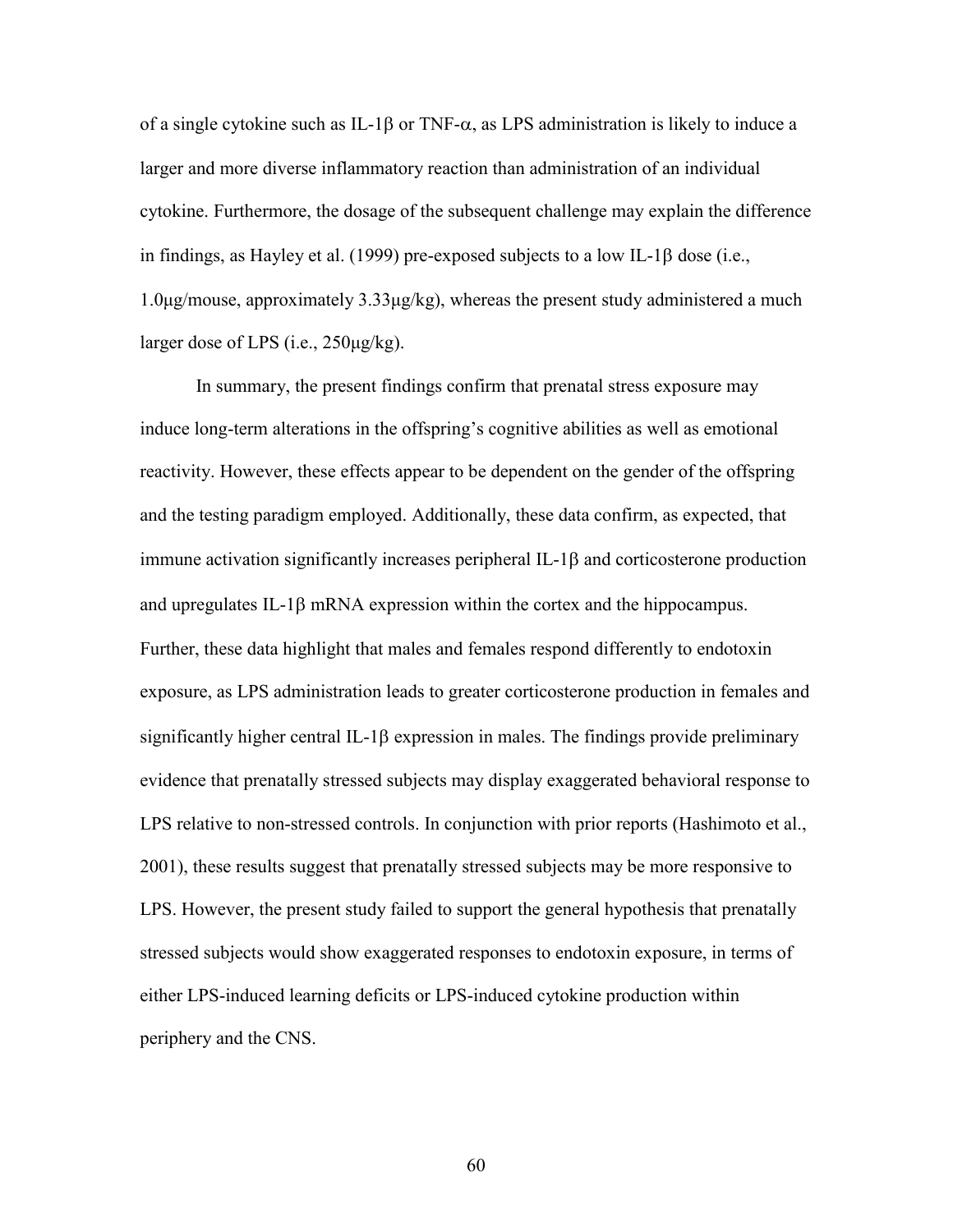of a single cytokine such as IL-1β or TNF-α, as LPS administration is likely to induce a larger and more diverse inflammatory reaction than administration of an individual cytokine. Furthermore, the dosage of the subsequent challenge may explain the difference in findings, as Hayley et al. (1999) pre-exposed subjects to a low IL-1β dose (i.e., 1.0μg/mouse, approximately 3.33μg/kg), whereas the present study administered a much larger dose of LPS (i.e., 250μg/kg).

In summary, the present findings confirm that prenatal stress exposure may induce long-term alterations in the offspring's cognitive abilities as well as emotional reactivity. However, these effects appear to be dependent on the gender of the offspring and the testing paradigm employed. Additionally, these data confirm, as expected, that immune activation significantly increases peripheral IL-1β and corticosterone production and upregulates IL-1β mRNA expression within the cortex and the hippocampus. Further, these data highlight that males and females respond differently to endotoxin exposure, as LPS administration leads to greater corticosterone production in females and significantly higher central IL-1β expression in males. The findings provide preliminary evidence that prenatally stressed subjects may display exaggerated behavioral response to LPS relative to non-stressed controls. In conjunction with prior reports (Hashimoto et al., 2001), these results suggest that prenatally stressed subjects may be more responsive to LPS. However, the present study failed to support the general hypothesis that prenatally stressed subjects would show exaggerated responses to endotoxin exposure, in terms of either LPS-induced learning deficits or LPS-induced cytokine production within periphery and the CNS.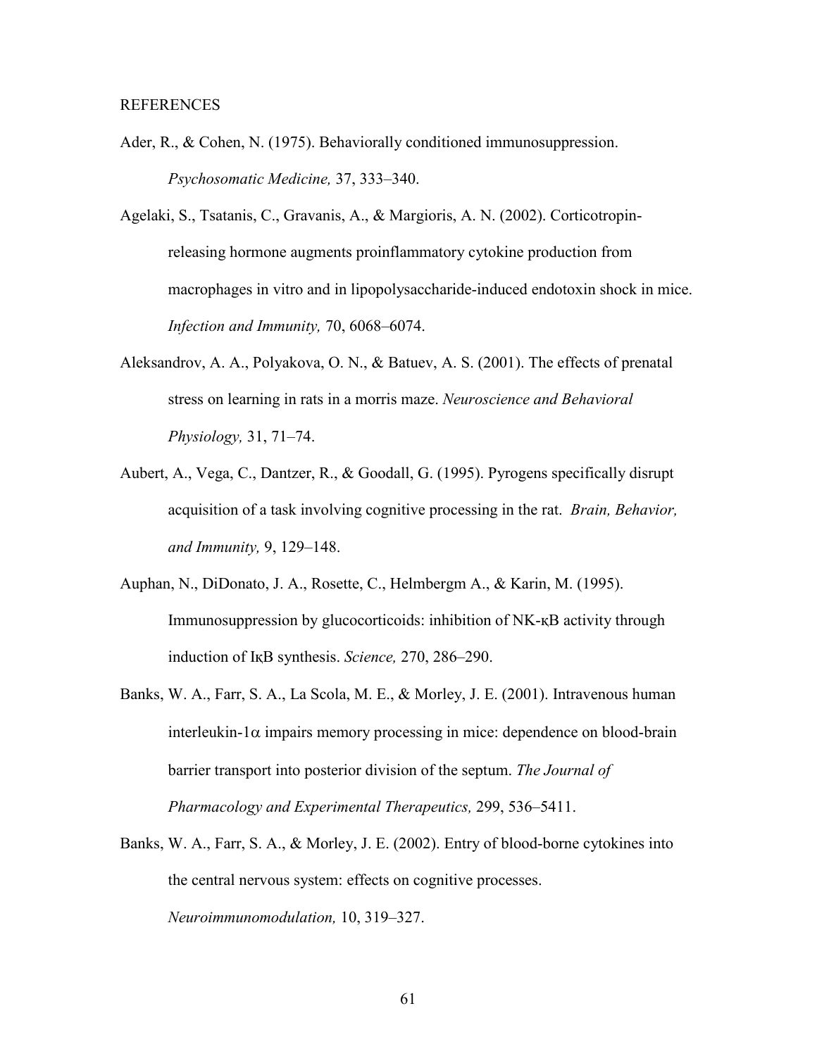REFERENCES

Ader, R., & Cohen, N. (1975). Behaviorally conditioned immunosuppression. *Psychosomatic Medicine,* 37, 333–340.

Agelaki, S., Tsatanis, C., Gravanis, A., & Margioris, A. N. (2002). Corticotropin-releasing hormone augments proinflammatory cytokine production from macrophages in vitro and in lipopolysaccharide-induced endotoxin shock in mice. *Infection and Immunity,* 70, 6068–6074.

Aleksandrov, A. A., Polyakova, O. N., & Batuev, A. S. (2001). The effects of prenatal stress on learning in rats in a morris maze. *Neuroscience and Behavioral Physiology,* 31, 71–74.

Aubert, A., Vega, C., Dantzer, R., & Goodall, G. (1995). Pyrogens specifically disrupt acquisition of a task involving cognitive processing in the rat. *Brain, Behavior, and Immunity,* 9, 129–148.

Auphan, N., DiDonato, J. A., Rosette, C., Helmbergm A., & Karin, M. (1995). Immunosuppression by glucocorticoids: inhibition of NK-κB activity through induction of IκB synthesis. *Science,* 270, 286–290.

Banks, W. A., Farr, S. A., La Scola, M. E., & Morley, J. E. (2001). Intravenous human interleukin-1α impairs memory processing in mice: dependence on blood-brain barrier transport into posterior division of the septum. *The Journal of Pharmacology and Experimental Therapeutics,* 299, 536–5411.

Banks, W. A., Farr, S. A., & Morley, J. E. (2002). Entry of blood-borne cytokines into the central nervous system: effects on cognitive processes. *Neuroimmunomodulation,* 10, 319–327.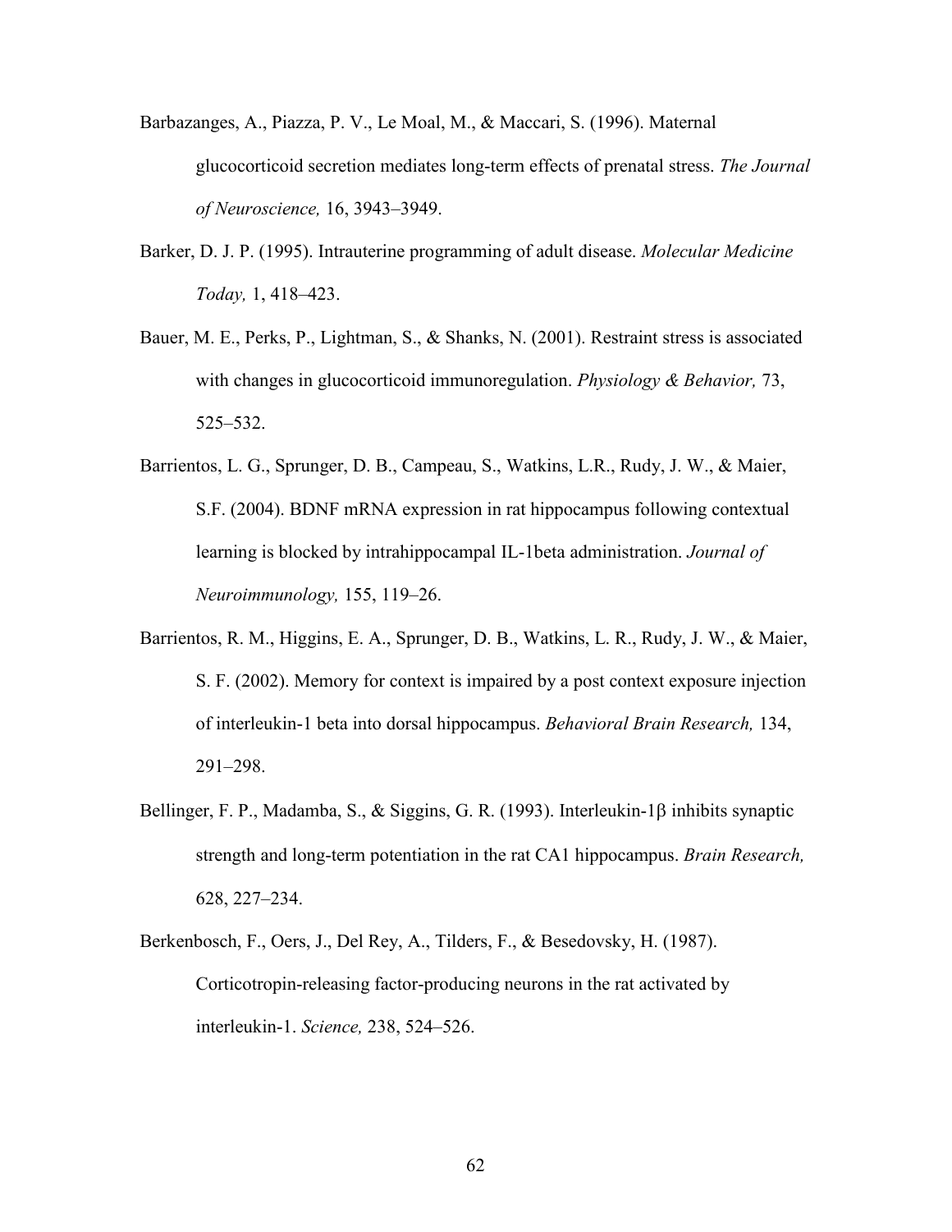Barbazanges, A., Piazza, P. V., Le Moal, M., & Maccari, S. (1996). Maternal glucocorticoid secretion mediates long-term effects of prenatal stress. *The Journal of Neuroscience,* 16, 3943–3949.

Barker, D. J. P. (1995). Intrauterine programming of adult disease. *Molecular Medicine Today,* 1, 418–423.

Bauer, M. E., Perks, P., Lightman, S., & Shanks, N. (2001). Restraint stress is associated with changes in glucocorticoid immunoregulation. *Physiology & Behavior,* 73, 525–532.

Barrientos, L. G., Sprunger, D. B., Campeau, S., Watkins, L.R., Rudy, J. W., & Maier, S.F. (2004). BDNF mRNA expression in rat hippocampus following contextual learning is blocked by intrahippocampal IL-1beta administration. *Journal of Neuroimmunology,* 155, 119–26.

Barrientos, R. M., Higgins, E. A., Sprunger, D. B., Watkins, L. R., Rudy, J. W., & Maier, S. F. (2002). Memory for context is impaired by a post context exposure injection of interleukin-1 beta into dorsal hippocampus. *Behavioral Brain Research,* 134, 291–298.

Bellinger, F. P., Madamba, S., & Siggins, G. R. (1993). Interleukin-1β inhibits synaptic strength and long-term potentiation in the rat CA1 hippocampus. *Brain Research,* 628, 227–234.

Berkenbosch, F., Oers, J., Del Rey, A., Tilders, F., & Besedovsky, H. (1987). Corticotropin-releasing factor-producing neurons in the rat activated by interleukin-1. *Science,* 238, 524–526.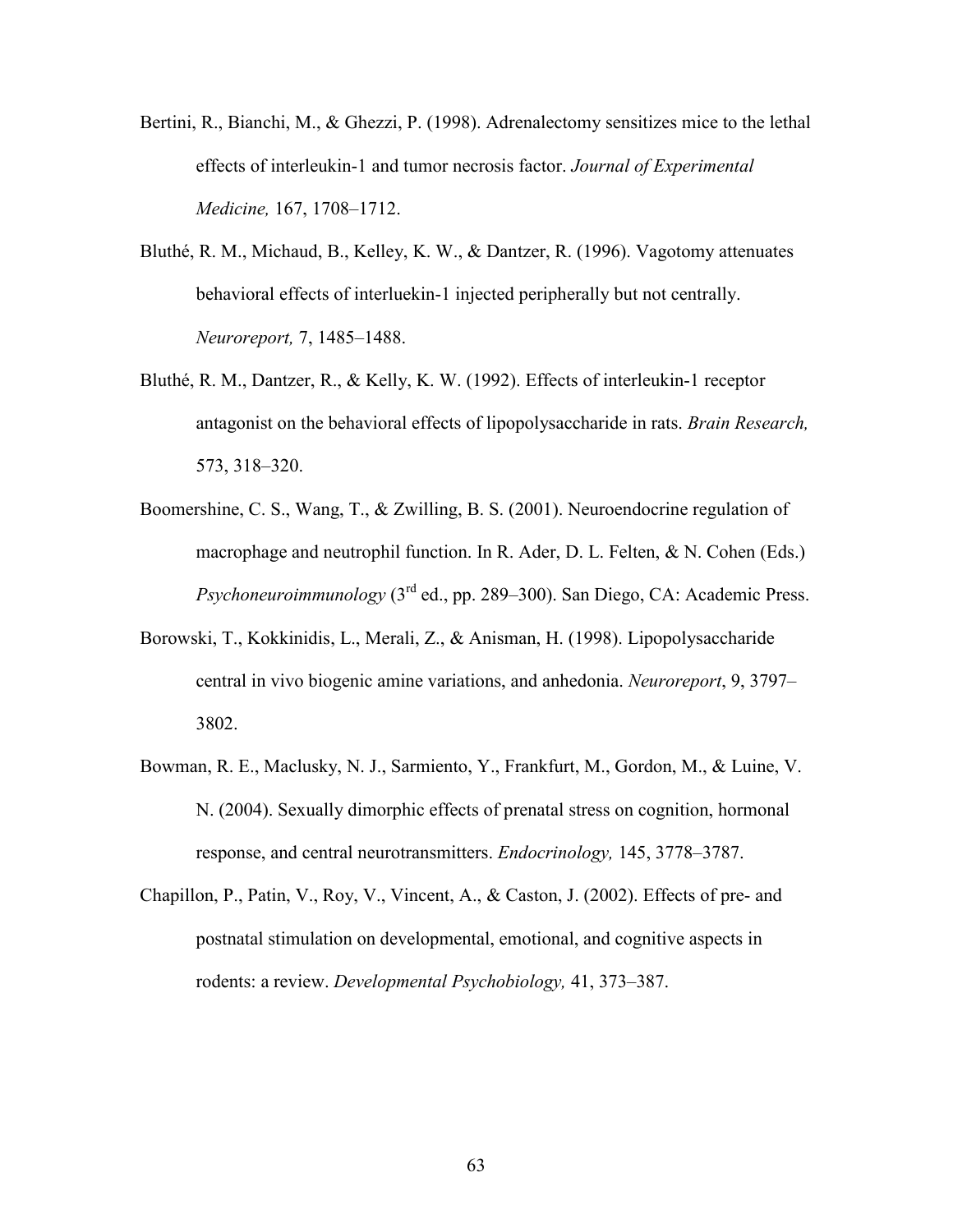Bertini, R., Bianchi, M., & Ghezzi, P. (1998). Adrenalectomy sensitizes mice to the lethal effects of interleukin-1 and tumor necrosis factor. *Journal of Experimental Medicine,* 167, 1708–1712.

Bluthé, R. M., Michaud, B., Kelley, K. W., & Dantzer, R. (1996). Vagotomy attenuates behavioral effects of interluekin-1 injected peripherally but not centrally. *Neuroreport,* 7, 1485–1488.

Bluthé, R. M., Dantzer, R., & Kelly, K. W. (1992). Effects of interleukin-1 receptor antagonist on the behavioral effects of lipopolysaccharide in rats. *Brain Research,* 573, 318–320.

Boomershine, C. S., Wang, T., & Zwilling, B. S. (2001). Neuroendocrine regulation of macrophage and neutrophil function. In R. Ader, D. L. Felten, & N. Cohen (Eds.) *Psychoneuroimmunology* (3rd ed., pp. 289–300). San Diego, CA: Academic Press.

Borowski, T., Kokkinidis, L., Merali, Z., & Anisman, H. (1998). Lipopolysaccharide central in vivo biogenic amine variations, and anhedonia. *Neuroreport*, 9, 3797–3802.

Bowman, R. E., Maclusky, N. J., Sarmiento, Y., Frankfurt, M., Gordon, M., & Luine, V. N. (2004). Sexually dimorphic effects of prenatal stress on cognition, hormonal response, and central neurotransmitters. *Endocrinology,* 145, 3778–3787.

Chapillon, P., Patin, V., Roy, V., Vincent, A., & Caston, J. (2002). Effects of pre- and postnatal stimulation on developmental, emotional, and cognitive aspects in rodents: a review. *Developmental Psychobiology,* 41, 373–387.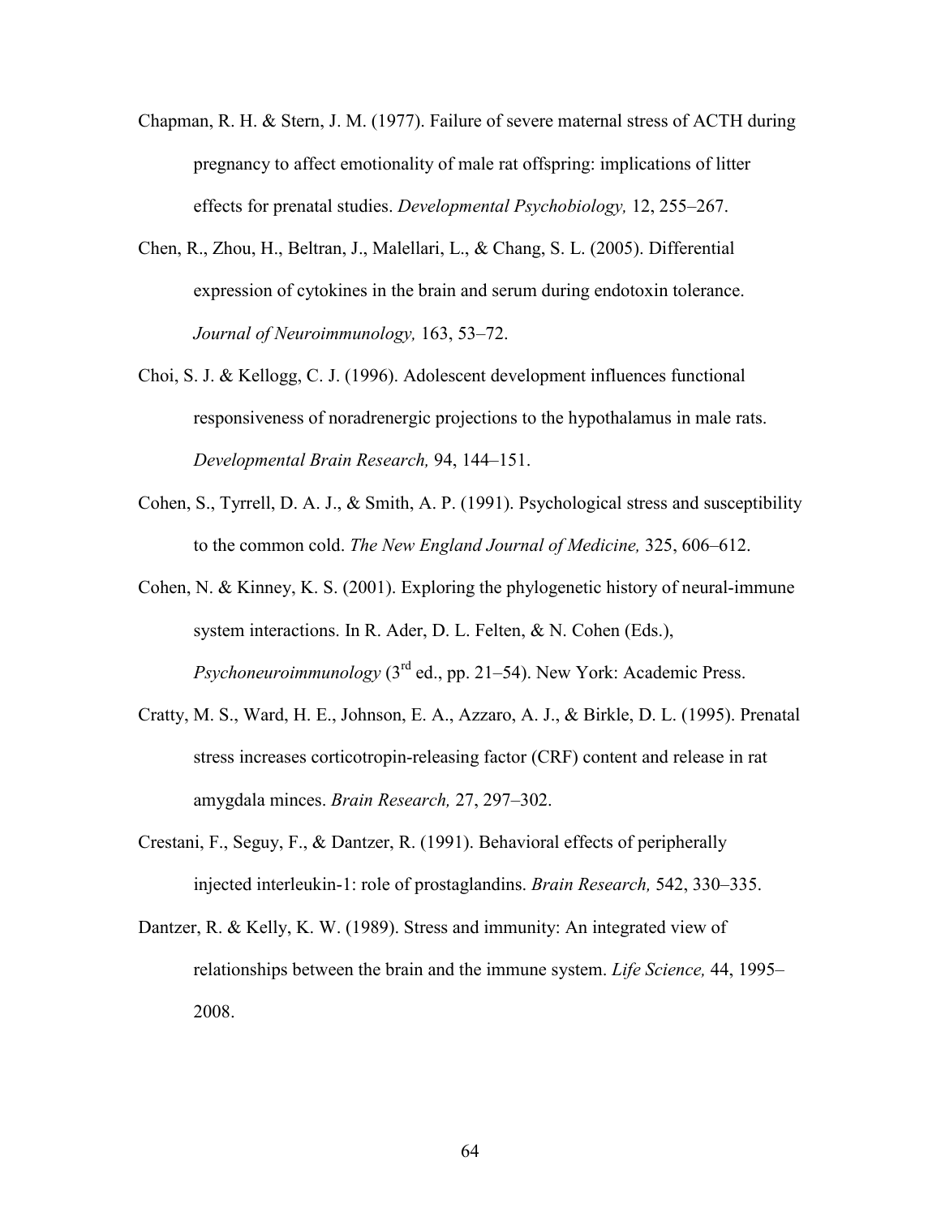Chapman, R. H. & Stern, J. M. (1977). Failure of severe maternal stress of ACTH during pregnancy to affect emotionality of male rat offspring: implications of litter effects for prenatal studies. *Developmental Psychobiology,* 12, 255–267.

Chen, R., Zhou, H., Beltran, J., Malellari, L., & Chang, S. L. (2005). Differential expression of cytokines in the brain and serum during endotoxin tolerance. *Journal of Neuroimmunology,* 163, 53–72.

Choi, S. J. & Kellogg, C. J. (1996). Adolescent development influences functional responsiveness of noradrenergic projections to the hypothalamus in male rats. *Developmental Brain Research,* 94, 144–151.

Cohen, S., Tyrrell, D. A. J., & Smith, A. P. (1991). Psychological stress and susceptibility to the common cold. *The New England Journal of Medicine,* 325, 606–612.

Cohen, N. & Kinney, K. S. (2001). Exploring the phylogenetic history of neural-immune system interactions. In R. Ader, D. L. Felten, & N. Cohen (Eds.), *Psychoneuroimmunology* (3rd ed., pp. 21–54). New York: Academic Press.

Cratty, M. S., Ward, H. E., Johnson, E. A., Azzaro, A. J., & Birkle, D. L. (1995). Prenatal stress increases corticotropin-releasing factor (CRF) content and release in rat amygdala minces. *Brain Research,* 27, 297–302.

Crestani, F., Seguy, F., & Dantzer, R. (1991). Behavioral effects of peripherally injected interleukin-1: role of prostaglandins. *Brain Research,* 542, 330–335.

Dantzer, R. & Kelly, K. W. (1989). Stress and immunity: An integrated view of relationships between the brain and the immune system. *Life Science,* 44, 1995–2008.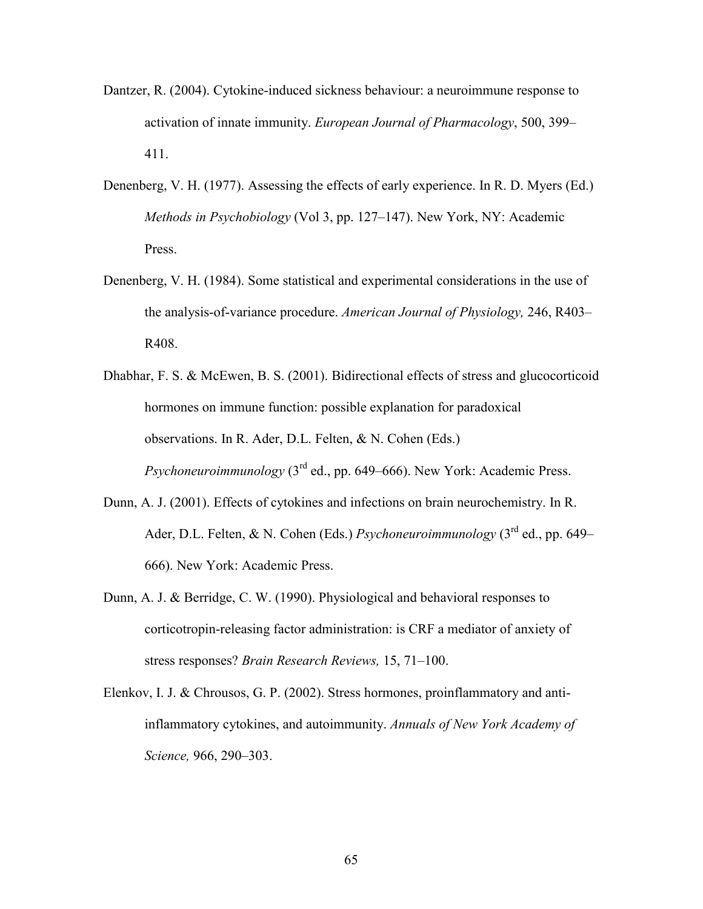Dantzer, R. (2004). Cytokine-induced sickness behaviour: a neuroimmune response to activation of innate immunity. *European Journal of Pharmacology*, 500, 399–411.

Denenberg, V. H. (1977). Assessing the effects of early experience. In R. D. Myers (Ed.) *Methods in Psychobiology* (Vol 3, pp. 127–147). New York, NY: Academic Press.

Denenberg, V. H. (1984). Some statistical and experimental considerations in the use of the analysis-of-variance procedure. *American Journal of Physiology,* 246, R403–R408.

Dhabhar, F. S. & McEwen, B. S. (2001). Bidirectional effects of stress and glucocorticoid hormones on immune function: possible explanation for paradoxical observations. In R. Ader, D.L. Felten, & N. Cohen (Eds.) *Psychoneuroimmunology* (3rd ed., pp. 649–666). New York: Academic Press.

Dunn, A. J. (2001). Effects of cytokines and infections on brain neurochemistry. In R. Ader, D.L. Felten, & N. Cohen (Eds.) *Psychoneuroimmunology* (3rd ed., pp. 649–666). New York: Academic Press.

Dunn, A. J. & Berridge, C. W. (1990). Physiological and behavioral responses to corticotropin-releasing factor administration: is CRF a mediator of anxiety of stress responses? *Brain Research Reviews,* 15, 71–100.

Elenkov, I. J. & Chrousos, G. P. (2002). Stress hormones, proinflammatory and anti-inflammatory cytokines, and autoimmunity. *Annuals of New York Academy of Science,* 966, 290–303.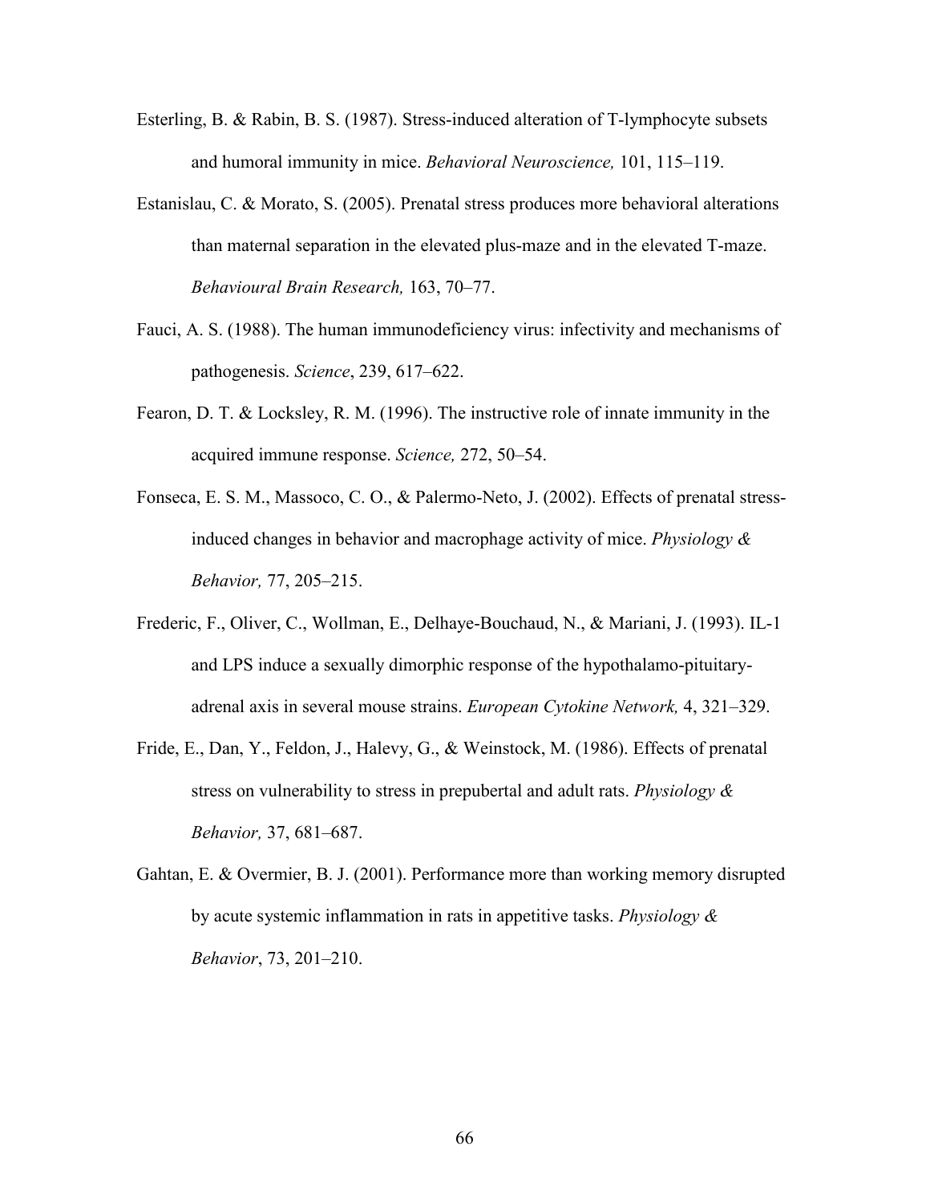Esterling, B. & Rabin, B. S. (1987). Stress-induced alteration of T-lymphocyte subsets and humoral immunity in mice. *Behavioral Neuroscience,* 101, 115–119.

Estanislau, C. & Morato, S. (2005). Prenatal stress produces more behavioral alterations than maternal separation in the elevated plus-maze and in the elevated T-maze. *Behavioural Brain Research,* 163, 70–77.

Fauci, A. S. (1988). The human immunodeficiency virus: infectivity and mechanisms of pathogenesis. *Science*, 239, 617–622.

Fearon, D. T. & Locksley, R. M. (1996). The instructive role of innate immunity in the acquired immune response. *Science,* 272, 50–54.

Fonseca, E. S. M., Massoco, C. O., & Palermo-Neto, J. (2002). Effects of prenatal stress-induced changes in behavior and macrophage activity of mice. *Physiology & Behavior,* 77, 205–215.

Frederic, F., Oliver, C., Wollman, E., Delhaye-Bouchaud, N., & Mariani, J. (1993). IL-1 and LPS induce a sexually dimorphic response of the hypothalamo-pituitary-adrenal axis in several mouse strains. *European Cytokine Network,* 4, 321–329.

Fride, E., Dan, Y., Feldon, J., Halevy, G., & Weinstock, M. (1986). Effects of prenatal stress on vulnerability to stress in prepubertal and adult rats. *Physiology & Behavior,* 37, 681–687.

Gahtan, E. & Overmier, B. J. (2001). Performance more than working memory disrupted by acute systemic inflammation in rats in appetitive tasks. *Physiology & Behavior*, 73, 201–210.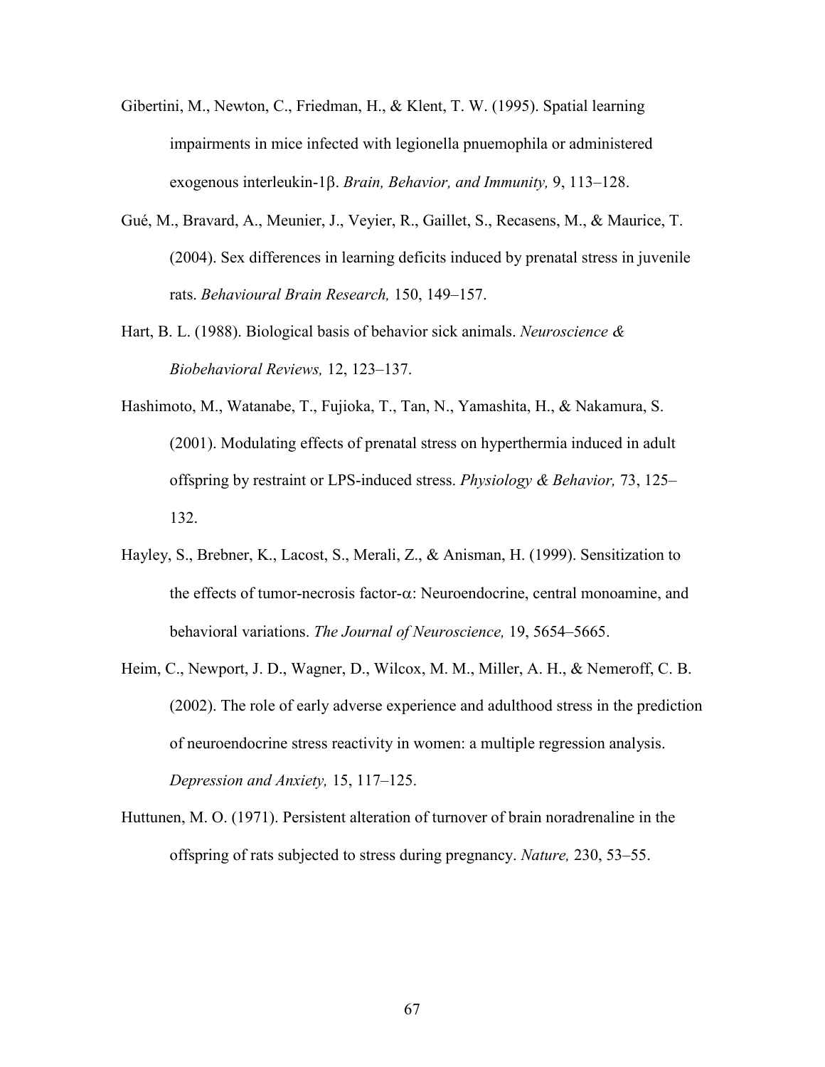Gibertini, M., Newton, C., Friedman, H., & Klent, T. W. (1995). Spatial learning impairments in mice infected with legionella pnuemophila or administered exogenous interleukin-1β. *Brain, Behavior, and Immunity,* 9, 113–128.

Gué, M., Bravard, A., Meunier, J., Veyier, R., Gaillet, S., Recasens, M., & Maurice, T. (2004). Sex differences in learning deficits induced by prenatal stress in juvenile rats. *Behavioural Brain Research,* 150, 149–157.

Hart, B. L. (1988). Biological basis of behavior sick animals. *Neuroscience & Biobehavioral Reviews,* 12, 123–137.

Hashimoto, M., Watanabe, T., Fujioka, T., Tan, N., Yamashita, H., & Nakamura, S. (2001). Modulating effects of prenatal stress on hyperthermia induced in adult offspring by restraint or LPS-induced stress. *Physiology & Behavior,* 73, 125–132.

Hayley, S., Brebner, K., Lacost, S., Merali, Z., & Anisman, H. (1999). Sensitization to the effects of tumor-necrosis factor-α: Neuroendocrine, central monoamine, and behavioral variations. *The Journal of Neuroscience,* 19, 5654–5665.

Heim, C., Newport, J. D., Wagner, D., Wilcox, M. M., Miller, A. H., & Nemeroff, C. B. (2002). The role of early adverse experience and adulthood stress in the prediction of neuroendocrine stress reactivity in women: a multiple regression analysis. *Depression and Anxiety,* 15, 117–125.

Huttunen, M. O. (1971). Persistent alteration of turnover of brain noradrenaline in the offspring of rats subjected to stress during pregnancy. *Nature,* 230, 53–55.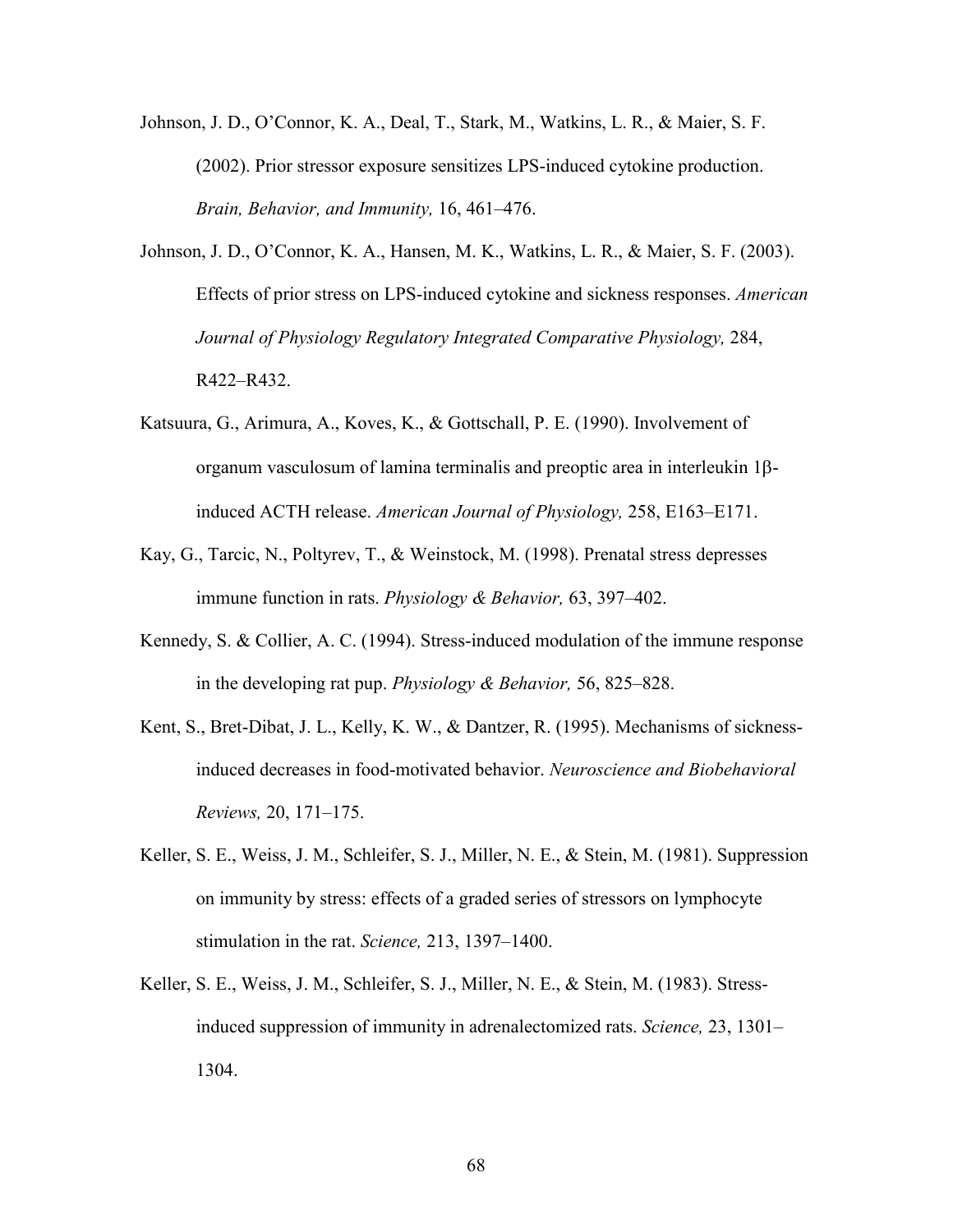Johnson, J. D., O'Connor, K. A., Deal, T., Stark, M., Watkins, L. R., & Maier, S. F. (2002). Prior stressor exposure sensitizes LPS-induced cytokine production. *Brain, Behavior, and Immunity,* 16, 461–476.

Johnson, J. D., O'Connor, K. A., Hansen, M. K., Watkins, L. R., & Maier, S. F. (2003). Effects of prior stress on LPS-induced cytokine and sickness responses. *American Journal of Physiology Regulatory Integrated Comparative Physiology,* 284, R422–R432.

Katsuura, G., Arimura, A., Koves, K., & Gottschall, P. E. (1990). Involvement of organum vasculosum of lamina terminalis and preoptic area in interleukin 1β-induced ACTH release. *American Journal of Physiology,* 258, E163–E171.

Kay, G., Tarcic, N., Poltyrev, T., & Weinstock, M. (1998). Prenatal stress depresses immune function in rats. *Physiology & Behavior,* 63, 397–402.

Kennedy, S. & Collier, A. C. (1994). Stress-induced modulation of the immune response in the developing rat pup. *Physiology & Behavior,* 56, 825–828.

Kent, S., Bret-Dibat, J. L., Kelly, K. W., & Dantzer, R. (1995). Mechanisms of sickness-induced decreases in food-motivated behavior. *Neuroscience and Biobehavioral Reviews,* 20, 171–175.

Keller, S. E., Weiss, J. M., Schleifer, S. J., Miller, N. E., & Stein, M. (1981). Suppression on immunity by stress: effects of a graded series of stressors on lymphocyte stimulation in the rat. *Science,* 213, 1397–1400.

Keller, S. E., Weiss, J. M., Schleifer, S. J., Miller, N. E., & Stein, M. (1983). Stress-induced suppression of immunity in adrenalectomized rats. *Science,* 23, 1301–1304.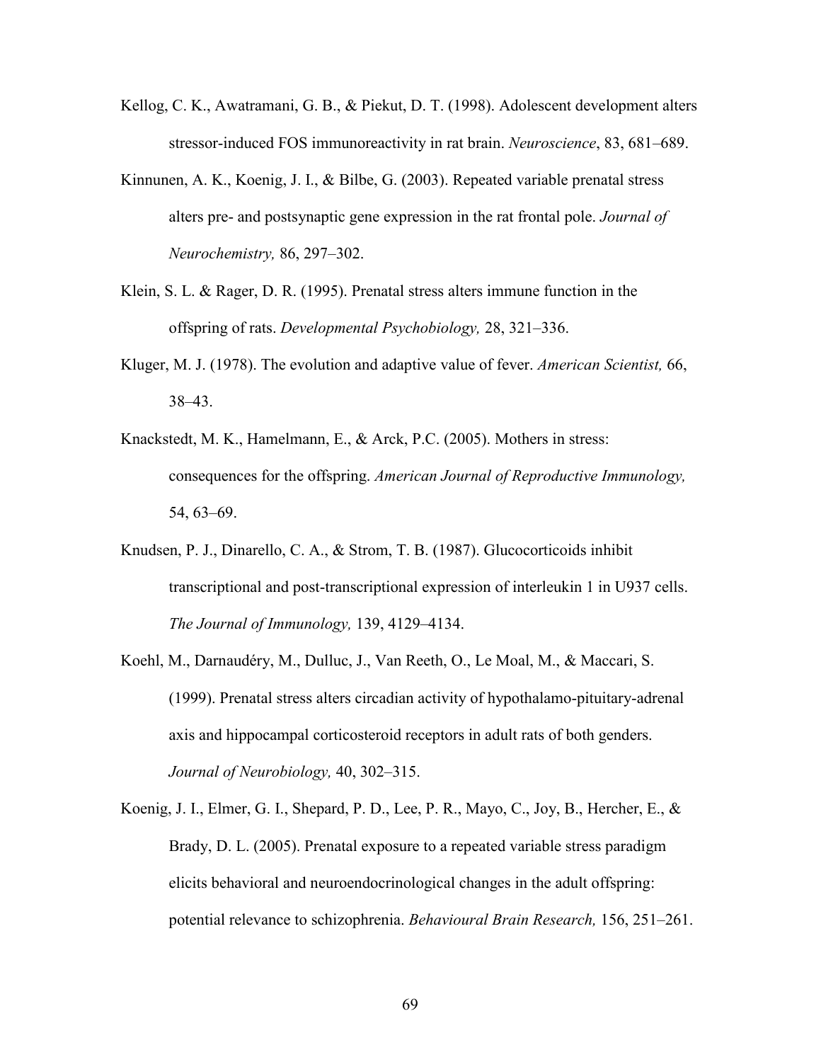Kellog, C. K., Awatramani, G. B., & Piekut, D. T. (1998). Adolescent development alters stressor-induced FOS immunoreactivity in rat brain. *Neuroscience*, 83, 681–689.

Kinnunen, A. K., Koenig, J. I., & Bilbe, G. (2003). Repeated variable prenatal stress alters pre- and postsynaptic gene expression in the rat frontal pole. *Journal of Neurochemistry,* 86, 297–302.

Klein, S. L. & Rager, D. R. (1995). Prenatal stress alters immune function in the offspring of rats. *Developmental Psychobiology,* 28, 321–336.

Kluger, M. J. (1978). The evolution and adaptive value of fever. *American Scientist,* 66, 38–43.

Knackstedt, M. K., Hamelmann, E., & Arck, P.C. (2005). Mothers in stress: consequences for the offspring. *American Journal of Reproductive Immunology,* 54, 63–69.

Knudsen, P. J., Dinarello, C. A., & Strom, T. B. (1987). Glucocorticoids inhibit transcriptional and post-transcriptional expression of interleukin 1 in U937 cells. *The Journal of Immunology,* 139, 4129–4134.

Koehl, M., Darnaudéry, M., Dulluc, J., Van Reeth, O., Le Moal, M., & Maccari, S. (1999). Prenatal stress alters circadian activity of hypothalamo-pituitary-adrenal axis and hippocampal corticosteroid receptors in adult rats of both genders. *Journal of Neurobiology,* 40, 302–315.

Koenig, J. I., Elmer, G. I., Shepard, P. D., Lee, P. R., Mayo, C., Joy, B., Hercher, E., & Brady, D. L. (2005). Prenatal exposure to a repeated variable stress paradigm elicits behavioral and neuroendocrinological changes in the adult offspring: potential relevance to schizophrenia. *Behavioural Brain Research,* 156, 251–261.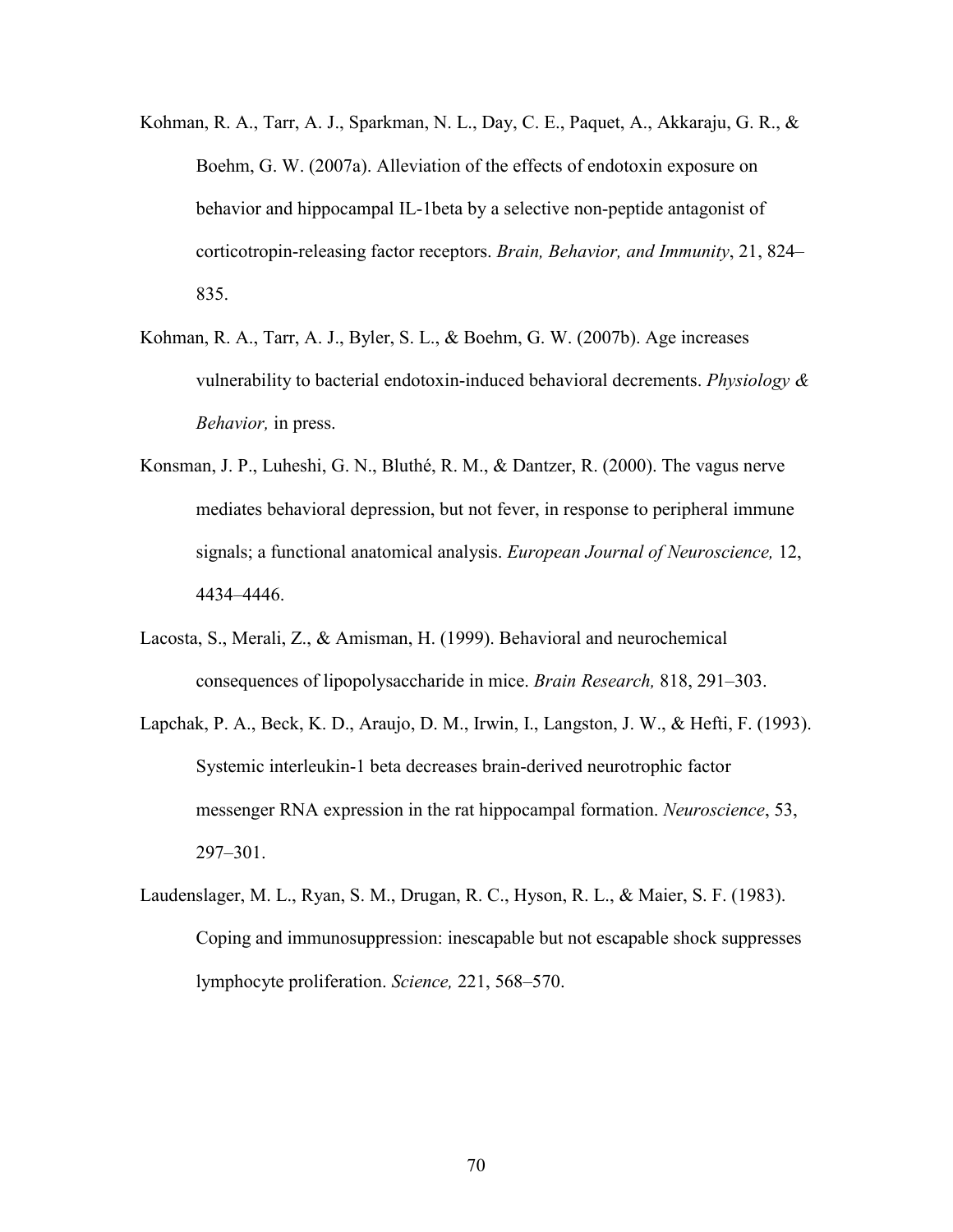Kohman, R. A., Tarr, A. J., Sparkman, N. L., Day, C. E., Paquet, A., Akkaraju, G. R., & Boehm, G. W. (2007a). Alleviation of the effects of endotoxin exposure on behavior and hippocampal IL-1beta by a selective non-peptide antagonist of corticotropin-releasing factor receptors. *Brain, Behavior, and Immunity*, 21, 824–835.

Kohman, R. A., Tarr, A. J., Byler, S. L., & Boehm, G. W. (2007b). Age increases vulnerability to bacterial endotoxin-induced behavioral decrements. *Physiology & Behavior,* in press.

Konsman, J. P., Luheshi, G. N., Bluthé, R. M., & Dantzer, R. (2000). The vagus nerve mediates behavioral depression, but not fever, in response to peripheral immune signals; a functional anatomical analysis. *European Journal of Neuroscience,* 12, 4434–4446.

Lacosta, S., Merali, Z., & Amisman, H. (1999). Behavioral and neurochemical consequences of lipopolysaccharide in mice. *Brain Research,* 818, 291–303.

Lapchak, P. A., Beck, K. D., Araujo, D. M., Irwin, I., Langston, J. W., & Hefti, F. (1993). Systemic interleukin-1 beta decreases brain-derived neurotrophic factor messenger RNA expression in the rat hippocampal formation. *Neuroscience*, 53, 297–301.

Laudenslager, M. L., Ryan, S. M., Drugan, R. C., Hyson, R. L., & Maier, S. F. (1983). Coping and immunosuppression: inescapable but not escapable shock suppresses lymphocyte proliferation. *Science,* 221, 568–570.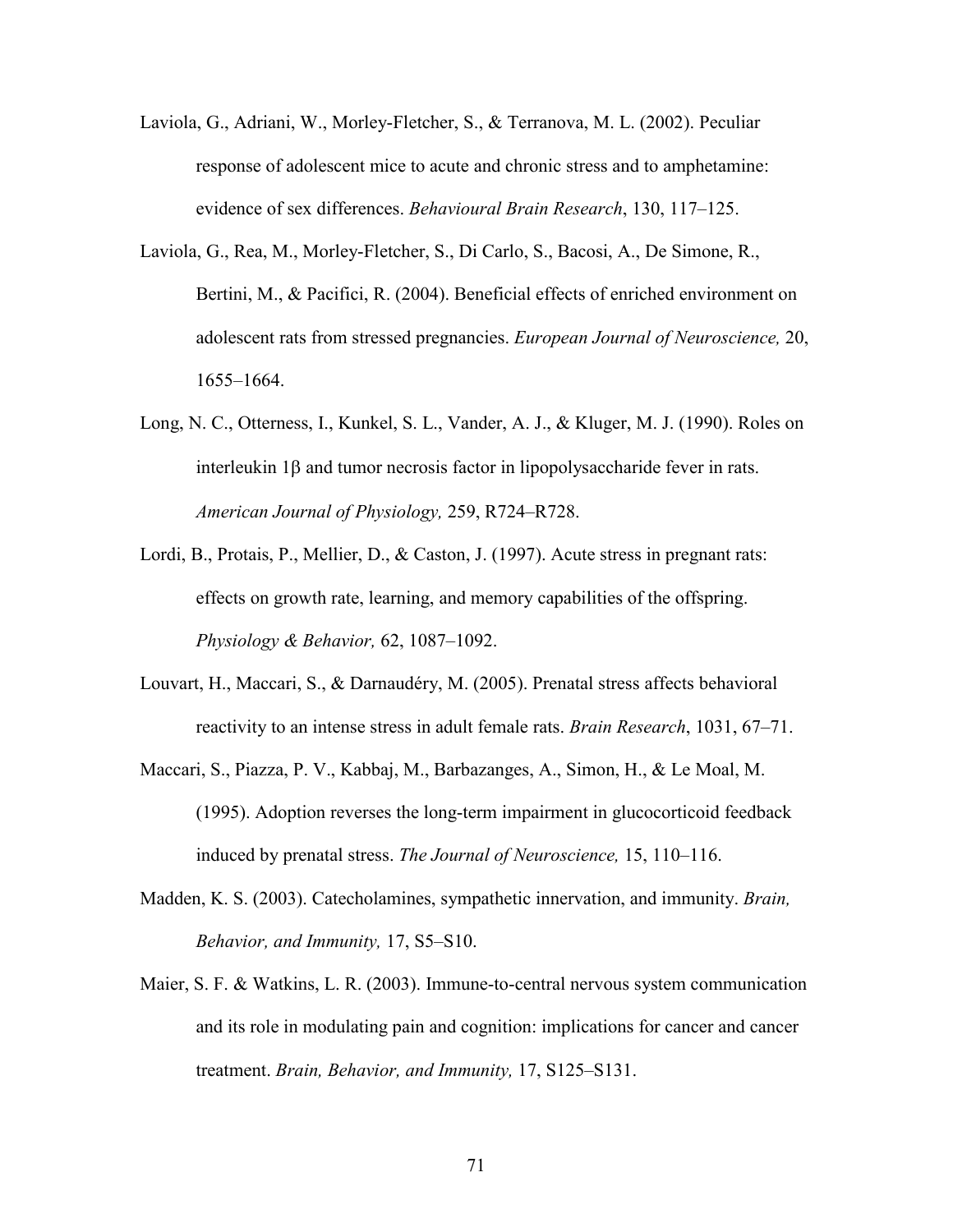Laviola, G., Adriani, W., Morley-Fletcher, S., & Terranova, M. L. (2002). Peculiar response of adolescent mice to acute and chronic stress and to amphetamine: evidence of sex differences. *Behavioural Brain Research*, 130, 117–125.

Laviola, G., Rea, M., Morley-Fletcher, S., Di Carlo, S., Bacosi, A., De Simone, R., Bertini, M., & Pacifici, R. (2004). Beneficial effects of enriched environment on adolescent rats from stressed pregnancies. *European Journal of Neuroscience,* 20, 1655–1664.

Long, N. C., Otterness, I., Kunkel, S. L., Vander, A. J., & Kluger, M. J. (1990). Roles on interleukin 1β and tumor necrosis factor in lipopolysaccharide fever in rats. *American Journal of Physiology,* 259, R724–R728.

Lordi, B., Protais, P., Mellier, D., & Caston, J. (1997). Acute stress in pregnant rats: effects on growth rate, learning, and memory capabilities of the offspring. *Physiology & Behavior,* 62, 1087–1092.

Louvart, H., Maccari, S., & Darnaudéry, M. (2005). Prenatal stress affects behavioral reactivity to an intense stress in adult female rats. *Brain Research*, 1031, 67–71.

Maccari, S., Piazza, P. V., Kabbaj, M., Barbazanges, A., Simon, H., & Le Moal, M. (1995). Adoption reverses the long-term impairment in glucocorticoid feedback induced by prenatal stress. *The Journal of Neuroscience,* 15, 110–116.

Madden, K. S. (2003). Catecholamines, sympathetic innervation, and immunity. *Brain, Behavior, and Immunity,* 17, S5–S10.

Maier, S. F. & Watkins, L. R. (2003). Immune-to-central nervous system communication and its role in modulating pain and cognition: implications for cancer and cancer treatment. *Brain, Behavior, and Immunity,* 17, S125–S131.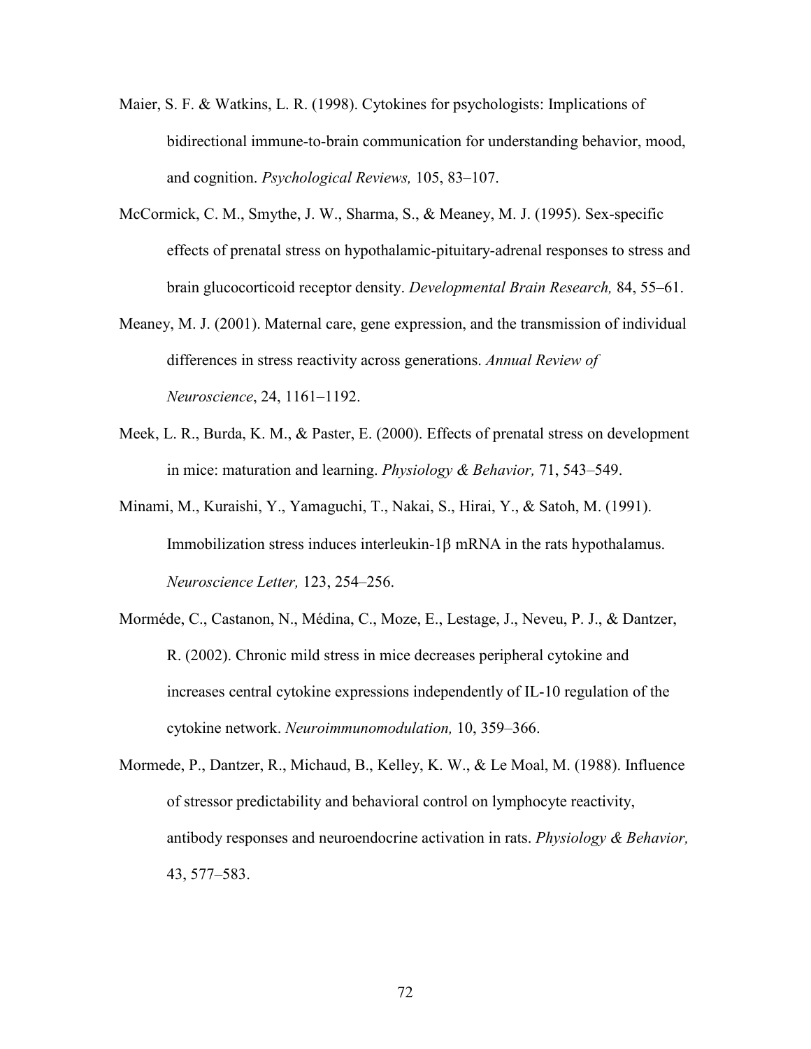Maier, S. F. & Watkins, L. R. (1998). Cytokines for psychologists: Implications of bidirectional immune-to-brain communication for understanding behavior, mood, and cognition. *Psychological Reviews,* 105, 83–107.

McCormick, C. M., Smythe, J. W., Sharma, S., & Meaney, M. J. (1995). Sex-specific effects of prenatal stress on hypothalamic-pituitary-adrenal responses to stress and brain glucocorticoid receptor density. *Developmental Brain Research,* 84, 55–61.

Meaney, M. J. (2001). Maternal care, gene expression, and the transmission of individual differences in stress reactivity across generations. *Annual Review of Neuroscience*, 24, 1161–1192.

Meek, L. R., Burda, K. M., & Paster, E. (2000). Effects of prenatal stress on development in mice: maturation and learning. *Physiology & Behavior,* 71, 543–549.

Minami, M., Kuraishi, Y., Yamaguchi, T., Nakai, S., Hirai, Y., & Satoh, M. (1991). Immobilization stress induces interleukin-1β mRNA in the rats hypothalamus. *Neuroscience Letter,* 123, 254–256.

Morméde, C., Castanon, N., Médina, C., Moze, E., Lestage, J., Neveu, P. J., & Dantzer, R. (2002). Chronic mild stress in mice decreases peripheral cytokine and increases central cytokine expressions independently of IL-10 regulation of the cytokine network. *Neuroimmunomodulation,* 10, 359–366.

Mormede, P., Dantzer, R., Michaud, B., Kelley, K. W., & Le Moal, M. (1988). Influence of stressor predictability and behavioral control on lymphocyte reactivity, antibody responses and neuroendocrine activation in rats. *Physiology & Behavior,* 43, 577–583.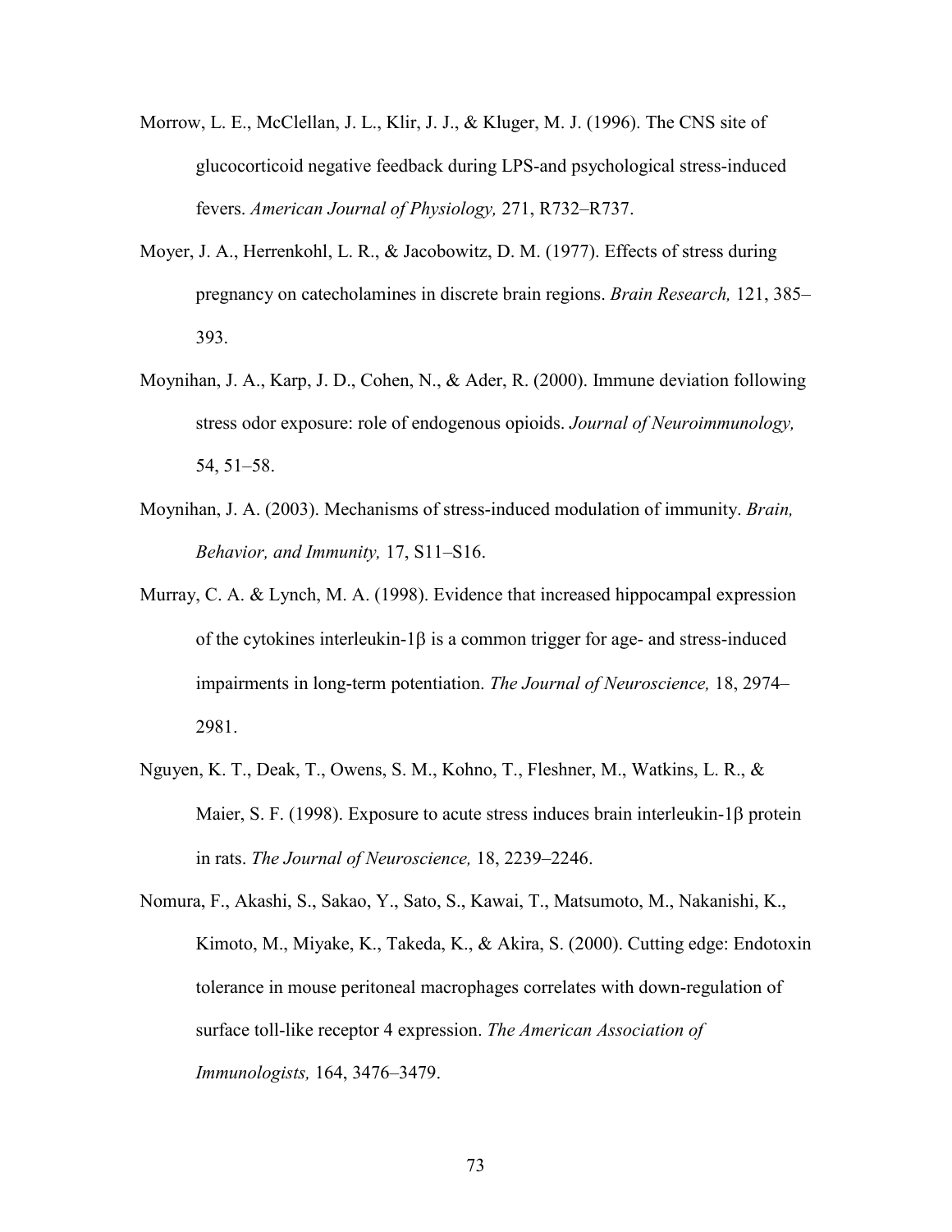Morrow, L. E., McClellan, J. L., Klir, J. J., & Kluger, M. J. (1996). The CNS site of glucocorticoid negative feedback during LPS-and psychological stress-induced fevers. *American Journal of Physiology,* 271, R732–R737.

Moyer, J. A., Herrenkohl, L. R., & Jacobowitz, D. M. (1977). Effects of stress during pregnancy on catecholamines in discrete brain regions. *Brain Research,* 121, 385–393.

Moynihan, J. A., Karp, J. D., Cohen, N., & Ader, R. (2000). Immune deviation following stress odor exposure: role of endogenous opioids. *Journal of Neuroimmunology,* 54, 51–58.

Moynihan, J. A. (2003). Mechanisms of stress-induced modulation of immunity. *Brain, Behavior, and Immunity,* 17, S11–S16.

Murray, C. A. & Lynch, M. A. (1998). Evidence that increased hippocampal expression of the cytokines interleukin-1β is a common trigger for age- and stress-induced impairments in long-term potentiation. *The Journal of Neuroscience,* 18, 2974–2981.

Nguyen, K. T., Deak, T., Owens, S. M., Kohno, T., Fleshner, M., Watkins, L. R., & Maier, S. F. (1998). Exposure to acute stress induces brain interleukin-1β protein in rats. *The Journal of Neuroscience,* 18, 2239–2246.

Nomura, F., Akashi, S., Sakao, Y., Sato, S., Kawai, T., Matsumoto, M., Nakanishi, K., Kimoto, M., Miyake, K., Takeda, K., & Akira, S. (2000). Cutting edge: Endotoxin tolerance in mouse peritoneal macrophages correlates with down-regulation of surface toll-like receptor 4 expression. *The American Association of Immunologists,* 164, 3476–3479.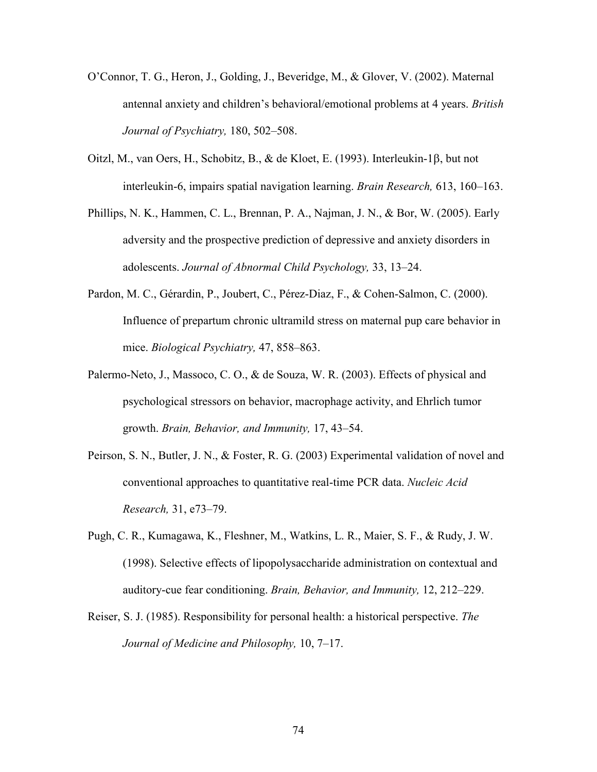O'Connor, T. G., Heron, J., Golding, J., Beveridge, M., & Glover, V. (2002). Maternal antennal anxiety and children's behavioral/emotional problems at 4 years. *British Journal of Psychiatry,* 180, 502–508.

Oitzl, M., van Oers, H., Schobitz, B., & de Kloet, E. (1993). Interleukin-1β, but not interleukin-6, impairs spatial navigation learning. *Brain Research,* 613, 160–163.

Phillips, N. K., Hammen, C. L., Brennan, P. A., Najman, J. N., & Bor, W. (2005). Early adversity and the prospective prediction of depressive and anxiety disorders in adolescents. *Journal of Abnormal Child Psychology,* 33, 13–24.

Pardon, M. C., Gérardin, P., Joubert, C., Pérez-Diaz, F., & Cohen-Salmon, C. (2000). Influence of prepartum chronic ultramild stress on maternal pup care behavior in mice. *Biological Psychiatry,* 47, 858–863.

Palermo-Neto, J., Massoco, C. O., & de Souza, W. R. (2003). Effects of physical and psychological stressors on behavior, macrophage activity, and Ehrlich tumor growth. *Brain, Behavior, and Immunity,* 17, 43–54.

Peirson, S. N., Butler, J. N., & Foster, R. G. (2003) Experimental validation of novel and conventional approaches to quantitative real-time PCR data. *Nucleic Acid Research,* 31, e73–79.

Pugh, C. R., Kumagawa, K., Fleshner, M., Watkins, L. R., Maier, S. F., & Rudy, J. W. (1998). Selective effects of lipopolysaccharide administration on contextual and auditory-cue fear conditioning. *Brain, Behavior, and Immunity,* 12, 212–229.

Reiser, S. J. (1985). Responsibility for personal health: a historical perspective. *The Journal of Medicine and Philosophy,* 10, 7–17.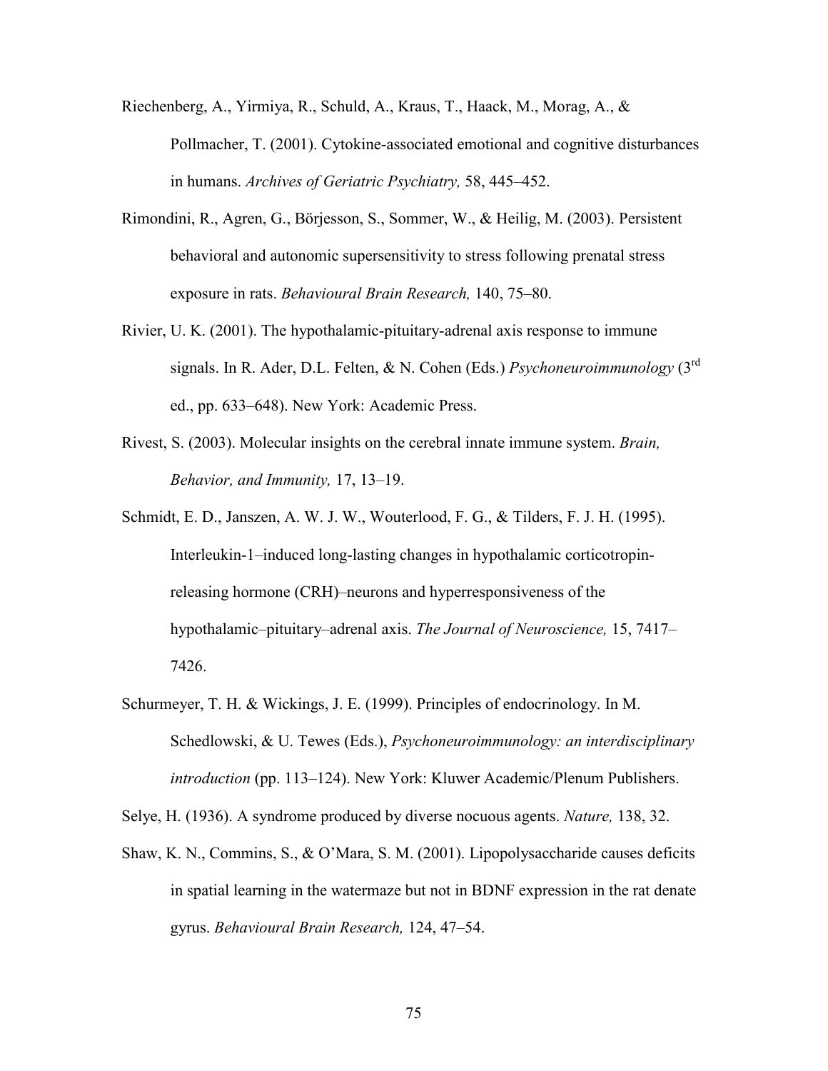Riechenberg, A., Yirmiya, R., Schuld, A., Kraus, T., Haack, M., Morag, A., & Pollmacher, T. (2001). Cytokine-associated emotional and cognitive disturbances in humans. *Archives of Geriatric Psychiatry,* 58, 445–452.

Rimondini, R., Agren, G., Börjesson, S., Sommer, W., & Heilig, M. (2003). Persistent behavioral and autonomic supersensitivity to stress following prenatal stress exposure in rats. *Behavioural Brain Research,* 140, 75–80.

Rivier, U. K. (2001). The hypothalamic-pituitary-adrenal axis response to immune signals. In R. Ader, D.L. Felten, & N. Cohen (Eds.) *Psychoneuroimmunology* (3rd ed., pp. 633–648). New York: Academic Press.

Rivest, S. (2003). Molecular insights on the cerebral innate immune system. *Brain, Behavior, and Immunity,* 17, 13–19.

Schmidt, E. D., Janszen, A. W. J. W., Wouterlood, F. G., & Tilders, F. J. H. (1995). Interleukin-1–induced long-lasting changes in hypothalamic corticotropin-releasing hormone (CRH)–neurons and hyperresponsiveness of the hypothalamic–pituitary–adrenal axis. *The Journal of Neuroscience,* 15, 7417–7426.

Schurmeyer, T. H. & Wickings, J. E. (1999). Principles of endocrinology. In M. Schedlowski, & U. Tewes (Eds.), *Psychoneuroimmunology: an interdisciplinary introduction* (pp. 113–124). New York: Kluwer Academic/Plenum Publishers.

Selye, H. (1936). A syndrome produced by diverse nocuous agents. *Nature,* 138, 32.

Shaw, K. N., Commins, S., & O'Mara, S. M. (2001). Lipopolysaccharide causes deficits in spatial learning in the watermaze but not in BDNF expression in the rat denate gyrus. *Behavioural Brain Research,* 124, 47–54.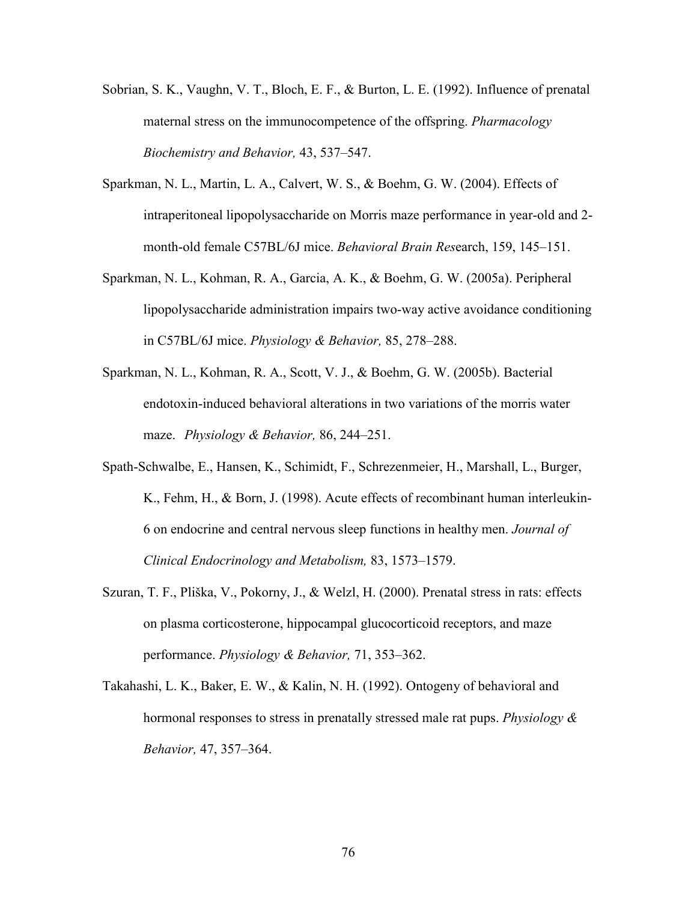Sobrian, S. K., Vaughn, V. T., Bloch, E. F., & Burton, L. E. (1992). Influence of prenatal maternal stress on the immunocompetence of the offspring. *Pharmacology Biochemistry and Behavior,* 43, 537–547.

Sparkman, N. L., Martin, L. A., Calvert, W. S., & Boehm, G. W. (2004). Effects of intraperitoneal lipopolysaccharide on Morris maze performance in year-old and 2-month-old female C57BL/6J mice. *Behavioral Brain Res*earch, 159, 145–151.

Sparkman, N. L., Kohman, R. A., Garcia, A. K., & Boehm, G. W. (2005a). Peripheral lipopolysaccharide administration impairs two-way active avoidance conditioning in C57BL/6J mice. *Physiology & Behavior,* 85, 278–288.

Sparkman, N. L., Kohman, R. A., Scott, V. J., & Boehm, G. W. (2005b). Bacterial endotoxin-induced behavioral alterations in two variations of the morris water maze. *Physiology & Behavior,* 86, 244–251.

Spath-Schwalbe, E., Hansen, K., Schimidt, F., Schrezenmeier, H., Marshall, L., Burger, K., Fehm, H., & Born, J. (1998). Acute effects of recombinant human interleukin-6 on endocrine and central nervous sleep functions in healthy men. *Journal of Clinical Endocrinology and Metabolism,* 83, 1573–1579.

Szuran, T. F., Pliška, V., Pokorny, J., & Welzl, H. (2000). Prenatal stress in rats: effects on plasma corticosterone, hippocampal glucocorticoid receptors, and maze performance. *Physiology & Behavior,* 71, 353–362.

Takahashi, L. K., Baker, E. W., & Kalin, N. H. (1992). Ontogeny of behavioral and hormonal responses to stress in prenatally stressed male rat pups. *Physiology & Behavior,* 47, 357–364.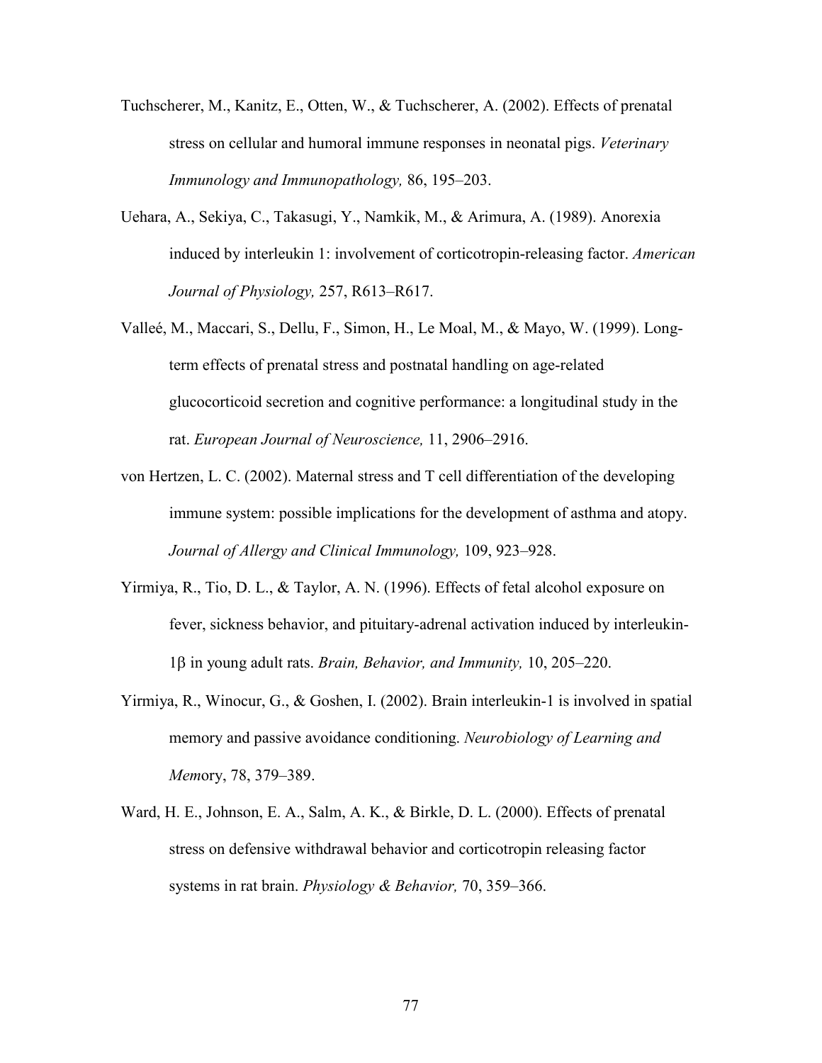Tuchscherer, M., Kanitz, E., Otten, W., & Tuchscherer, A. (2002). Effects of prenatal stress on cellular and humoral immune responses in neonatal pigs. *Veterinary Immunology and Immunopathology,* 86, 195–203.

Uehara, A., Sekiya, C., Takasugi, Y., Namkik, M., & Arimura, A. (1989). Anorexia induced by interleukin 1: involvement of corticotropin-releasing factor. *American Journal of Physiology,* 257, R613–R617.

Valleé, M., Maccari, S., Dellu, F., Simon, H., Le Moal, M., & Mayo, W. (1999). Long-term effects of prenatal stress and postnatal handling on age-related glucocorticoid secretion and cognitive performance: a longitudinal study in the rat. *European Journal of Neuroscience,* 11, 2906–2916.

von Hertzen, L. C. (2002). Maternal stress and T cell differentiation of the developing immune system: possible implications for the development of asthma and atopy. *Journal of Allergy and Clinical Immunology,* 109, 923–928.

Yirmiya, R., Tio, D. L., & Taylor, A. N. (1996). Effects of fetal alcohol exposure on fever, sickness behavior, and pituitary-adrenal activation induced by interleukin-1β in young adult rats. *Brain, Behavior, and Immunity,* 10, 205–220.

Yirmiya, R., Winocur, G., & Goshen, I. (2002). Brain interleukin-1 is involved in spatial memory and passive avoidance conditioning. *Neurobiology of Learning and Mem*ory, 78, 379–389.

Ward, H. E., Johnson, E. A., Salm, A. K., & Birkle, D. L. (2000). Effects of prenatal stress on defensive withdrawal behavior and corticotropin releasing factor systems in rat brain. *Physiology & Behavior,* 70, 359–366.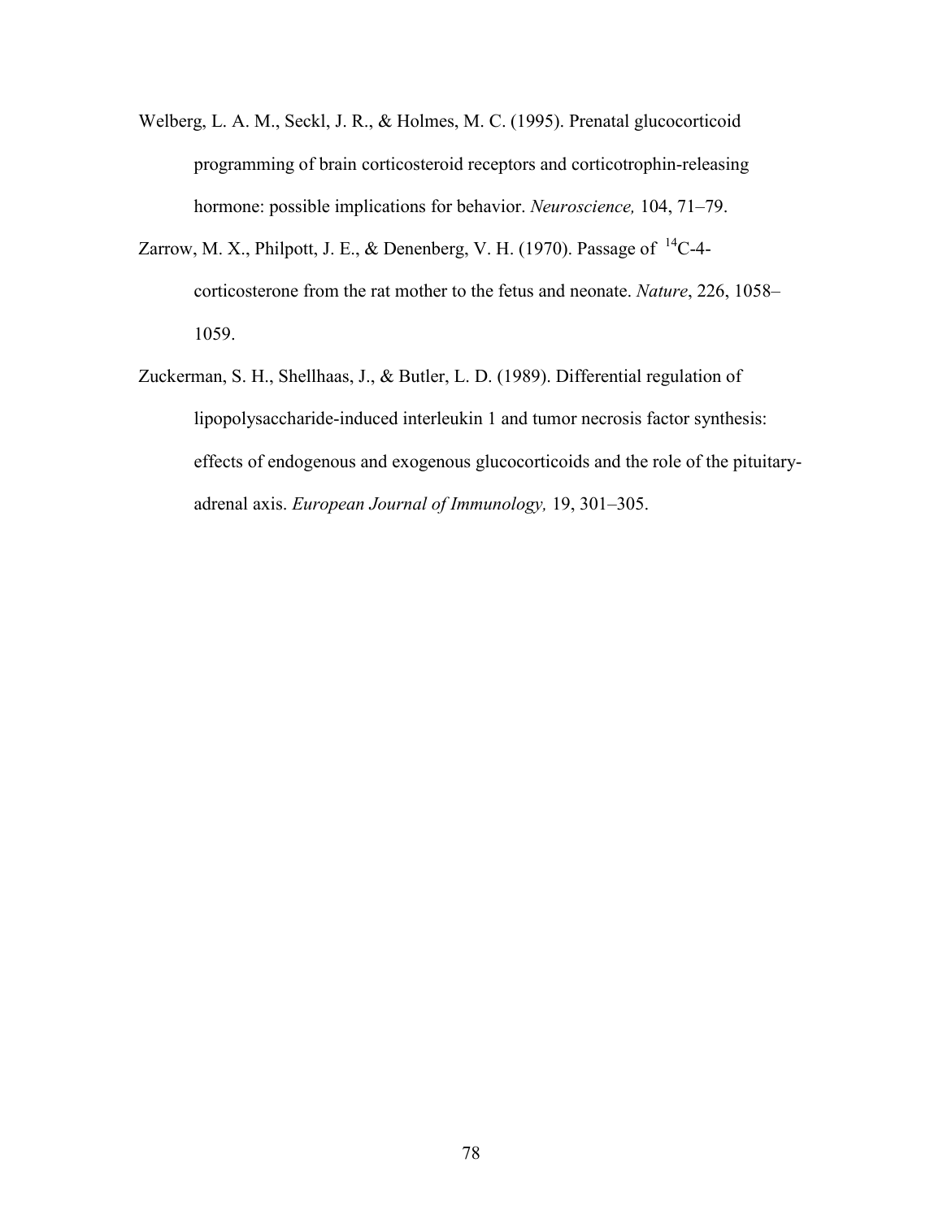Welberg, L. A. M., Seckl, J. R., & Holmes, M. C. (1995). Prenatal glucocorticoid programming of brain corticosteroid receptors and corticotrophin-releasing hormone: possible implications for behavior. *Neuroscience,* 104, 71–79.

Zarrow, M. X., Philpott, J. E., & Denenberg, V. H. (1970). Passage of $^{14}C$-4-corticosterone from the rat mother to the fetus and neonate. *Nature*, 226, 1058–1059.

Zuckerman, S. H., Shellhaas, J., & Butler, L. D. (1989). Differential regulation of lipopolysaccharide-induced interleukin 1 and tumor necrosis factor synthesis: effects of endogenous and exogenous glucocorticoids and the role of the pituitary-adrenal axis. *European Journal of Immunology,* 19, 301–305.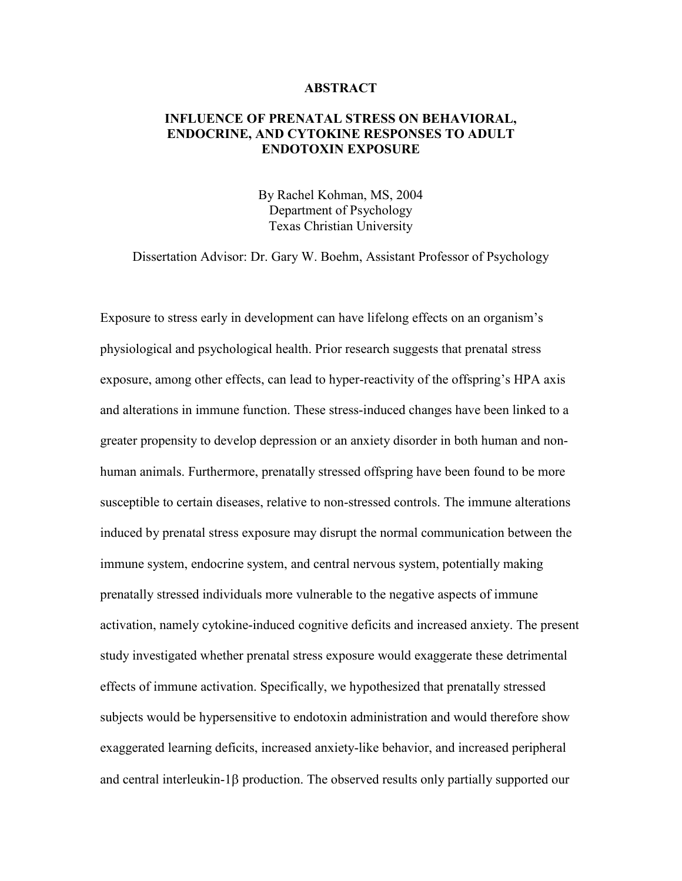## ABSTRACT

### INFLUENCE OF PRENATAL STRESS ON BEHAVIORAL, ENDOCRINE, AND CYTOKINE RESPONSES TO ADULT ENDOTOXIN EXPOSURE

By Rachel Kohman, MS, 2004
Department of Psychology
Texas Christian University

Dissertation Advisor: Dr. Gary W. Boehm, Assistant Professor of Psychology

Exposure to stress early in development can have lifelong effects on an organism's physiological and psychological health. Prior research suggests that prenatal stress exposure, among other effects, can lead to hyper-reactivity of the offspring's HPA axis and alterations in immune function. These stress-induced changes have been linked to a greater propensity to develop depression or an anxiety disorder in both human and non-human animals. Furthermore, prenatally stressed offspring have been found to be more susceptible to certain diseases, relative to non-stressed controls. The immune alterations induced by prenatal stress exposure may disrupt the normal communication between the immune system, endocrine system, and central nervous system, potentially making prenatally stressed individuals more vulnerable to the negative aspects of immune activation, namely cytokine-induced cognitive deficits and increased anxiety. The present study investigated whether prenatal stress exposure would exaggerate these detrimental effects of immune activation. Specifically, we hypothesized that prenatally stressed subjects would be hypersensitive to endotoxin administration and would therefore show exaggerated learning deficits, increased anxiety-like behavior, and increased peripheral and central interleukin-1$\beta$ production. The observed results only partially supported our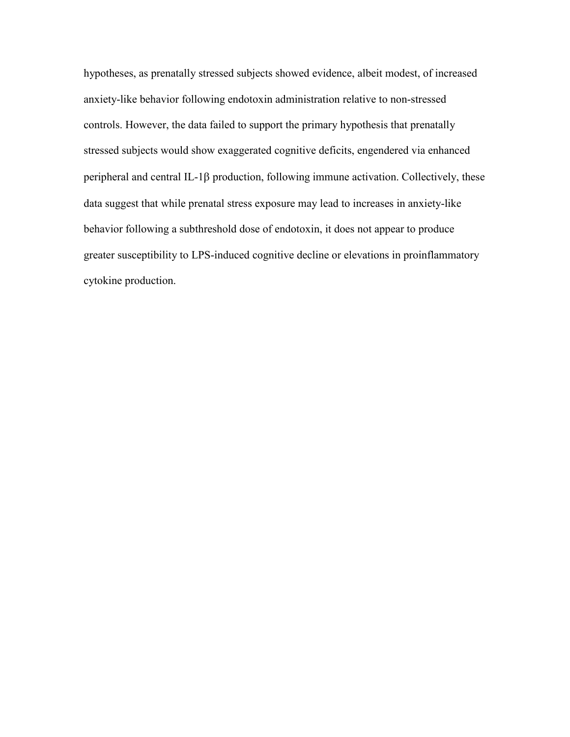hypotheses, as prenatally stressed subjects showed evidence, albeit modest, of increased anxiety-like behavior following endotoxin administration relative to non-stressed controls. However, the data failed to support the primary hypothesis that prenatally stressed subjects would show exaggerated cognitive deficits, engendered via enhanced peripheral and central IL-1β production, following immune activation. Collectively, these data suggest that while prenatal stress exposure may lead to increases in anxiety-like behavior following a subthreshold dose of endotoxin, it does not appear to produce greater susceptibility to LPS-induced cognitive decline or elevations in proinflammatory cytokine production.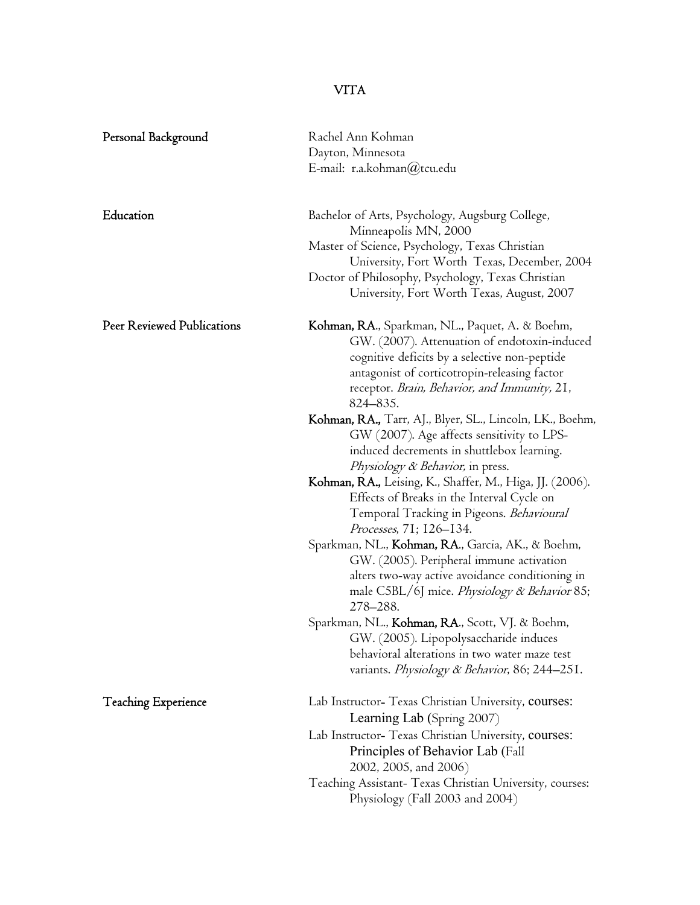# VITA

**Personal Background**

Rachel Ann Kohman
Dayton, Minnesota
E-mail: r.a.kohman@tcu.edu

**Education**

Bachelor of Arts, Psychology, Augsburg College, Minneapolis MN, 2000

Master of Science, Psychology, Texas Christian University, Fort Worth Texas, December, 2004

Doctor of Philosophy, Psychology, Texas Christian University, Fort Worth Texas, August, 2007

**Peer Reviewed Publications**

**Kohman, RA**., Sparkman, NL., Paquet, A. & Boehm, GW. (2007). Attenuation of endotoxin-induced cognitive deficits by a selective non-peptide antagonist of corticotropin-releasing factor receptor. *Brain, Behavior, and Immunity,* 21, 824–835.

**Kohman, RA.,** Tarr, AJ., Blyer, SL., Lincoln, LK., Boehm, GW (2007). Age affects sensitivity to LPS-induced decrements in shuttlebox learning. *Physiology & Behavior,* in press.

**Kohman, RA.,** Leising, K., Shaffer, M., Higa, JJ. (2006). Effects of Breaks in the Interval Cycle on Temporal Tracking in Pigeons. *Behavioural Processes*, 71; 126–134.

Sparkman, NL., **Kohman, RA**., Garcia, AK., & Boehm, GW. (2005). Peripheral immune activation alters two-way active avoidance conditioning in male C5BL/6J mice. *Physiology & Behavior* 85; 278–288.

Sparkman, NL., **Kohman, RA**., Scott, VJ. & Boehm, GW. (2005). Lipopolysaccharide induces behavioral alterations in two water maze test variants. *Physiology & Behavior*, 86; 244–251.

**Teaching Experience**

Lab Instructor- Texas Christian University, courses: Learning Lab (Spring 2007)

Lab Instructor- Texas Christian University, courses: Principles of Behavior Lab (Fall 2002, 2005, and 2006)

Teaching Assistant- Texas Christian University, courses: Physiology (Fall 2003 and 2004)